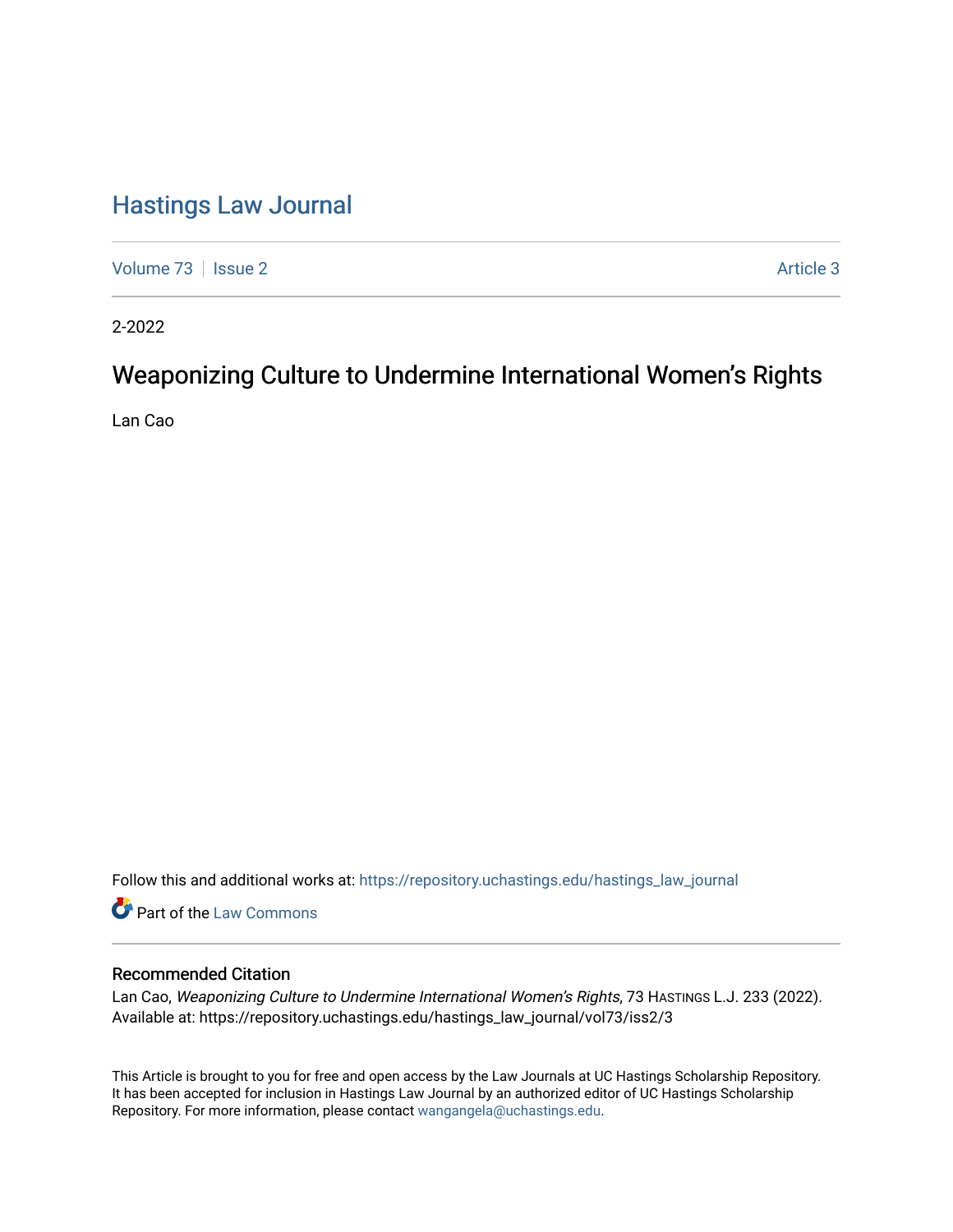# Hastings Law Journal

Volume 73 | Issue 2 | Article 3

2-2022

## Weaponizing Culture to Undermine International Women's Rights

Lan Cao

Follow this and additional works at: https://repository.uchastings.edu/hastings_law_journal

Part of the Law Commons

### Recommended Citation

Lan Cao, *Weaponizing Culture to Undermine International Women's Rights*, 73 Hastings L.J. 233 (2022).
Available at: https://repository.uchastings.edu/hastings_law_journal/vol73/iss2/3

This Article is brought to you for free and open access by the Law Journals at UC Hastings Scholarship Repository. It has been accepted for inclusion in Hastings Law Journal by an authorized editor of UC Hastings Scholarship Repository. For more information, please contact wangangela@uchastings.edu.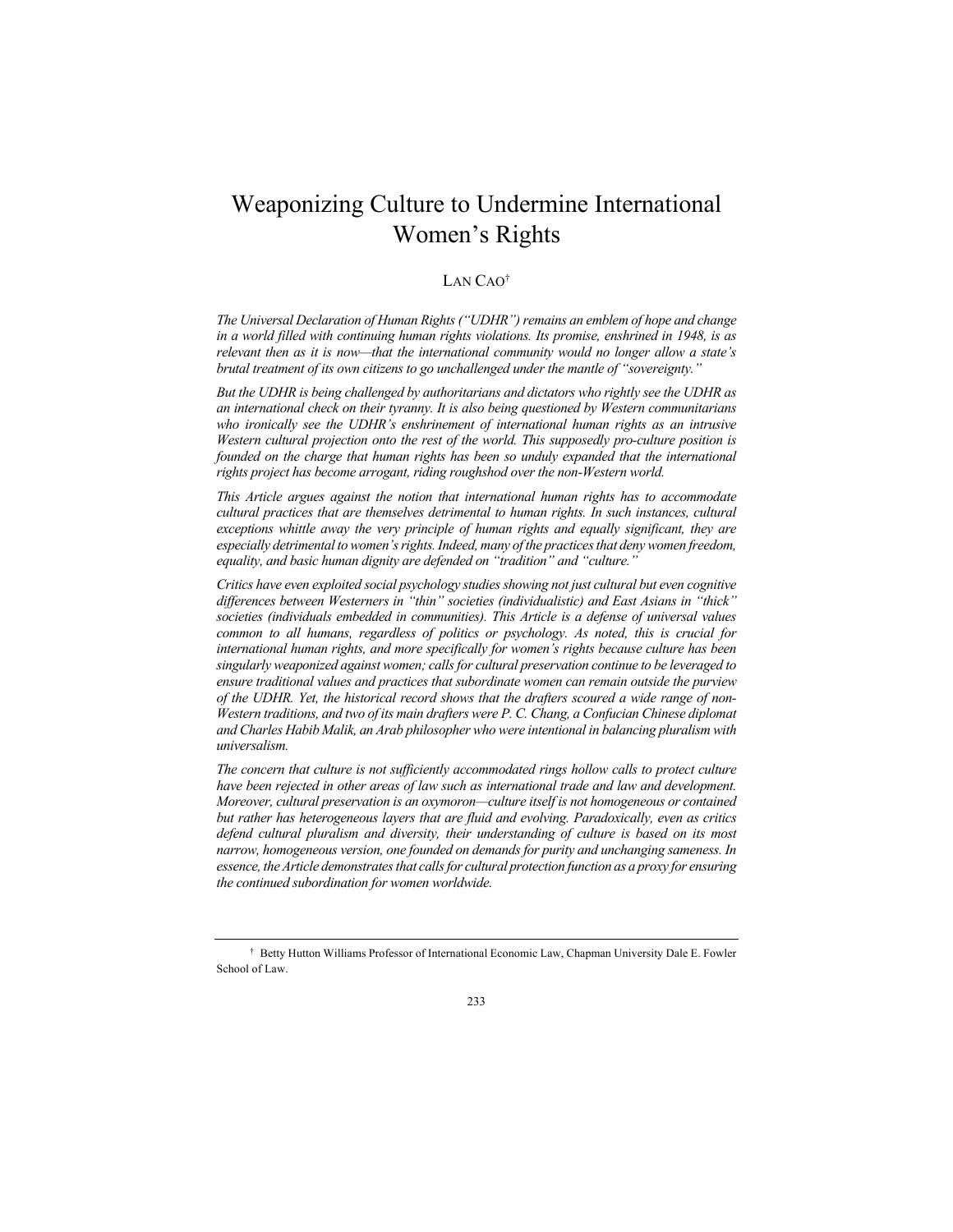# Weaponizing Culture to Undermine International Women's Rights

LAN CAO[†]

*The Universal Declaration of Human Rights ("UDHR") remains an emblem of hope and change in a world filled with continuing human rights violations. Its promise, enshrined in 1948, is as relevant then as it is now—that the international community would no longer allow a state's brutal treatment of its own citizens to go unchallenged under the mantle of "sovereignty."*

*But the UDHR is being challenged by authoritarians and dictators who rightly see the UDHR as an international check on their tyranny. It is also being questioned by Western communitarians who ironically see the UDHR's enshrinement of international human rights as an intrusive Western cultural projection onto the rest of the world. This supposedly pro-culture position is founded on the charge that human rights has been so unduly expanded that the international rights project has become arrogant, riding roughshod over the non-Western world.*

*This Article argues against the notion that international human rights has to accommodate cultural practices that are themselves detrimental to human rights. In such instances, cultural exceptions whittle away the very principle of human rights and equally significant, they are especially detrimental to women's rights. Indeed, many of the practices that deny women freedom, equality, and basic human dignity are defended on "tradition" and "culture."*

*Critics have even exploited social psychology studies showing not just cultural but even cognitive differences between Westerners in "thin" societies (individualistic) and East Asians in "thick" societies (individuals embedded in communities). This Article is a defense of universal values common to all humans, regardless of politics or psychology. As noted, this is crucial for international human rights, and more specifically for women's rights because culture has been singularly weaponized against women; calls for cultural preservation continue to be leveraged to ensure traditional values and practices that subordinate women can remain outside the purview of the UDHR. Yet, the historical record shows that the drafters scoured a wide range of non-Western traditions, and two of its main drafters were P. C. Chang, a Confucian Chinese diplomat and Charles Habib Malik, an Arab philosopher who were intentional in balancing pluralism with universalism.*

*The concern that culture is not sufficiently accommodated rings hollow calls to protect culture have been rejected in other areas of law such as international trade and law and development. Moreover, cultural preservation is an oxymoron—culture itself is not homogeneous or contained but rather has heterogeneous layers that are fluid and evolving. Paradoxically, even as critics defend cultural pluralism and diversity, their understanding of culture is based on its most narrow, homogeneous version, one founded on demands for purity and unchanging sameness. In essence, the Article demonstrates that calls for cultural protection function as a proxy for ensuring the continued subordination for women worldwide.*

---

[†] Betty Hutton Williams Professor of International Economic Law, Chapman University Dale E. Fowler School of Law.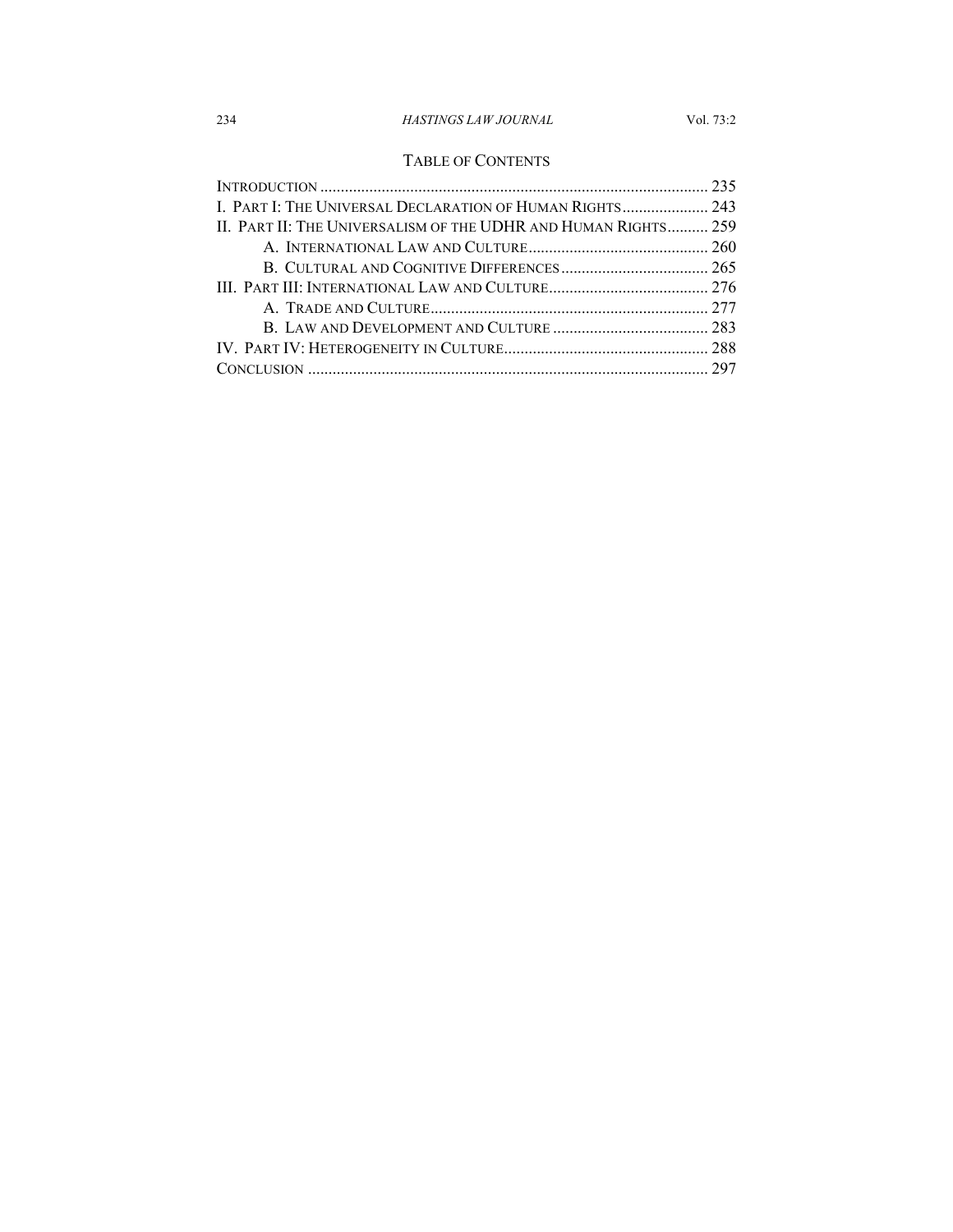## Table of Contents

Introduction .............................................................................................. 235
I. Part I: The Universal Declaration of Human Rights..................... 243
II. Part II: The Universalism of the UDHR and Human Rights.......... 259
  A. International Law and Culture............................................ 260
  B. Cultural and Cognitive Differences.................................... 265
III. Part III: International Law and Culture....................................... 276
  A. Trade and Culture.................................................................... 277
  B. Law and Development and Culture ...................................... 283
IV. Part IV: Heterogeneity in Culture.................................................. 288
Conclusion ................................................................................................ 297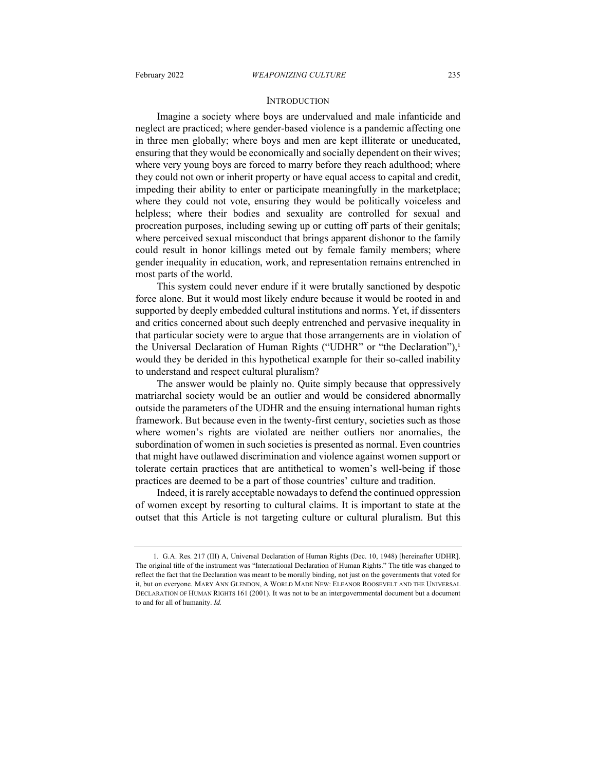## INTRODUCTION

Imagine a society where boys are undervalued and male infanticide and neglect are practiced; where gender-based violence is a pandemic affecting one in three men globally; where boys and men are kept illiterate or uneducated, ensuring that they would be economically and socially dependent on their wives; where very young boys are forced to marry before they reach adulthood; where they could not own or inherit property or have equal access to capital and credit, impeding their ability to enter or participate meaningfully in the marketplace; where they could not vote, ensuring they would be politically voiceless and helpless; where their bodies and sexuality are controlled for sexual and procreation purposes, including sewing up or cutting off parts of their genitals; where perceived sexual misconduct that brings apparent dishonor to the family could result in honor killings meted out by female family members; where gender inequality in education, work, and representation remains entrenched in most parts of the world.

This system could never endure if it were brutally sanctioned by despotic force alone. But it would most likely endure because it would be rooted in and supported by deeply embedded cultural institutions and norms. Yet, if dissenters and critics concerned about such deeply entrenched and pervasive inequality in that particular society were to argue that those arrangements are in violation of the Universal Declaration of Human Rights ("UDHR" or "the Declaration"),[1] would they be derided in this hypothetical example for their so-called inability to understand and respect cultural pluralism?

The answer would be plainly no. Quite simply because that oppressively matriarchal society would be an outlier and would be considered abnormally outside the parameters of the UDHR and the ensuing international human rights framework. But because even in the twenty-first century, societies such as those where women's rights are violated are neither outliers nor anomalies, the subordination of women in such societies is presented as normal. Even countries that might have outlawed discrimination and violence against women support or tolerate certain practices that are antithetical to women's well-being if those practices are deemed to be a part of those countries' culture and tradition.

Indeed, it is rarely acceptable nowadays to defend the continued oppression of women except by resorting to cultural claims. It is important to state at the outset that this Article is not targeting culture or cultural pluralism. But this

---

1. G.A. Res. 217 (III) A, Universal Declaration of Human Rights (Dec. 10, 1948) [hereinafter UDHR]. The original title of the instrument was "International Declaration of Human Rights." The title was changed to reflect the fact that the Declaration was meant to be morally binding, not just on the governments that voted for it, but on everyone. MARY ANN GLENDON, A WORLD MADE NEW: ELEANOR ROOSEVELT AND THE UNIVERSAL DECLARATION OF HUMAN RIGHTS 161 (2001). It was not to be an intergovernmental document but a document to and for all of humanity. *Id.*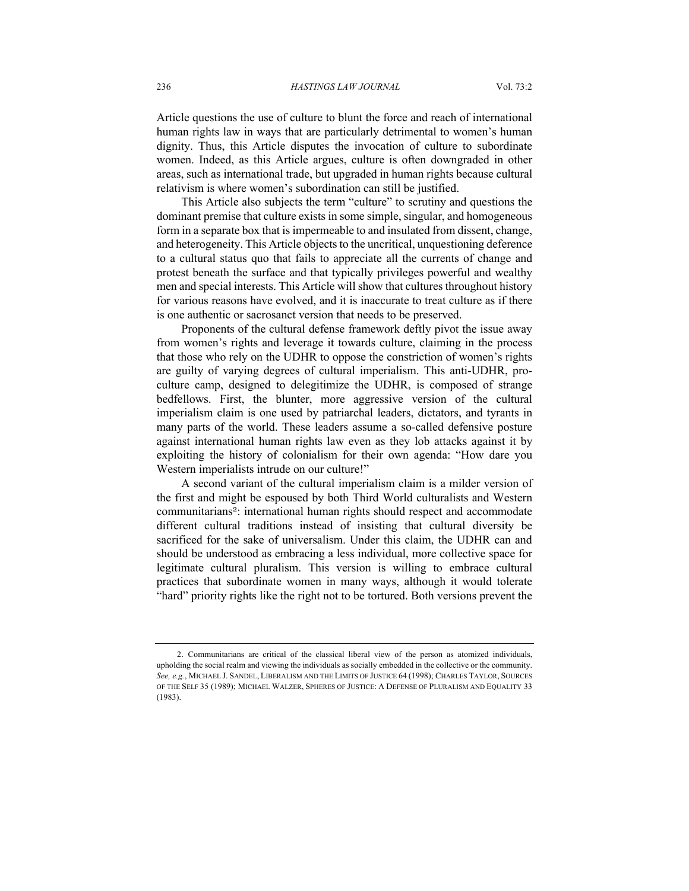Article questions the use of culture to blunt the force and reach of international human rights law in ways that are particularly detrimental to women's human dignity. Thus, this Article disputes the invocation of culture to subordinate women. Indeed, as this Article argues, culture is often downgraded in other areas, such as international trade, but upgraded in human rights because cultural relativism is where women's subordination can still be justified.

This Article also subjects the term "culture" to scrutiny and questions the dominant premise that culture exists in some simple, singular, and homogeneous form in a separate box that is impermeable to and insulated from dissent, change, and heterogeneity. This Article objects to the uncritical, unquestioning deference to a cultural status quo that fails to appreciate all the currents of change and protest beneath the surface and that typically privileges powerful and wealthy men and special interests. This Article will show that cultures throughout history for various reasons have evolved, and it is inaccurate to treat culture as if there is one authentic or sacrosanct version that needs to be preserved.

Proponents of the cultural defense framework deftly pivot the issue away from women's rights and leverage it towards culture, claiming in the process that those who rely on the UDHR to oppose the constriction of women's rights are guilty of varying degrees of cultural imperialism. This anti-UDHR, pro-culture camp, designed to delegitimize the UDHR, is composed of strange bedfellows. First, the blunter, more aggressive version of the cultural imperialism claim is one used by patriarchal leaders, dictators, and tyrants in many parts of the world. These leaders assume a so-called defensive posture against international human rights law even as they lob attacks against it by exploiting the history of colonialism for their own agenda: "How dare you Western imperialists intrude on our culture!"

A second variant of the cultural imperialism claim is a milder version of the first and might be espoused by both Third World culturalists and Western communitarians[2]: international human rights should respect and accommodate different cultural traditions instead of insisting that cultural diversity be sacrificed for the sake of universalism. Under this claim, the UDHR can and should be understood as embracing a less individual, more collective space for legitimate cultural pluralism. This version is willing to embrace cultural practices that subordinate women in many ways, although it would tolerate "hard" priority rights like the right not to be tortured. Both versions prevent the

---

2. Communitarians are critical of the classical liberal view of the person as atomized individuals, upholding the social realm and viewing the individuals as socially embedded in the collective or the community. *See, e.g.*, MICHAEL J. SANDEL, LIBERALISM AND THE LIMITS OF JUSTICE 64 (1998); CHARLES TAYLOR, SOURCES OF THE SELF 35 (1989); MICHAEL WALZER, SPHERES OF JUSTICE: A DEFENSE OF PLURALISM AND EQUALITY 33 (1983).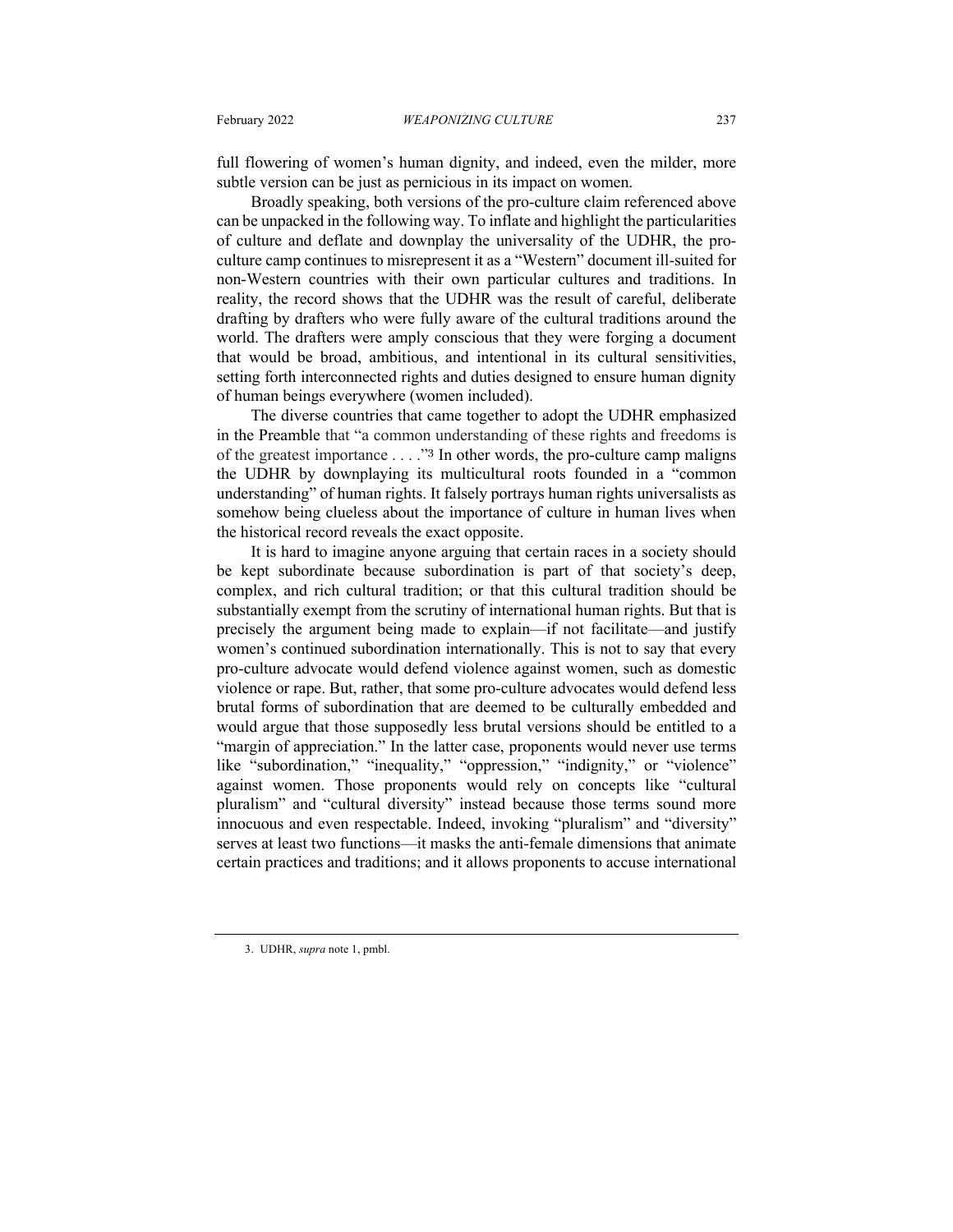full flowering of women's human dignity, and indeed, even the milder, more subtle version can be just as pernicious in its impact on women.

Broadly speaking, both versions of the pro-culture claim referenced above can be unpacked in the following way. To inflate and highlight the particularities of culture and deflate and downplay the universality of the UDHR, the pro-culture camp continues to misrepresent it as a "Western" document ill-suited for non-Western countries with their own particular cultures and traditions. In reality, the record shows that the UDHR was the result of careful, deliberate drafting by drafters who were fully aware of the cultural traditions around the world. The drafters were amply conscious that they were forging a document that would be broad, ambitious, and intentional in its cultural sensitivities, setting forth interconnected rights and duties designed to ensure human dignity of human beings everywhere (women included).

The diverse countries that came together to adopt the UDHR emphasized in the Preamble that "a common understanding of these rights and freedoms is of the greatest importance . . . ."[3] In other words, the pro-culture camp maligns the UDHR by downplaying its multicultural roots founded in a "common understanding" of human rights. It falsely portrays human rights universalists as somehow being clueless about the importance of culture in human lives when the historical record reveals the exact opposite.

It is hard to imagine anyone arguing that certain races in a society should be kept subordinate because subordination is part of that society's deep, complex, and rich cultural tradition; or that this cultural tradition should be substantially exempt from the scrutiny of international human rights. But that is precisely the argument being made to explain—if not facilitate—and justify women's continued subordination internationally. This is not to say that every pro-culture advocate would defend violence against women, such as domestic violence or rape. But, rather, that some pro-culture advocates would defend less brutal forms of subordination that are deemed to be culturally embedded and would argue that those supposedly less brutal versions should be entitled to a "margin of appreciation." In the latter case, proponents would never use terms like "subordination," "inequality," "oppression," "indignity," or "violence" against women. Those proponents would rely on concepts like "cultural pluralism" and "cultural diversity" instead because those terms sound more innocuous and even respectable. Indeed, invoking "pluralism" and "diversity" serves at least two functions—it masks the anti-female dimensions that animate certain practices and traditions; and it allows proponents to accuse international

---

3. UDHR, *supra* note 1, pmbl.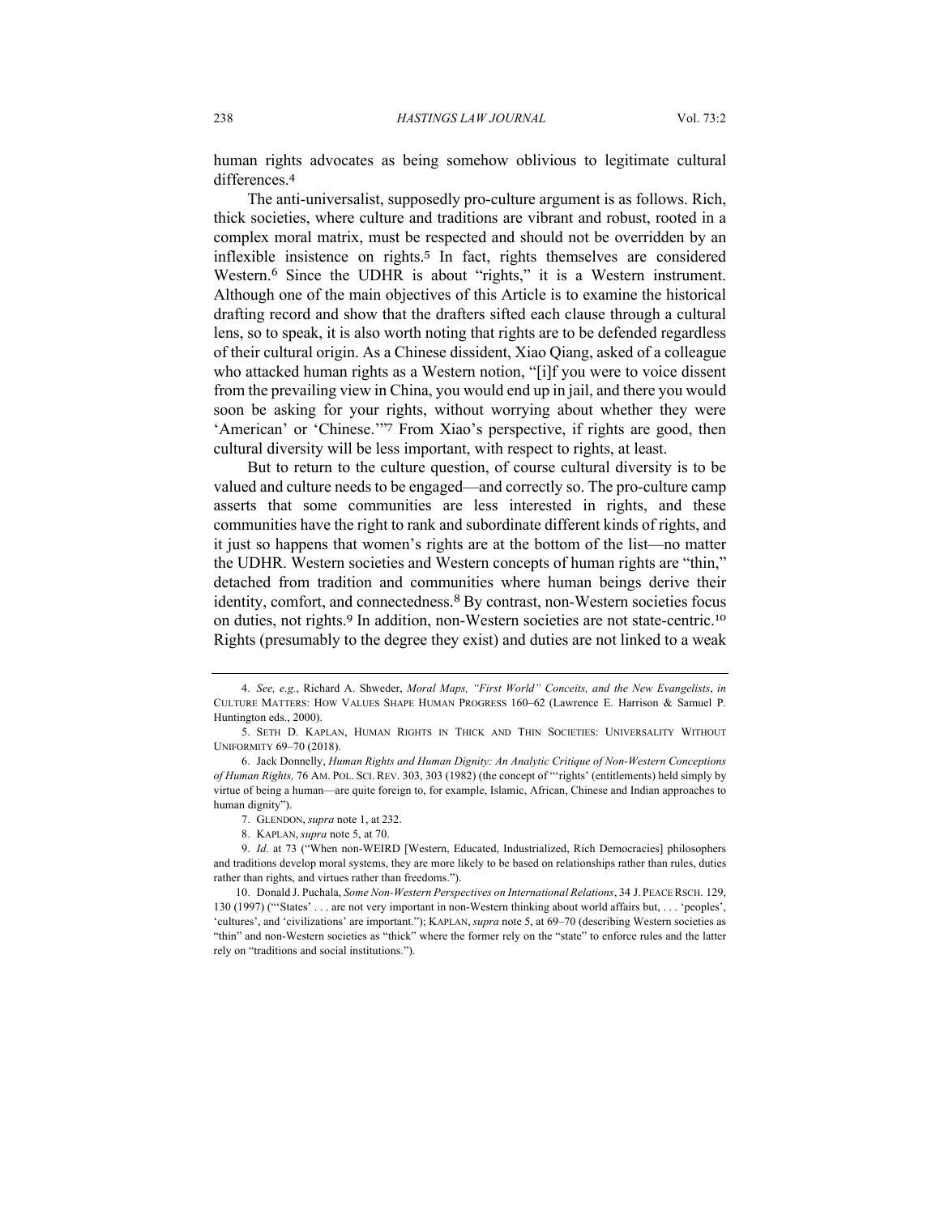human rights advocates as being somehow oblivious to legitimate cultural differences.[4]

The anti-universalist, supposedly pro-culture argument is as follows. Rich, thick societies, where culture and traditions are vibrant and robust, rooted in a complex moral matrix, must be respected and should not be overridden by an inflexible insistence on rights.[5] In fact, rights themselves are considered Western.[6] Since the UDHR is about "rights," it is a Western instrument. Although one of the main objectives of this Article is to examine the historical drafting record and show that the drafters sifted each clause through a cultural lens, so to speak, it is also worth noting that rights are to be defended regardless of their cultural origin. As a Chinese dissident, Xiao Qiang, asked of a colleague who attacked human rights as a Western notion, "[i]f you were to voice dissent from the prevailing view in China, you would end up in jail, and there you would soon be asking for your rights, without worrying about whether they were 'American' or 'Chinese.'"[7] From Xiao's perspective, if rights are good, then cultural diversity will be less important, with respect to rights, at least.

But to return to the culture question, of course cultural diversity is to be valued and culture needs to be engaged—and correctly so. The pro-culture camp asserts that some communities are less interested in rights, and these communities have the right to rank and subordinate different kinds of rights, and it just so happens that women's rights are at the bottom of the list—no matter the UDHR. Western societies and Western concepts of human rights are "thin," detached from tradition and communities where human beings derive their identity, comfort, and connectedness.[8] By contrast, non-Western societies focus on duties, not rights.[9] In addition, non-Western societies are not state-centric.[10] Rights (presumably to the degree they exist) and duties are not linked to a weak

---

4. *See, e.g.*, Richard A. Shweder, *Moral Maps, "First World" Conceits, and the New Evangelists*, *in* CULTURE MATTERS: HOW VALUES SHAPE HUMAN PROGRESS 160–62 (Lawrence E. Harrison & Samuel P. Huntington eds., 2000).

5. SETH D. KAPLAN, HUMAN RIGHTS IN THICK AND THIN SOCIETIES: UNIVERSALITY WITHOUT UNIFORMITY 69–70 (2018).

6. Jack Donnelly, *Human Rights and Human Dignity: An Analytic Critique of Non-Western Conceptions of Human Rights,* 76 AM. POL. SCI. REV. 303, 303 (1982) (the concept of "'rights' (entitlements) held simply by virtue of being a human—are quite foreign to, for example, Islamic, African, Chinese and Indian approaches to human dignity").

7. GLENDON, *supra* note 1, at 232.

8. KAPLAN, *supra* note 5, at 70.

9. *Id.* at 73 ("When non-WEIRD [Western, Educated, Industrialized, Rich Democracies] philosophers and traditions develop moral systems, they are more likely to be based on relationships rather than rules, duties rather than rights, and virtues rather than freedoms.").

10. Donald J. Puchala, *Some Non-Western Perspectives on International Relations*, 34 J. PEACE RSCH. 129, 130 (1997) ("'States' . . . are not very important in non-Western thinking about world affairs but, . . . 'peoples', 'cultures', and 'civilizations' are important."); KAPLAN, *supra* note 5, at 69–70 (describing Western societies as "thin" and non-Western societies as "thick" where the former rely on the "state" to enforce rules and the latter rely on "traditions and social institutions.").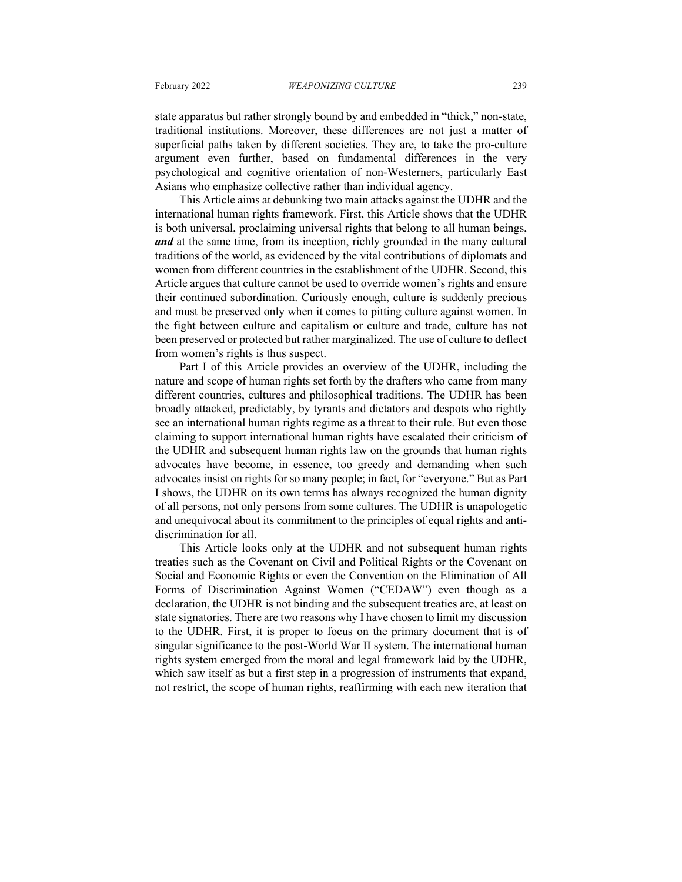state apparatus but rather strongly bound by and embedded in "thick," non-state, traditional institutions. Moreover, these differences are not just a matter of superficial paths taken by different societies. They are, to take the pro-culture argument even further, based on fundamental differences in the very psychological and cognitive orientation of non-Westerners, particularly East Asians who emphasize collective rather than individual agency.

This Article aims at debunking two main attacks against the UDHR and the international human rights framework. First, this Article shows that the UDHR is both universal, proclaiming universal rights that belong to all human beings, ***and*** at the same time, from its inception, richly grounded in the many cultural traditions of the world, as evidenced by the vital contributions of diplomats and women from different countries in the establishment of the UDHR. Second, this Article argues that culture cannot be used to override women's rights and ensure their continued subordination. Curiously enough, culture is suddenly precious and must be preserved only when it comes to pitting culture against women. In the fight between culture and capitalism or culture and trade, culture has not been preserved or protected but rather marginalized. The use of culture to deflect from women's rights is thus suspect.

Part I of this Article provides an overview of the UDHR, including the nature and scope of human rights set forth by the drafters who came from many different countries, cultures and philosophical traditions. The UDHR has been broadly attacked, predictably, by tyrants and dictators and despots who rightly see an international human rights regime as a threat to their rule. But even those claiming to support international human rights have escalated their criticism of the UDHR and subsequent human rights law on the grounds that human rights advocates have become, in essence, too greedy and demanding when such advocates insist on rights for so many people; in fact, for "everyone." But as Part I shows, the UDHR on its own terms has always recognized the human dignity of all persons, not only persons from some cultures. The UDHR is unapologetic and unequivocal about its commitment to the principles of equal rights and anti-discrimination for all.

This Article looks only at the UDHR and not subsequent human rights treaties such as the Covenant on Civil and Political Rights or the Covenant on Social and Economic Rights or even the Convention on the Elimination of All Forms of Discrimination Against Women ("CEDAW") even though as a declaration, the UDHR is not binding and the subsequent treaties are, at least on state signatories. There are two reasons why I have chosen to limit my discussion to the UDHR. First, it is proper to focus on the primary document that is of singular significance to the post-World War II system. The international human rights system emerged from the moral and legal framework laid by the UDHR, which saw itself as but a first step in a progression of instruments that expand, not restrict, the scope of human rights, reaffirming with each new iteration that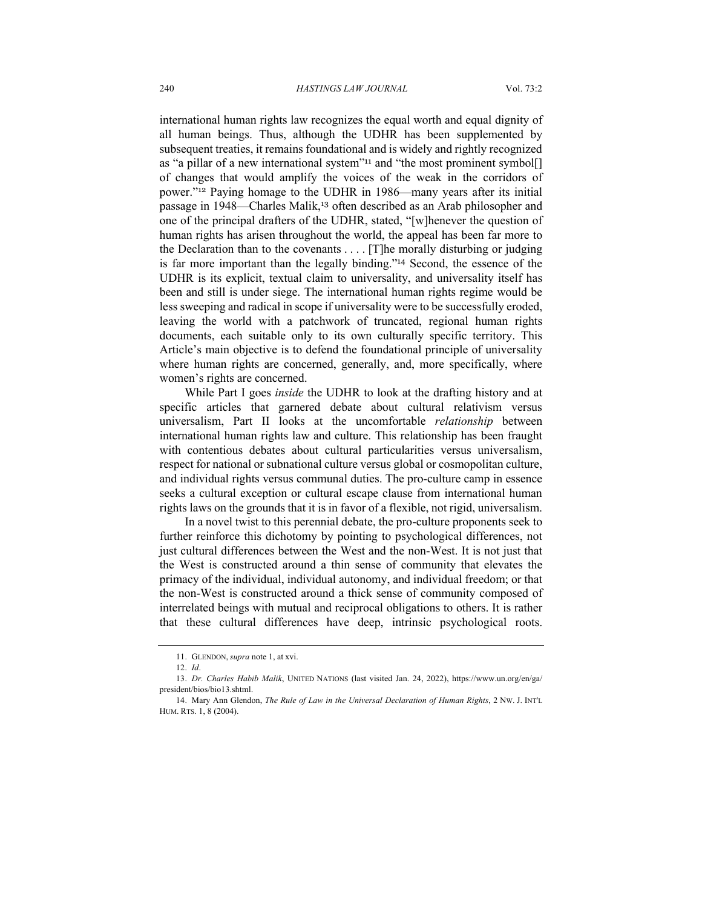international human rights law recognizes the equal worth and equal dignity of all human beings. Thus, although the UDHR has been supplemented by subsequent treaties, it remains foundational and is widely and rightly recognized as "a pillar of a new international system"[11] and "the most prominent symbol[] of changes that would amplify the voices of the weak in the corridors of power."[12] Paying homage to the UDHR in 1986—many years after its initial passage in 1948—Charles Malik,[13] often described as an Arab philosopher and one of the principal drafters of the UDHR, stated, "[w]henever the question of human rights has arisen throughout the world, the appeal has been far more to the Declaration than to the covenants . . . . [T]he morally disturbing or judging is far more important than the legally binding."[14] Second, the essence of the UDHR is its explicit, textual claim to universality, and universality itself has been and still is under siege. The international human rights regime would be less sweeping and radical in scope if universality were to be successfully eroded, leaving the world with a patchwork of truncated, regional human rights documents, each suitable only to its own culturally specific territory. This Article's main objective is to defend the foundational principle of universality where human rights are concerned, generally, and, more specifically, where women's rights are concerned.

While Part I goes *inside* the UDHR to look at the drafting history and at specific articles that garnered debate about cultural relativism versus universalism, Part II looks at the uncomfortable *relationship* between international human rights law and culture. This relationship has been fraught with contentious debates about cultural particularities versus universalism, respect for national or subnational culture versus global or cosmopolitan culture, and individual rights versus communal duties. The pro-culture camp in essence seeks a cultural exception or cultural escape clause from international human rights laws on the grounds that it is in favor of a flexible, not rigid, universalism.

In a novel twist to this perennial debate, the pro-culture proponents seek to further reinforce this dichotomy by pointing to psychological differences, not just cultural differences between the West and the non-West. It is not just that the West is constructed around a thin sense of community that elevates the primacy of the individual, individual autonomy, and individual freedom; or that the non-West is constructed around a thick sense of community composed of interrelated beings with mutual and reciprocal obligations to others. It is rather that these cultural differences have deep, intrinsic psychological roots.

11. GLENDON, *supra* note 1, at xvi.

12. *Id*.

13. *Dr. Charles Habib Malik*, UNITED NATIONS (last visited Jan. 24, 2022), https://www.un.org/en/ga/president/bios/bio13.shtml.

14. Mary Ann Glendon, *The Rule of Law in the Universal Declaration of Human Rights*, 2 NW. J. INT'L HUM. RTS. 1, 8 (2004).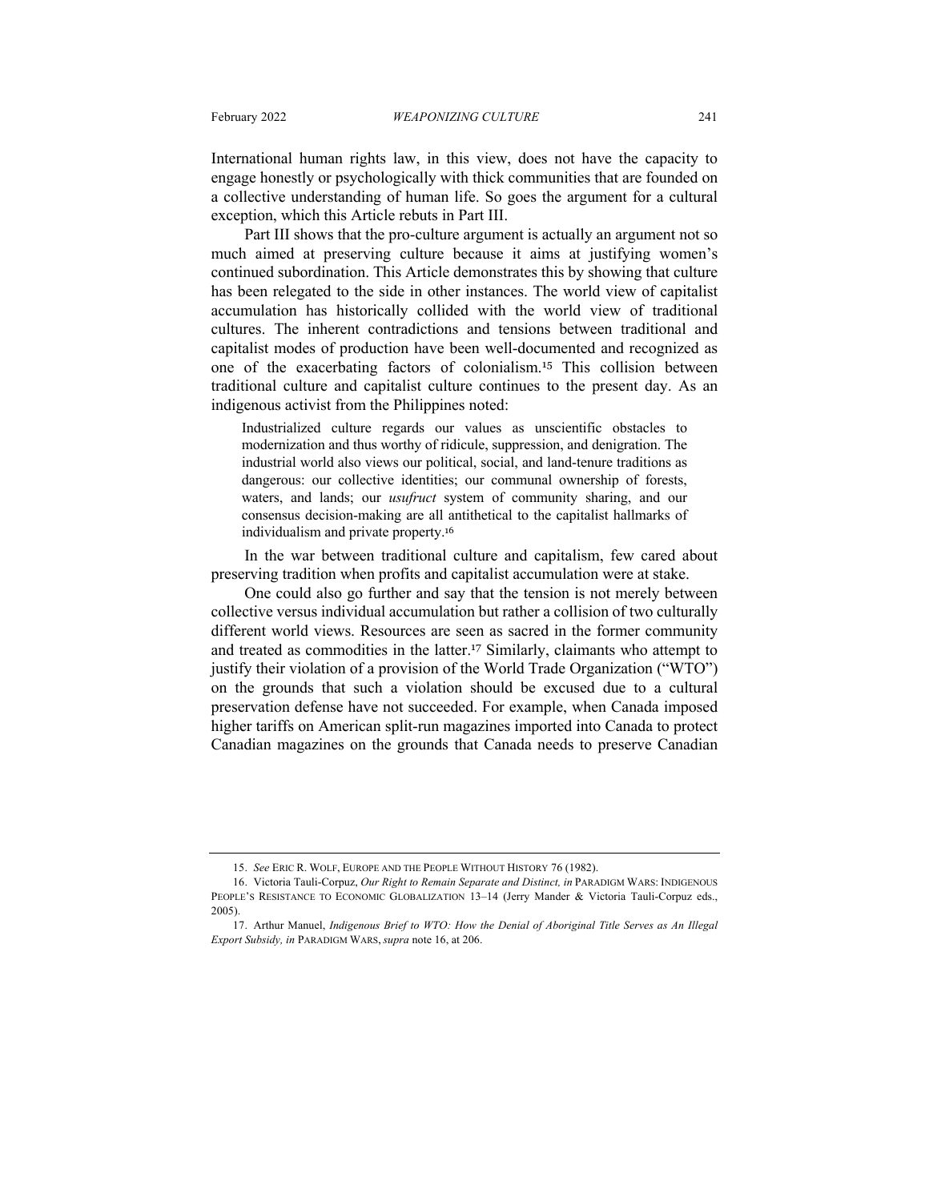International human rights law, in this view, does not have the capacity to engage honestly or psychologically with thick communities that are founded on a collective understanding of human life. So goes the argument for a cultural exception, which this Article rebuts in Part III.

Part III shows that the pro-culture argument is actually an argument not so much aimed at preserving culture because it aims at justifying women's continued subordination. This Article demonstrates this by showing that culture has been relegated to the side in other instances. The world view of capitalist accumulation has historically collided with the world view of traditional cultures. The inherent contradictions and tensions between traditional and capitalist modes of production have been well-documented and recognized as one of the exacerbating factors of colonialism.[15] This collision between traditional culture and capitalist culture continues to the present day. As an indigenous activist from the Philippines noted:

> Industrialized culture regards our values as unscientific obstacles to modernization and thus worthy of ridicule, suppression, and denigration. The industrial world also views our political, social, and land-tenure traditions as dangerous: our collective identities; our communal ownership of forests, waters, and lands; our *usufruct* system of community sharing, and our consensus decision-making are all antithetical to the capitalist hallmarks of individualism and private property.[16]

In the war between traditional culture and capitalism, few cared about preserving tradition when profits and capitalist accumulation were at stake.

One could also go further and say that the tension is not merely between collective versus individual accumulation but rather a collision of two culturally different world views. Resources are seen as sacred in the former community and treated as commodities in the latter.[17] Similarly, claimants who attempt to justify their violation of a provision of the World Trade Organization ("WTO") on the grounds that such a violation should be excused due to a cultural preservation defense have not succeeded. For example, when Canada imposed higher tariffs on American split-run magazines imported into Canada to protect Canadian magazines on the grounds that Canada needs to preserve Canadian

---

15. *See* ERIC R. WOLF, EUROPE AND THE PEOPLE WITHOUT HISTORY 76 (1982).

16. Victoria Tauli-Corpuz, *Our Right to Remain Separate and Distinct, in* PARADIGM WARS: INDIGENOUS PEOPLE'S RESISTANCE TO ECONOMIC GLOBALIZATION 13–14 (Jerry Mander & Victoria Tauli-Corpuz eds., 2005).

17. Arthur Manuel, *Indigenous Brief to WTO: How the Denial of Aboriginal Title Serves as An Illegal Export Subsidy, in* PARADIGM WARS, *supra* note 16, at 206.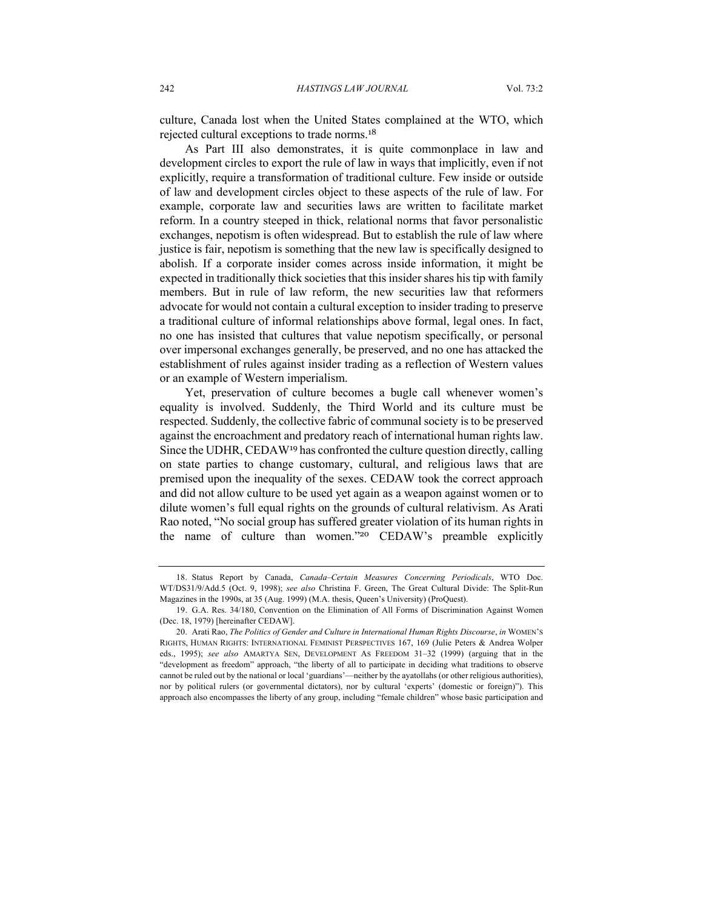culture, Canada lost when the United States complained at the WTO, which rejected cultural exceptions to trade norms.[18]

As Part III also demonstrates, it is quite commonplace in law and development circles to export the rule of law in ways that implicitly, even if not explicitly, require a transformation of traditional culture. Few inside or outside of law and development circles object to these aspects of the rule of law. For example, corporate law and securities laws are written to facilitate market reform. In a country steeped in thick, relational norms that favor personalistic exchanges, nepotism is often widespread. But to establish the rule of law where justice is fair, nepotism is something that the new law is specifically designed to abolish. If a corporate insider comes across inside information, it might be expected in traditionally thick societies that this insider shares his tip with family members. But in rule of law reform, the new securities law that reformers advocate for would not contain a cultural exception to insider trading to preserve a traditional culture of informal relationships above formal, legal ones. In fact, no one has insisted that cultures that value nepotism specifically, or personal over impersonal exchanges generally, be preserved, and no one has attacked the establishment of rules against insider trading as a reflection of Western values or an example of Western imperialism.

Yet, preservation of culture becomes a bugle call whenever women's equality is involved. Suddenly, the Third World and its culture must be respected. Suddenly, the collective fabric of communal society is to be preserved against the encroachment and predatory reach of international human rights law. Since the UDHR, CEDAW[19] has confronted the culture question directly, calling on state parties to change customary, cultural, and religious laws that are premised upon the inequality of the sexes. CEDAW took the correct approach and did not allow culture to be used yet again as a weapon against women or to dilute women's full equal rights on the grounds of cultural relativism. As Arati Rao noted, "No social group has suffered greater violation of its human rights in the name of culture than women."[20] CEDAW's preamble explicitly

---

18. Status Report by Canada, *Canada–Certain Measures Concerning Periodicals*, WTO Doc. WT/DS31/9/Add.5 (Oct. 9, 1998); *see also* Christina F. Green, The Great Cultural Divide: The Split-Run Magazines in the 1990s, at 35 (Aug. 1999) (M.A. thesis, Queen's University) (ProQuest).

19. G.A. Res. 34/180, Convention on the Elimination of All Forms of Discrimination Against Women (Dec. 18, 1979) [hereinafter CEDAW].

20. Arati Rao, *The Politics of Gender and Culture in International Human Rights Discourse*, *in* WOMEN'S RIGHTS, HUMAN RIGHTS: INTERNATIONAL FEMINIST PERSPECTIVES 167, 169 (Julie Peters & Andrea Wolper eds., 1995); *see also* AMARTYA SEN, DEVELOPMENT AS FREEDOM 31–32 (1999) (arguing that in the "development as freedom" approach, "the liberty of all to participate in deciding what traditions to observe cannot be ruled out by the national or local 'guardians'—neither by the ayatollahs (or other religious authorities), nor by political rulers (or governmental dictators), nor by cultural 'experts' (domestic or foreign)"). This approach also encompasses the liberty of any group, including "female children" whose basic participation and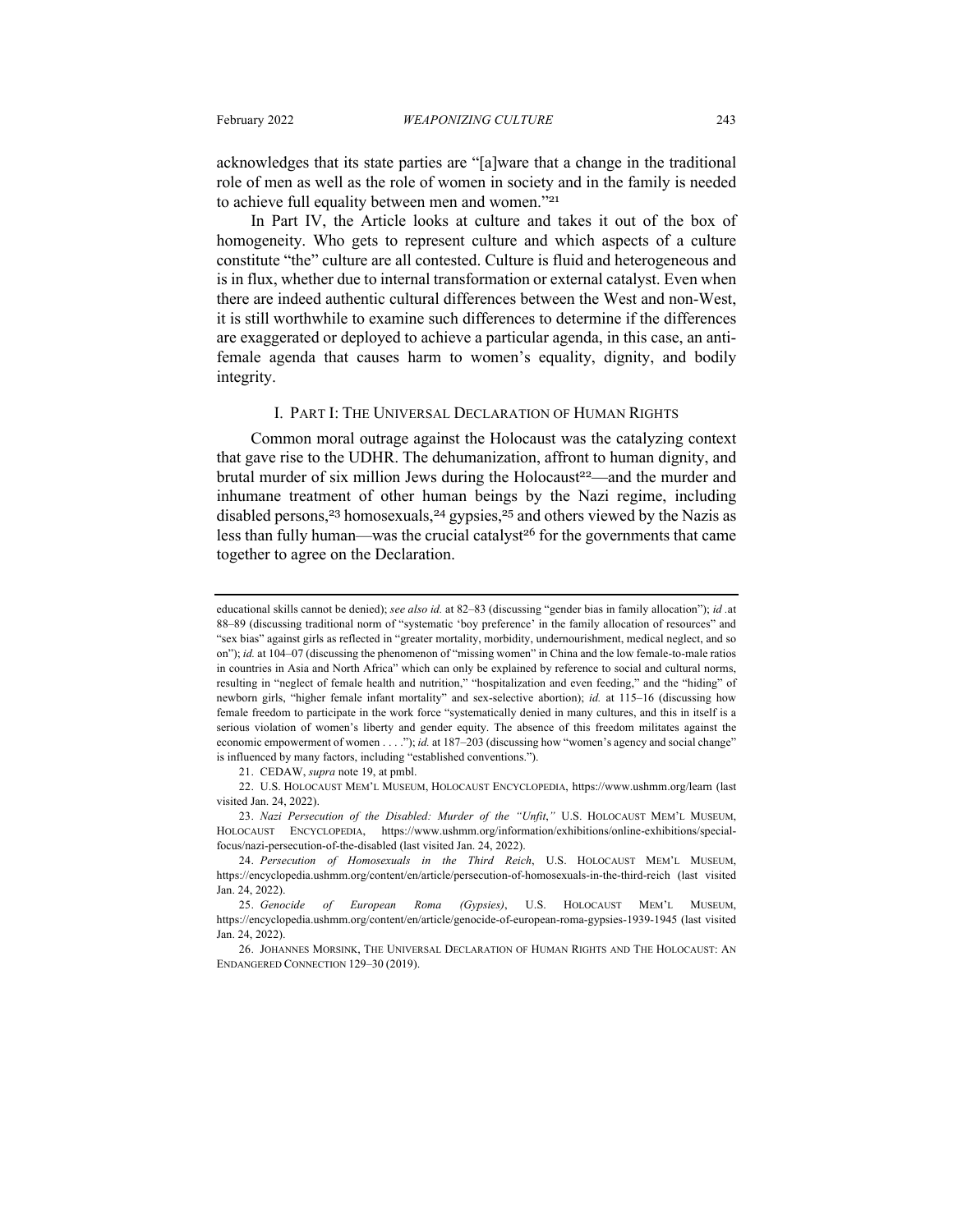acknowledges that its state parties are "[a]ware that a change in the traditional role of men as well as the role of women in society and in the family is needed to achieve full equality between men and women."[21]

In Part IV, the Article looks at culture and takes it out of the box of homogeneity. Who gets to represent culture and which aspects of a culture constitute "the" culture are all contested. Culture is fluid and heterogeneous and is in flux, whether due to internal transformation or external catalyst. Even when there are indeed authentic cultural differences between the West and non-West, it is still worthwhile to examine such differences to determine if the differences are exaggerated or deployed to achieve a particular agenda, in this case, an anti-female agenda that causes harm to women's equality, dignity, and bodily integrity.

## I. PART I: THE UNIVERSAL DECLARATION OF HUMAN RIGHTS

Common moral outrage against the Holocaust was the catalyzing context that gave rise to the UDHR. The dehumanization, affront to human dignity, and brutal murder of six million Jews during the Holocaust[22]—and the murder and inhumane treatment of other human beings by the Nazi regime, including disabled persons,[23] homosexuals,[24] gypsies,[25] and others viewed by the Nazis as less than fully human—was the crucial catalyst[26] for the governments that came together to agree on the Declaration.

---

educational skills cannot be denied); *see also id.* at 82–83 (discussing "gender bias in family allocation"); *id* .at 88–89 (discussing traditional norm of "systematic 'boy preference' in the family allocation of resources" and "sex bias" against girls as reflected in "greater mortality, morbidity, undernourishment, medical neglect, and so on"); *id.* at 104–07 (discussing the phenomenon of "missing women" in China and the low female-to-male ratios in countries in Asia and North Africa" which can only be explained by reference to social and cultural norms, resulting in "neglect of female health and nutrition," "hospitalization and even feeding," and the "hiding" of newborn girls, "higher female infant mortality" and sex-selective abortion); *id.* at 115–16 (discussing how female freedom to participate in the work force "systematically denied in many cultures, and this in itself is a serious violation of women's liberty and gender equity. The absence of this freedom militates against the economic empowerment of women . . . ."); *id.* at 187–203 (discussing how "women's agency and social change" is influenced by many factors, including "established conventions.").

21. CEDAW, *supra* note 19, at pmbl.

22. U.S. HOLOCAUST MEM'L MUSEUM, HOLOCAUST ENCYCLOPEDIA, https://www.ushmm.org/learn (last visited Jan. 24, 2022).

23. *Nazi Persecution of the Disabled: Murder of the "Unfit*,*"* U.S. HOLOCAUST MEM'L MUSEUM, HOLOCAUST ENCYCLOPEDIA, https://www.ushmm.org/information/exhibitions/online-exhibitions/special-focus/nazi-persecution-of-the-disabled (last visited Jan. 24, 2022).

24. *Persecution of Homosexuals in the Third Reich*, U.S. HOLOCAUST MEM'L MUSEUM, https://encyclopedia.ushmm.org/content/en/article/persecution-of-homosexuals-in-the-third-reich (last visited Jan. 24, 2022).

25. *Genocide of European Roma (Gypsies)*, U.S. HOLOCAUST MEM'L MUSEUM, https://encyclopedia.ushmm.org/content/en/article/genocide-of-european-roma-gypsies-1939-1945 (last visited Jan. 24, 2022).

26. JOHANNES MORSINK, THE UNIVERSAL DECLARATION OF HUMAN RIGHTS AND THE HOLOCAUST: AN ENDANGERED CONNECTION 129–30 (2019).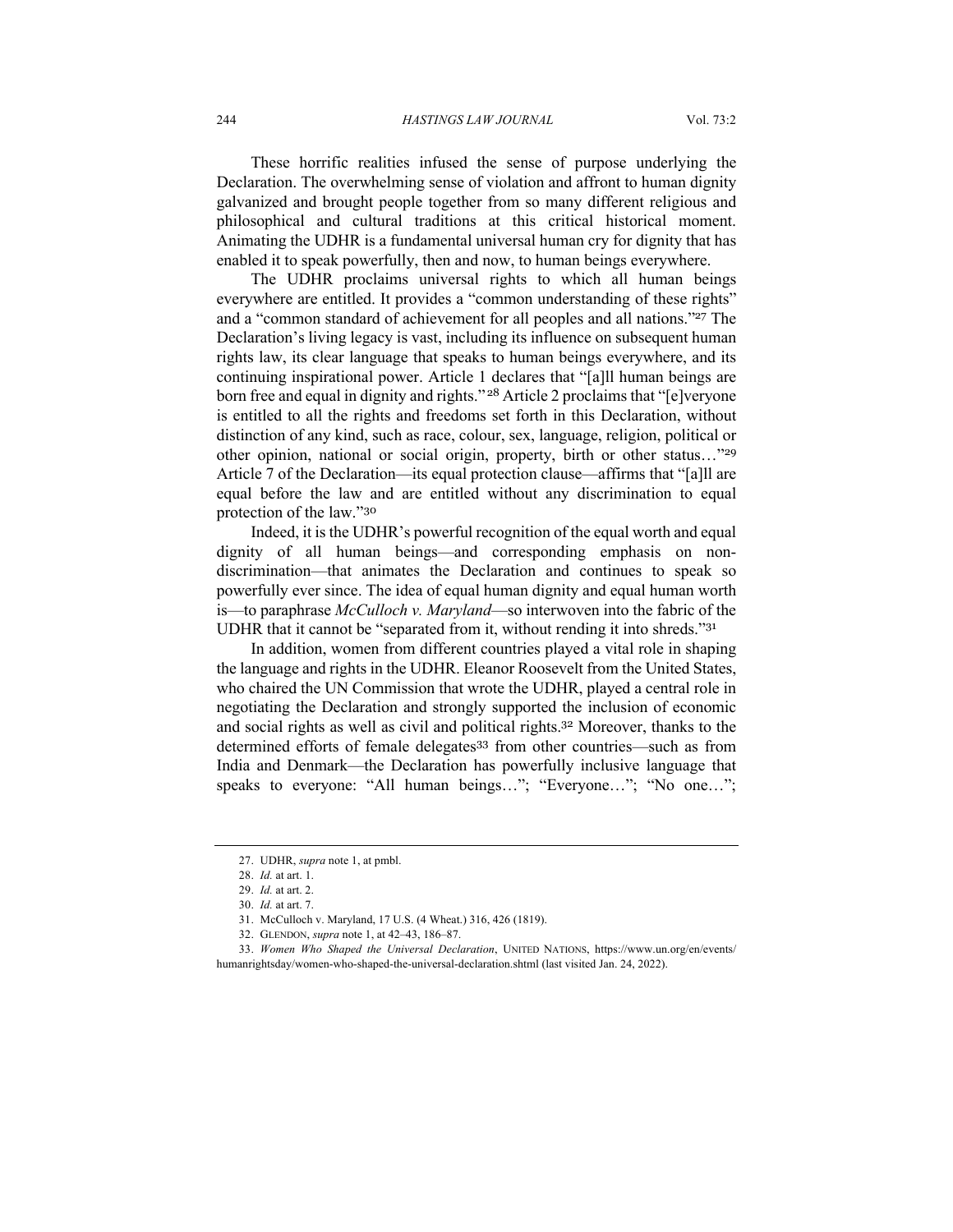These horrific realities infused the sense of purpose underlying the Declaration. The overwhelming sense of violation and affront to human dignity galvanized and brought people together from so many different religious and philosophical and cultural traditions at this critical historical moment. Animating the UDHR is a fundamental universal human cry for dignity that has enabled it to speak powerfully, then and now, to human beings everywhere.

The UDHR proclaims universal rights to which all human beings everywhere are entitled. It provides a "common understanding of these rights" and a "common standard of achievement for all peoples and all nations."[27] The Declaration's living legacy is vast, including its influence on subsequent human rights law, its clear language that speaks to human beings everywhere, and its continuing inspirational power. Article 1 declares that "[a]ll human beings are born free and equal in dignity and rights."[28] Article 2 proclaims that "[e]veryone is entitled to all the rights and freedoms set forth in this Declaration, without distinction of any kind, such as race, colour, sex, language, religion, political or other opinion, national or social origin, property, birth or other status…"[29] Article 7 of the Declaration—its equal protection clause—affirms that "[a]ll are equal before the law and are entitled without any discrimination to equal protection of the law."[30]

Indeed, it is the UDHR's powerful recognition of the equal worth and equal dignity of all human beings—and corresponding emphasis on non-discrimination—that animates the Declaration and continues to speak so powerfully ever since. The idea of equal human dignity and equal human worth is—to paraphrase *McCulloch v. Maryland*—so interwoven into the fabric of the UDHR that it cannot be "separated from it, without rending it into shreds."[31]

In addition, women from different countries played a vital role in shaping the language and rights in the UDHR. Eleanor Roosevelt from the United States, who chaired the UN Commission that wrote the UDHR, played a central role in negotiating the Declaration and strongly supported the inclusion of economic and social rights as well as civil and political rights.[32] Moreover, thanks to the determined efforts of female delegates[33] from other countries—such as from India and Denmark—the Declaration has powerfully inclusive language that speaks to everyone: "All human beings…"; "Everyone…"; "No one…";

---

27. UDHR, *supra* note 1, at pmbl.

28. *Id.* at art. 1.

29. *Id.* at art. 2.

30. *Id.* at art. 7.

31. McCulloch v. Maryland, 17 U.S. (4 Wheat.) 316, 426 (1819).

32. Glendon, *supra* note 1, at 42–43, 186–87.

33. *Women Who Shaped the Universal Declaration*, United Nations, https://www.un.org/en/events/humanrightsday/women-who-shaped-the-universal-declaration.shtml (last visited Jan. 24, 2022).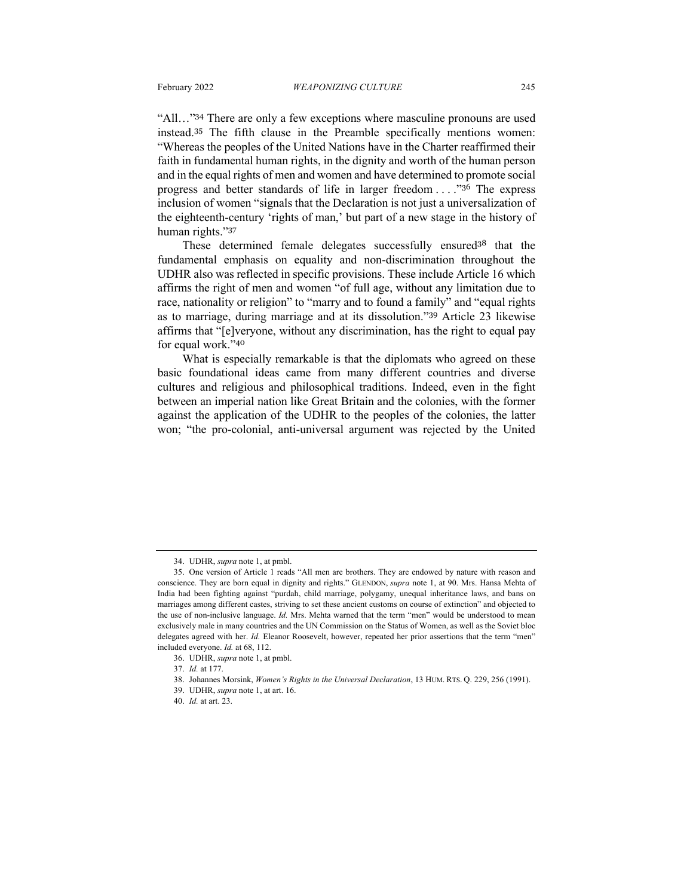"All…"[34] There are only a few exceptions where masculine pronouns are used instead.[35] The fifth clause in the Preamble specifically mentions women: "Whereas the peoples of the United Nations have in the Charter reaffirmed their faith in fundamental human rights, in the dignity and worth of the human person and in the equal rights of men and women and have determined to promote social progress and better standards of life in larger freedom . . . ."[36] The express inclusion of women "signals that the Declaration is not just a universalization of the eighteenth-century 'rights of man,' but part of a new stage in the history of human rights."[37]

These determined female delegates successfully ensured[38] that the fundamental emphasis on equality and non-discrimination throughout the UDHR also was reflected in specific provisions. These include Article 16 which affirms the right of men and women "of full age, without any limitation due to race, nationality or religion" to "marry and to found a family" and "equal rights as to marriage, during marriage and at its dissolution."[39] Article 23 likewise affirms that "[e]veryone, without any discrimination, has the right to equal pay for equal work."[40]

What is especially remarkable is that the diplomats who agreed on these basic foundational ideas came from many different countries and diverse cultures and religious and philosophical traditions. Indeed, even in the fight between an imperial nation like Great Britain and the colonies, with the former against the application of the UDHR to the peoples of the colonies, the latter won; "the pro-colonial, anti-universal argument was rejected by the United

---

34. UDHR, *supra* note 1, at pmbl.

35. One version of Article 1 reads "All men are brothers. They are endowed by nature with reason and conscience. They are born equal in dignity and rights." GLENDON, *supra* note 1, at 90. Mrs. Hansa Mehta of India had been fighting against "purdah, child marriage, polygamy, unequal inheritance laws, and bans on marriages among different castes, striving to set these ancient customs on course of extinction" and objected to the use of non-inclusive language. *Id.* Mrs. Mehta warned that the term "men" would be understood to mean exclusively male in many countries and the UN Commission on the Status of Women, as well as the Soviet bloc delegates agreed with her. *Id.* Eleanor Roosevelt, however, repeated her prior assertions that the term "men" included everyone. *Id.* at 68, 112.

36. UDHR, *supra* note 1, at pmbl.

37. *Id.* at 177.

38. Johannes Morsink, *Women's Rights in the Universal Declaration*, 13 HUM. RTS. Q. 229, 256 (1991).

39. UDHR, *supra* note 1, at art. 16.

40. *Id.* at art. 23.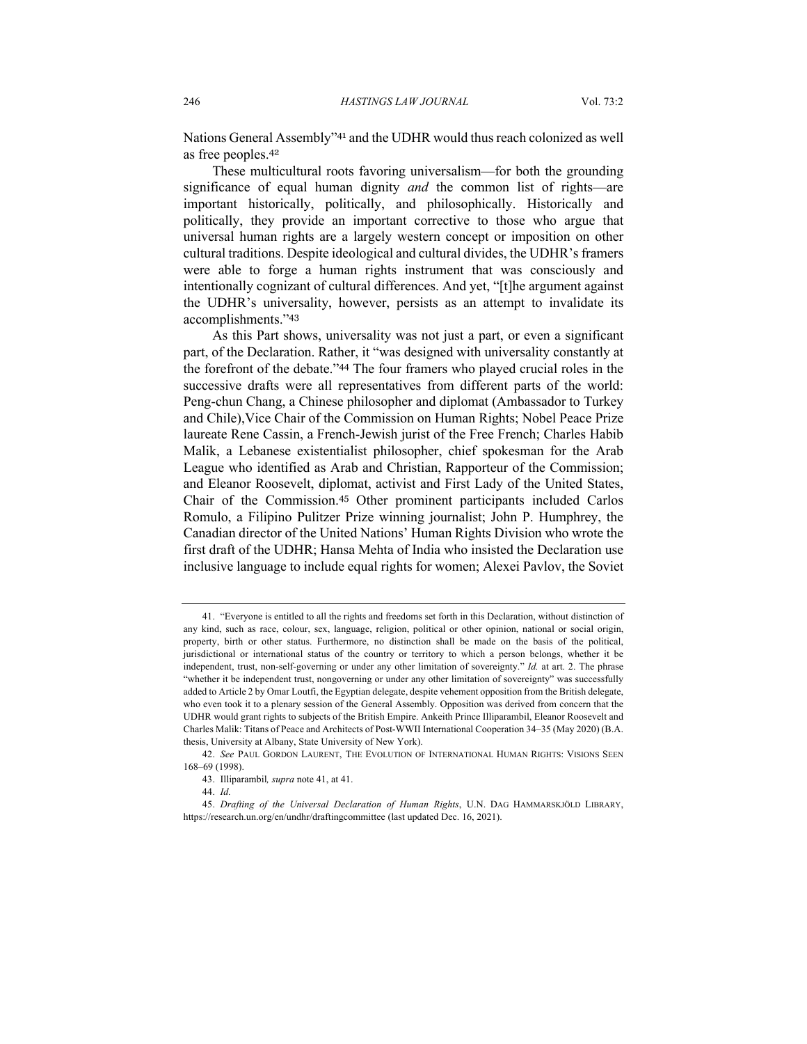Nations General Assembly"[41] and the UDHR would thus reach colonized as well as free peoples.[42]

These multicultural roots favoring universalism—for both the grounding significance of equal human dignity *and* the common list of rights—are important historically, politically, and philosophically. Historically and politically, they provide an important corrective to those who argue that universal human rights are a largely western concept or imposition on other cultural traditions. Despite ideological and cultural divides, the UDHR's framers were able to forge a human rights instrument that was consciously and intentionally cognizant of cultural differences. And yet, "[t]he argument against the UDHR's universality, however, persists as an attempt to invalidate its accomplishments."[43]

As this Part shows, universality was not just a part, or even a significant part, of the Declaration. Rather, it "was designed with universality constantly at the forefront of the debate."[44] The four framers who played crucial roles in the successive drafts were all representatives from different parts of the world: Peng-chun Chang, a Chinese philosopher and diplomat (Ambassador to Turkey and Chile),Vice Chair of the Commission on Human Rights; Nobel Peace Prize laureate Rene Cassin, a French-Jewish jurist of the Free French; Charles Habib Malik, a Lebanese existentialist philosopher, chief spokesman for the Arab League who identified as Arab and Christian, Rapporteur of the Commission; and Eleanor Roosevelt, diplomat, activist and First Lady of the United States, Chair of the Commission.[45] Other prominent participants included Carlos Romulo, a Filipino Pulitzer Prize winning journalist; John P. Humphrey, the Canadian director of the United Nations' Human Rights Division who wrote the first draft of the UDHR; Hansa Mehta of India who insisted the Declaration use inclusive language to include equal rights for women; Alexei Pavlov, the Soviet

---

41. "Everyone is entitled to all the rights and freedoms set forth in this Declaration, without distinction of any kind, such as race, colour, sex, language, religion, political or other opinion, national or social origin, property, birth or other status. Furthermore, no distinction shall be made on the basis of the political, jurisdictional or international status of the country or territory to which a person belongs, whether it be independent, trust, non-self-governing or under any other limitation of sovereignty." *Id.* at art. 2. The phrase "whether it be independent trust, nongoverning or under any other limitation of sovereignty" was successfully added to Article 2 by Omar Loutfi, the Egyptian delegate, despite vehement opposition from the British delegate, who even took it to a plenary session of the General Assembly. Opposition was derived from concern that the UDHR would grant rights to subjects of the British Empire. Ankeith Prince Illiparambil, Eleanor Roosevelt and Charles Malik: Titans of Peace and Architects of Post-WWII International Cooperation 34–35 (May 2020) (B.A. thesis, University at Albany, State University of New York).

42. *See* PAUL GORDON LAURENT, THE EVOLUTION OF INTERNATIONAL HUMAN RIGHTS: VISIONS SEEN 168–69 (1998).

43. Illiparambil*, supra* note 41, at 41.

44. *Id.*

45. *Drafting of the Universal Declaration of Human Rights*, U.N. DAG HAMMARSKJÖLD LIBRARY, https://research.un.org/en/undhr/draftingcommittee (last updated Dec. 16, 2021).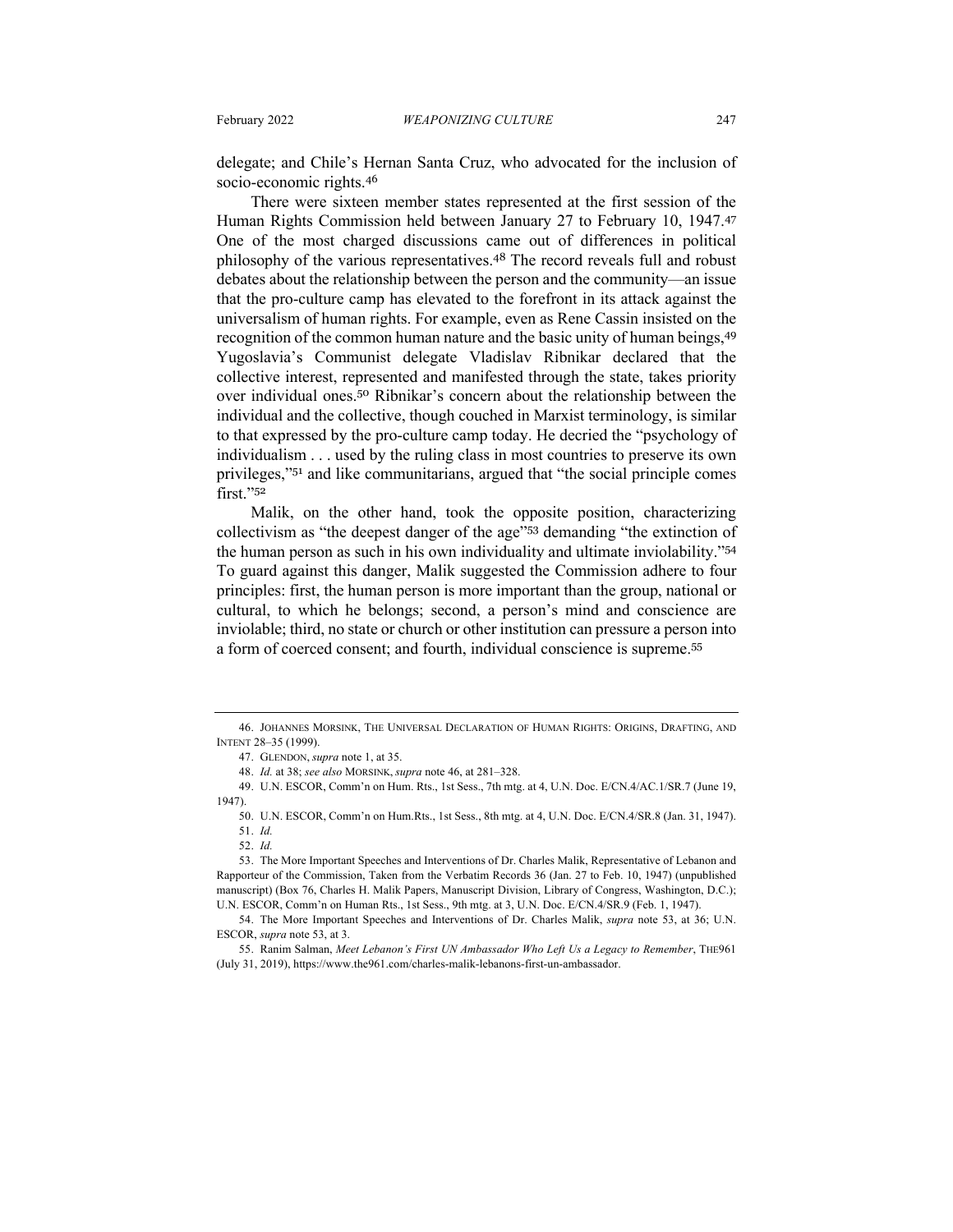delegate; and Chile's Hernan Santa Cruz, who advocated for the inclusion of socio-economic rights.[46]

There were sixteen member states represented at the first session of the Human Rights Commission held between January 27 to February 10, 1947.[47] One of the most charged discussions came out of differences in political philosophy of the various representatives.[48] The record reveals full and robust debates about the relationship between the person and the community—an issue that the pro-culture camp has elevated to the forefront in its attack against the universalism of human rights. For example, even as Rene Cassin insisted on the recognition of the common human nature and the basic unity of human beings,[49] Yugoslavia's Communist delegate Vladislav Ribnikar declared that the collective interest, represented and manifested through the state, takes priority over individual ones.[50] Ribnikar's concern about the relationship between the individual and the collective, though couched in Marxist terminology, is similar to that expressed by the pro-culture camp today. He decried the "psychology of individualism . . . used by the ruling class in most countries to preserve its own privileges,"[51] and like communitarians, argued that "the social principle comes first."[52]

Malik, on the other hand, took the opposite position, characterizing collectivism as "the deepest danger of the age"[53] demanding "the extinction of the human person as such in his own individuality and ultimate inviolability."[54] To guard against this danger, Malik suggested the Commission adhere to four principles: first, the human person is more important than the group, national or cultural, to which he belongs; second, a person's mind and conscience are inviolable; third, no state or church or other institution can pressure a person into a form of coerced consent; and fourth, individual conscience is supreme.[55]

---

46. JOHANNES MORSINK, THE UNIVERSAL DECLARATION OF HUMAN RIGHTS: ORIGINS, DRAFTING, AND INTENT 28–35 (1999).

47. GLENDON, *supra* note 1, at 35.

48. *Id.* at 38; *see also* MORSINK, *supra* note 46, at 281–328.

49. U.N. ESCOR, Comm'n on Hum. Rts., 1st Sess., 7th mtg. at 4, U.N. Doc. E/CN.4/AC.1/SR.7 (June 19, 1947).

50. U.N. ESCOR, Comm'n on Hum.Rts., 1st Sess., 8th mtg. at 4, U.N. Doc. E/CN.4/SR.8 (Jan. 31, 1947).

51. *Id.*

52. *Id.*

53. The More Important Speeches and Interventions of Dr. Charles Malik, Representative of Lebanon and Rapporteur of the Commission, Taken from the Verbatim Records 36 (Jan. 27 to Feb. 10, 1947) (unpublished manuscript) (Box 76, Charles H. Malik Papers, Manuscript Division, Library of Congress, Washington, D.C.); U.N. ESCOR, Comm'n on Human Rts., 1st Sess., 9th mtg. at 3, U.N. Doc. E/CN.4/SR.9 (Feb. 1, 1947).

54. The More Important Speeches and Interventions of Dr. Charles Malik, *supra* note 53, at 36; U.N. ESCOR, *supra* note 53, at 3.

55. Ranim Salman, *Meet Lebanon's First UN Ambassador Who Left Us a Legacy to Remember*, THE961 (July 31, 2019), https://www.the961.com/charles-malik-lebanons-first-un-ambassador.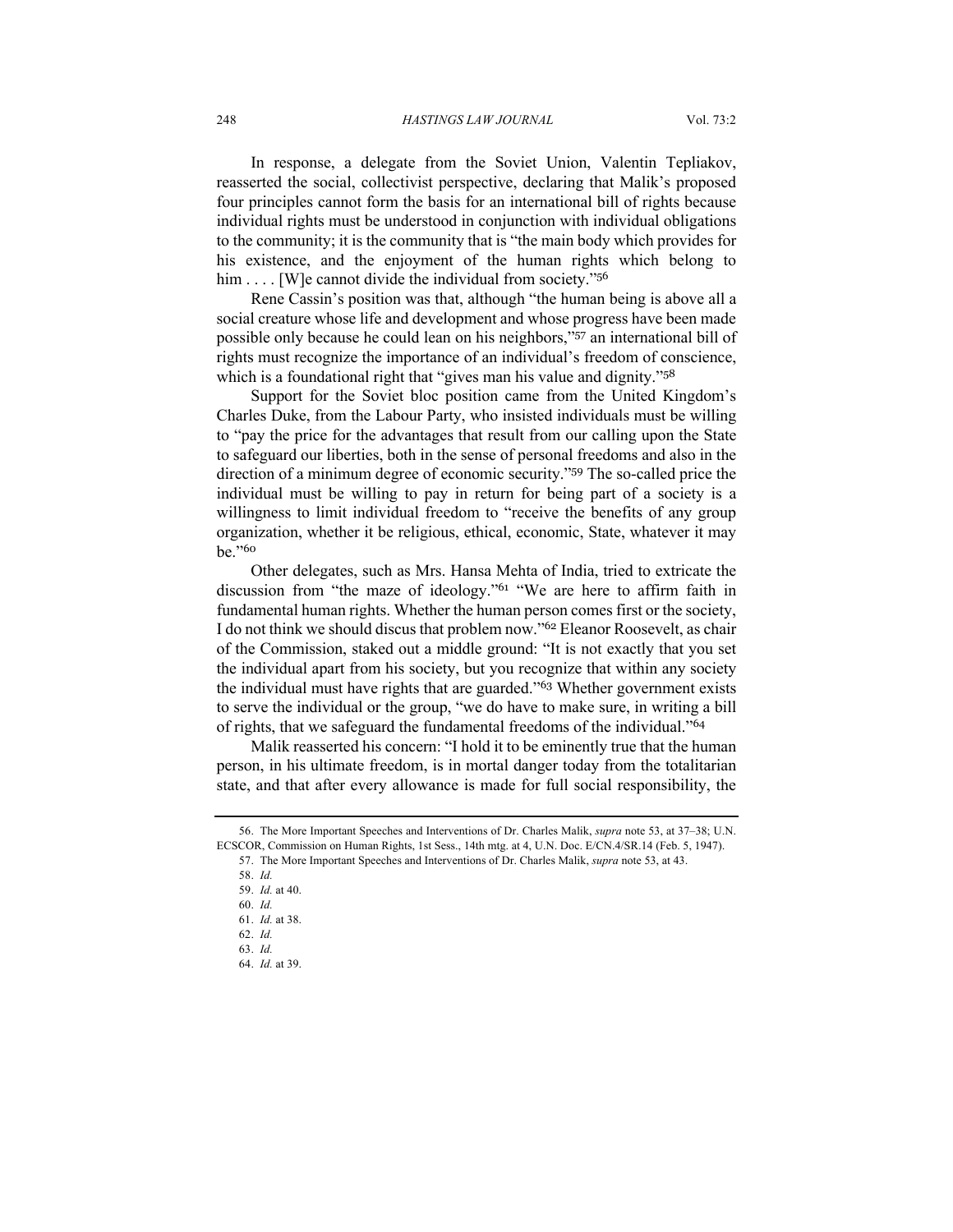In response, a delegate from the Soviet Union, Valentin Tepliakov, reasserted the social, collectivist perspective, declaring that Malik's proposed four principles cannot form the basis for an international bill of rights because individual rights must be understood in conjunction with individual obligations to the community; it is the community that is "the main body which provides for his existence, and the enjoyment of the human rights which belong to him . . . . [W]e cannot divide the individual from society."[56]

Rene Cassin's position was that, although "the human being is above all a social creature whose life and development and whose progress have been made possible only because he could lean on his neighbors,"[57] an international bill of rights must recognize the importance of an individual's freedom of conscience, which is a foundational right that "gives man his value and dignity."[58]

Support for the Soviet bloc position came from the United Kingdom's Charles Duke, from the Labour Party, who insisted individuals must be willing to "pay the price for the advantages that result from our calling upon the State to safeguard our liberties, both in the sense of personal freedoms and also in the direction of a minimum degree of economic security."[59] The so-called price the individual must be willing to pay in return for being part of a society is a willingness to limit individual freedom to "receive the benefits of any group organization, whether it be religious, ethical, economic, State, whatever it may be."[60]

Other delegates, such as Mrs. Hansa Mehta of India, tried to extricate the discussion from "the maze of ideology."[61] "We are here to affirm faith in fundamental human rights. Whether the human person comes first or the society, I do not think we should discus that problem now."[62] Eleanor Roosevelt, as chair of the Commission, staked out a middle ground: "It is not exactly that you set the individual apart from his society, but you recognize that within any society the individual must have rights that are guarded."[63] Whether government exists to serve the individual or the group, "we do have to make sure, in writing a bill of rights, that we safeguard the fundamental freedoms of the individual."[64]

Malik reasserted his concern: "I hold it to be eminently true that the human person, in his ultimate freedom, is in mortal danger today from the totalitarian state, and that after every allowance is made for full social responsibility, the

---

56. The More Important Speeches and Interventions of Dr. Charles Malik, *supra* note 53, at 37–38; U.N. ECSCOR, Commission on Human Rights, 1st Sess., 14th mtg. at 4, U.N. Doc. E/CN.4/SR.14 (Feb. 5, 1947).

57. The More Important Speeches and Interventions of Dr. Charles Malik, *supra* note 53, at 43.

58. *Id.*

59. *Id.* at 40.

60. *Id.*

61. *Id.* at 38.

62. *Id.*

63. *Id.*

64. *Id.* at 39.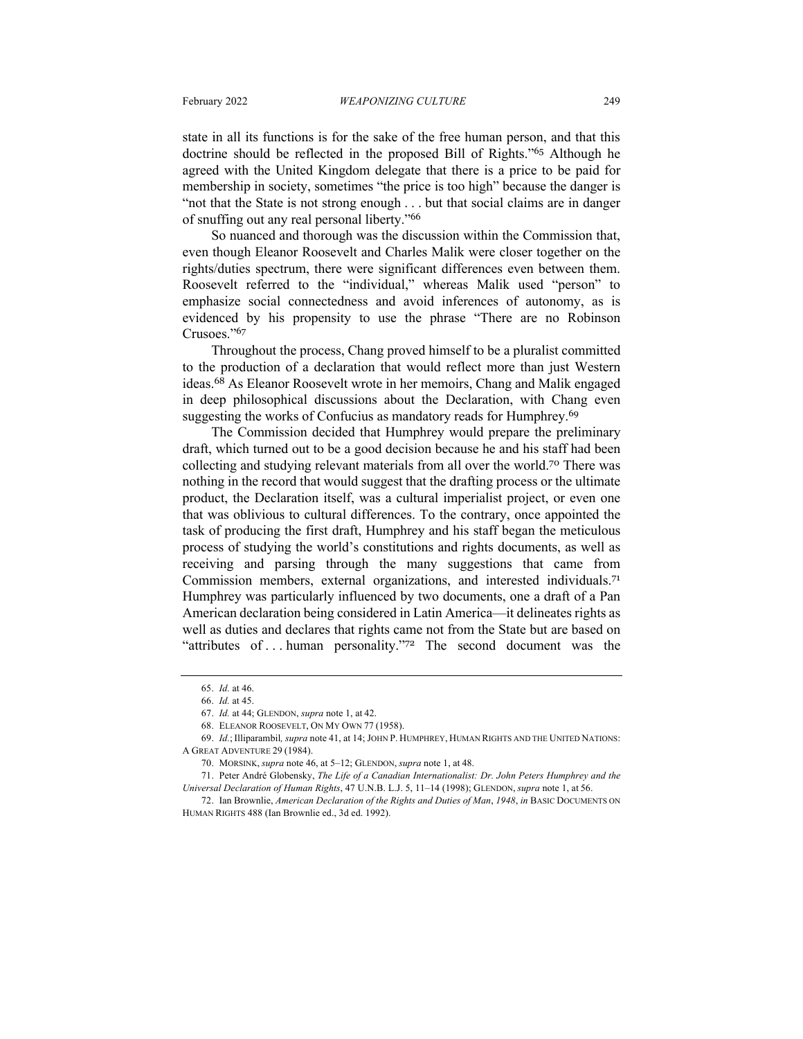state in all its functions is for the sake of the free human person, and that this doctrine should be reflected in the proposed Bill of Rights."[65] Although he agreed with the United Kingdom delegate that there is a price to be paid for membership in society, sometimes "the price is too high" because the danger is "not that the State is not strong enough . . . but that social claims are in danger of snuffing out any real personal liberty."[66]

So nuanced and thorough was the discussion within the Commission that, even though Eleanor Roosevelt and Charles Malik were closer together on the rights/duties spectrum, there were significant differences even between them. Roosevelt referred to the "individual," whereas Malik used "person" to emphasize social connectedness and avoid inferences of autonomy, as is evidenced by his propensity to use the phrase "There are no Robinson Crusoes."[67]

Throughout the process, Chang proved himself to be a pluralist committed to the production of a declaration that would reflect more than just Western ideas.[68] As Eleanor Roosevelt wrote in her memoirs, Chang and Malik engaged in deep philosophical discussions about the Declaration, with Chang even suggesting the works of Confucius as mandatory reads for Humphrey.[69]

The Commission decided that Humphrey would prepare the preliminary draft, which turned out to be a good decision because he and his staff had been collecting and studying relevant materials from all over the world.[70] There was nothing in the record that would suggest that the drafting process or the ultimate product, the Declaration itself, was a cultural imperialist project, or even one that was oblivious to cultural differences. To the contrary, once appointed the task of producing the first draft, Humphrey and his staff began the meticulous process of studying the world's constitutions and rights documents, as well as receiving and parsing through the many suggestions that came from Commission members, external organizations, and interested individuals.[71] Humphrey was particularly influenced by two documents, one a draft of a Pan American declaration being considered in Latin America—it delineates rights as well as duties and declares that rights came not from the State but are based on "attributes of . . . human personality."[72] The second document was the

---

65. *Id.* at 46.

66. *Id.* at 45.

67. *Id.* at 44; GLENDON, *supra* note 1, at 42.

68. ELEANOR ROOSEVELT, ON MY OWN 77 (1958).

69. *Id.*; Illiparambil, *supra* note 41, at 14; JOHN P. HUMPHREY, HUMAN RIGHTS AND THE UNITED NATIONS: A GREAT ADVENTURE 29 (1984).

70. MORSINK, *supra* note 46, at 5–12; GLENDON, *supra* note 1, at 48.

71. Peter André Globensky, *The Life of a Canadian Internationalist: Dr. John Peters Humphrey and the Universal Declaration of Human Rights*, 47 U.N.B. L.J. 5, 11–14 (1998); GLENDON, *supra* note 1, at 56.

72. Ian Brownlie, *American Declaration of the Rights and Duties of Man*, *1948*, *in* BASIC DOCUMENTS ON HUMAN RIGHTS 488 (Ian Brownlie ed., 3d ed. 1992).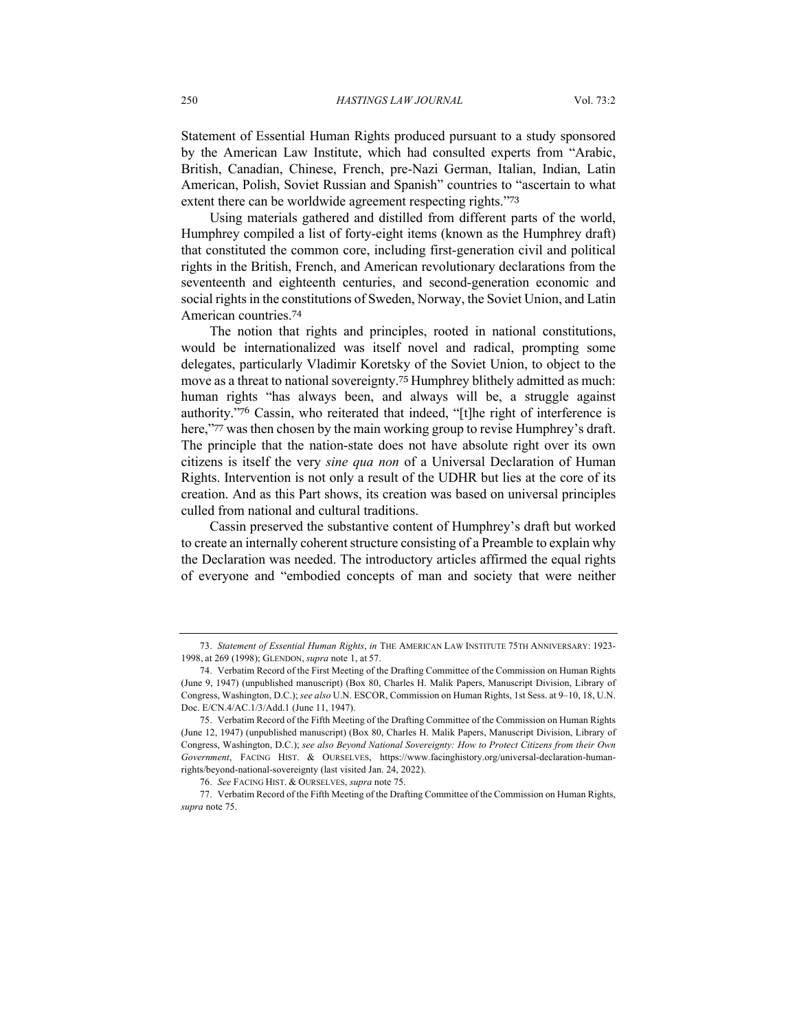Statement of Essential Human Rights produced pursuant to a study sponsored by the American Law Institute, which had consulted experts from "Arabic, British, Canadian, Chinese, French, pre-Nazi German, Italian, Indian, Latin American, Polish, Soviet Russian and Spanish" countries to "ascertain to what extent there can be worldwide agreement respecting rights."[73]

Using materials gathered and distilled from different parts of the world, Humphrey compiled a list of forty-eight items (known as the Humphrey draft) that constituted the common core, including first-generation civil and political rights in the British, French, and American revolutionary declarations from the seventeenth and eighteenth centuries, and second-generation economic and social rights in the constitutions of Sweden, Norway, the Soviet Union, and Latin American countries.[74]

The notion that rights and principles, rooted in national constitutions, would be internationalized was itself novel and radical, prompting some delegates, particularly Vladimir Koretsky of the Soviet Union, to object to the move as a threat to national sovereignty.[75] Humphrey blithely admitted as much: human rights "has always been, and always will be, a struggle against authority."[76] Cassin, who reiterated that indeed, "[t]he right of interference is here,"[77] was then chosen by the main working group to revise Humphrey's draft. The principle that the nation-state does not have absolute right over its own citizens is itself the very *sine qua non* of a Universal Declaration of Human Rights. Intervention is not only a result of the UDHR but lies at the core of its creation. And as this Part shows, its creation was based on universal principles culled from national and cultural traditions.

Cassin preserved the substantive content of Humphrey's draft but worked to create an internally coherent structure consisting of a Preamble to explain why the Declaration was needed. The introductory articles affirmed the equal rights of everyone and "embodied concepts of man and society that were neither

---

73. *Statement of Essential Human Rights*, *in* THE AMERICAN LAW INSTITUTE 75TH ANNIVERSARY: 1923-1998, at 269 (1998); GLENDON, *supra* note 1, at 57.

74. Verbatim Record of the First Meeting of the Drafting Committee of the Commission on Human Rights (June 9, 1947) (unpublished manuscript) (Box 80, Charles H. Malik Papers, Manuscript Division, Library of Congress, Washington, D.C.); *see also* U.N. ESCOR, Commission on Human Rights, 1st Sess. at 9–10, 18, U.N. Doc. E/CN.4/AC.1/3/Add.1 (June 11, 1947).

75. Verbatim Record of the Fifth Meeting of the Drafting Committee of the Commission on Human Rights (June 12, 1947) (unpublished manuscript) (Box 80, Charles H. Malik Papers, Manuscript Division, Library of Congress, Washington, D.C.); *see also Beyond National Sovereignty: How to Protect Citizens from their Own Government*, FACING HIST. & OURSELVES, https://www.facinghistory.org/universal-declaration-human-rights/beyond-national-sovereignty (last visited Jan. 24, 2022).

76. *See* FACING HIST. & OURSELVES, *supra* note 75.

77. Verbatim Record of the Fifth Meeting of the Drafting Committee of the Commission on Human Rights, *supra* note 75.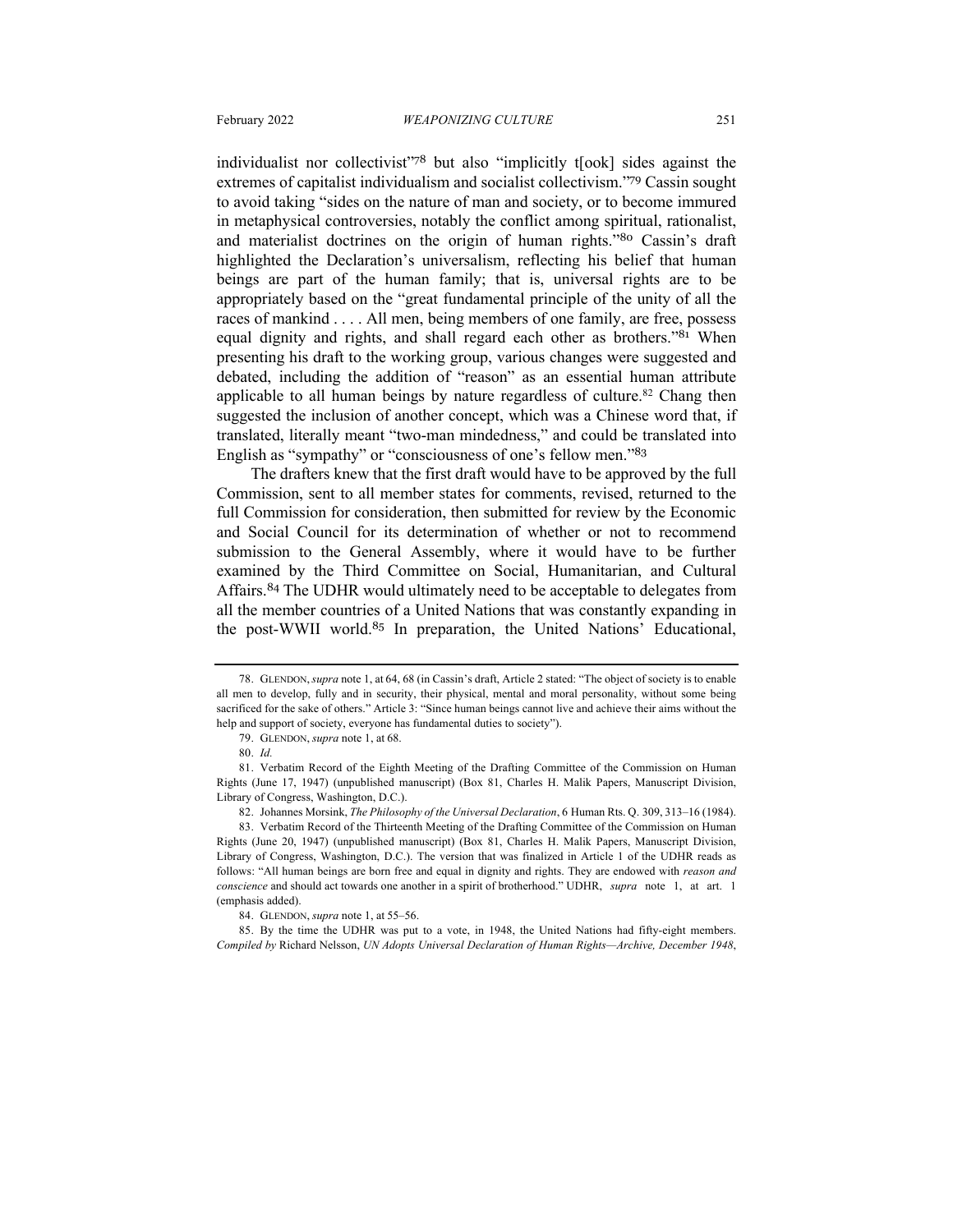individualist nor collectivist"[78] but also "implicitly t[ook] sides against the extremes of capitalist individualism and socialist collectivism."[79] Cassin sought to avoid taking "sides on the nature of man and society, or to become immured in metaphysical controversies, notably the conflict among spiritual, rationalist, and materialist doctrines on the origin of human rights."[80] Cassin's draft highlighted the Declaration's universalism, reflecting his belief that human beings are part of the human family; that is, universal rights are to be appropriately based on the "great fundamental principle of the unity of all the races of mankind . . . . All men, being members of one family, are free, possess equal dignity and rights, and shall regard each other as brothers."[81] When presenting his draft to the working group, various changes were suggested and debated, including the addition of "reason" as an essential human attribute applicable to all human beings by nature regardless of culture.[82] Chang then suggested the inclusion of another concept, which was a Chinese word that, if translated, literally meant "two-man mindedness," and could be translated into English as "sympathy" or "consciousness of one's fellow men."[83]

The drafters knew that the first draft would have to be approved by the full Commission, sent to all member states for comments, revised, returned to the full Commission for consideration, then submitted for review by the Economic and Social Council for its determination of whether or not to recommend submission to the General Assembly, where it would have to be further examined by the Third Committee on Social, Humanitarian, and Cultural Affairs.[84] The UDHR would ultimately need to be acceptable to delegates from all the member countries of a United Nations that was constantly expanding in the post-WWII world.[85] In preparation, the United Nations' Educational,

---

78. GLENDON, *supra* note 1, at 64, 68 (in Cassin's draft, Article 2 stated: "The object of society is to enable all men to develop, fully and in security, their physical, mental and moral personality, without some being sacrificed for the sake of others." Article 3: "Since human beings cannot live and achieve their aims without the help and support of society, everyone has fundamental duties to society").

79. GLENDON, *supra* note 1, at 68.

80. *Id.*

81. Verbatim Record of the Eighth Meeting of the Drafting Committee of the Commission on Human Rights (June 17, 1947) (unpublished manuscript) (Box 81, Charles H. Malik Papers, Manuscript Division, Library of Congress, Washington, D.C.).

82. Johannes Morsink, *The Philosophy of the Universal Declaration*, 6 Human Rts. Q. 309, 313–16 (1984).

83. Verbatim Record of the Thirteenth Meeting of the Drafting Committee of the Commission on Human Rights (June 20, 1947) (unpublished manuscript) (Box 81, Charles H. Malik Papers, Manuscript Division, Library of Congress, Washington, D.C.). The version that was finalized in Article 1 of the UDHR reads as follows: "All human beings are born free and equal in dignity and rights. They are endowed with *reason and conscience* and should act towards one another in a spirit of brotherhood." UDHR, *supra* note 1, at art. 1 (emphasis added).

84. GLENDON, *supra* note 1, at 55–56.

85. By the time the UDHR was put to a vote, in 1948, the United Nations had fifty-eight members. *Compiled by* Richard Nelsson, *UN Adopts Universal Declaration of Human Rights—Archive, December 1948*,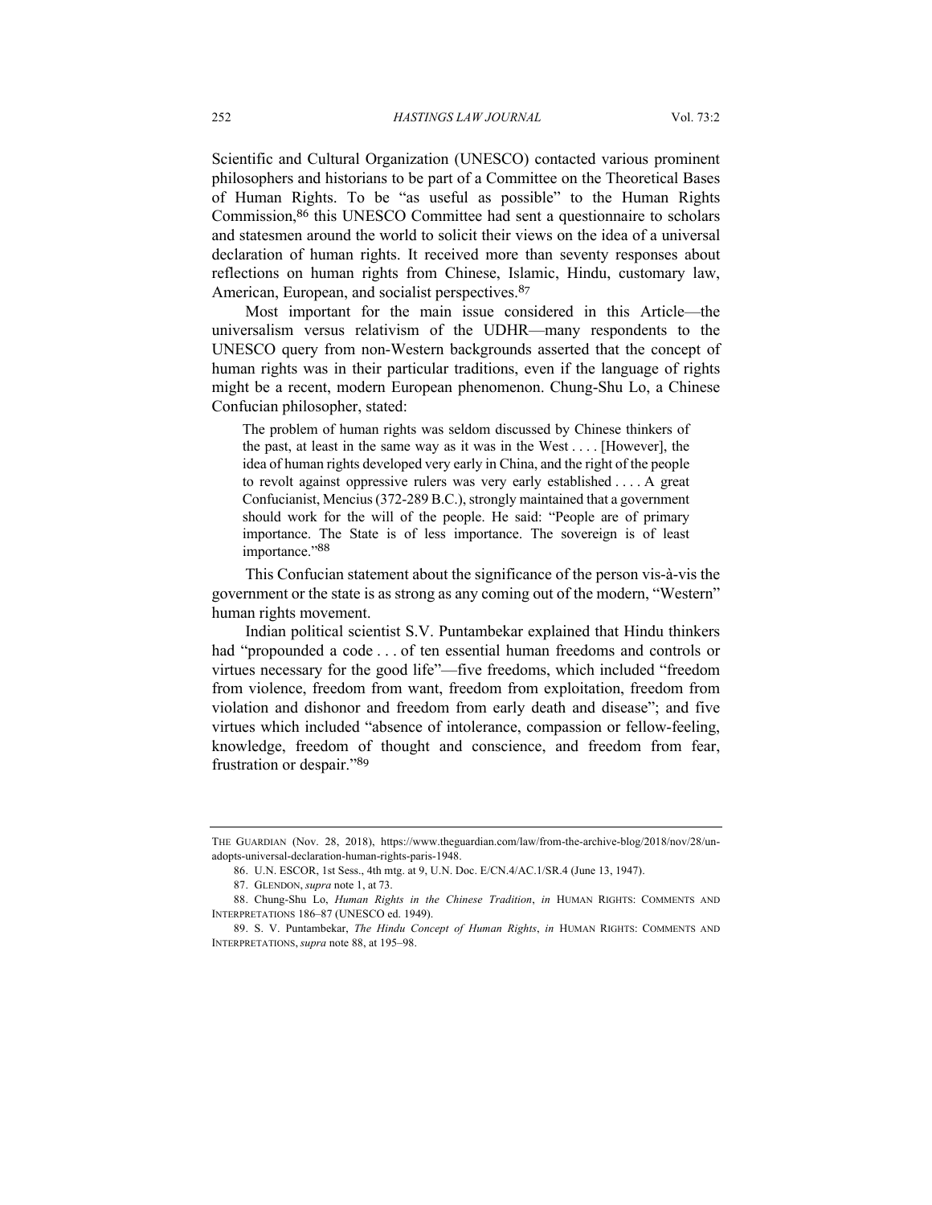Scientific and Cultural Organization (UNESCO) contacted various prominent philosophers and historians to be part of a Committee on the Theoretical Bases of Human Rights. To be "as useful as possible" to the Human Rights Commission,[86] this UNESCO Committee had sent a questionnaire to scholars and statesmen around the world to solicit their views on the idea of a universal declaration of human rights. It received more than seventy responses about reflections on human rights from Chinese, Islamic, Hindu, customary law, American, European, and socialist perspectives.[87]

Most important for the main issue considered in this Article—the universalism versus relativism of the UDHR—many respondents to the UNESCO query from non-Western backgrounds asserted that the concept of human rights was in their particular traditions, even if the language of rights might be a recent, modern European phenomenon. Chung-Shu Lo, a Chinese Confucian philosopher, stated:

> The problem of human rights was seldom discussed by Chinese thinkers of the past, at least in the same way as it was in the West . . . . [However], the idea of human rights developed very early in China, and the right of the people to revolt against oppressive rulers was very early established . . . . A great Confucianist, Mencius (372-289 B.C.), strongly maintained that a government should work for the will of the people. He said: "People are of primary importance. The State is of less importance. The sovereign is of least importance."[88]

This Confucian statement about the significance of the person vis-à-vis the government or the state is as strong as any coming out of the modern, "Western" human rights movement.

Indian political scientist S.V. Puntambekar explained that Hindu thinkers had "propounded a code . . . of ten essential human freedoms and controls or virtues necessary for the good life"—five freedoms, which included "freedom from violence, freedom from want, freedom from exploitation, freedom from violation and dishonor and freedom from early death and disease"; and five virtues which included "absence of intolerance, compassion or fellow-feeling, knowledge, freedom of thought and conscience, and freedom from fear, frustration or despair."[89]

---

THE GUARDIAN (Nov. 28, 2018), https://www.theguardian.com/law/from-the-archive-blog/2018/nov/28/un-adopts-universal-declaration-human-rights-paris-1948.

86. U.N. ESCOR, 1st Sess., 4th mtg. at 9, U.N. Doc. E/CN.4/AC.1/SR.4 (June 13, 1947).

87. GLENDON, *supra* note 1, at 73.

88. Chung-Shu Lo, *Human Rights in the Chinese Tradition*, *in* HUMAN RIGHTS: COMMENTS AND INTERPRETATIONS 186–87 (UNESCO ed. 1949).

89. S. V. Puntambekar, *The Hindu Concept of Human Rights*, *in* HUMAN RIGHTS: COMMENTS AND INTERPRETATIONS, *supra* note 88, at 195–98.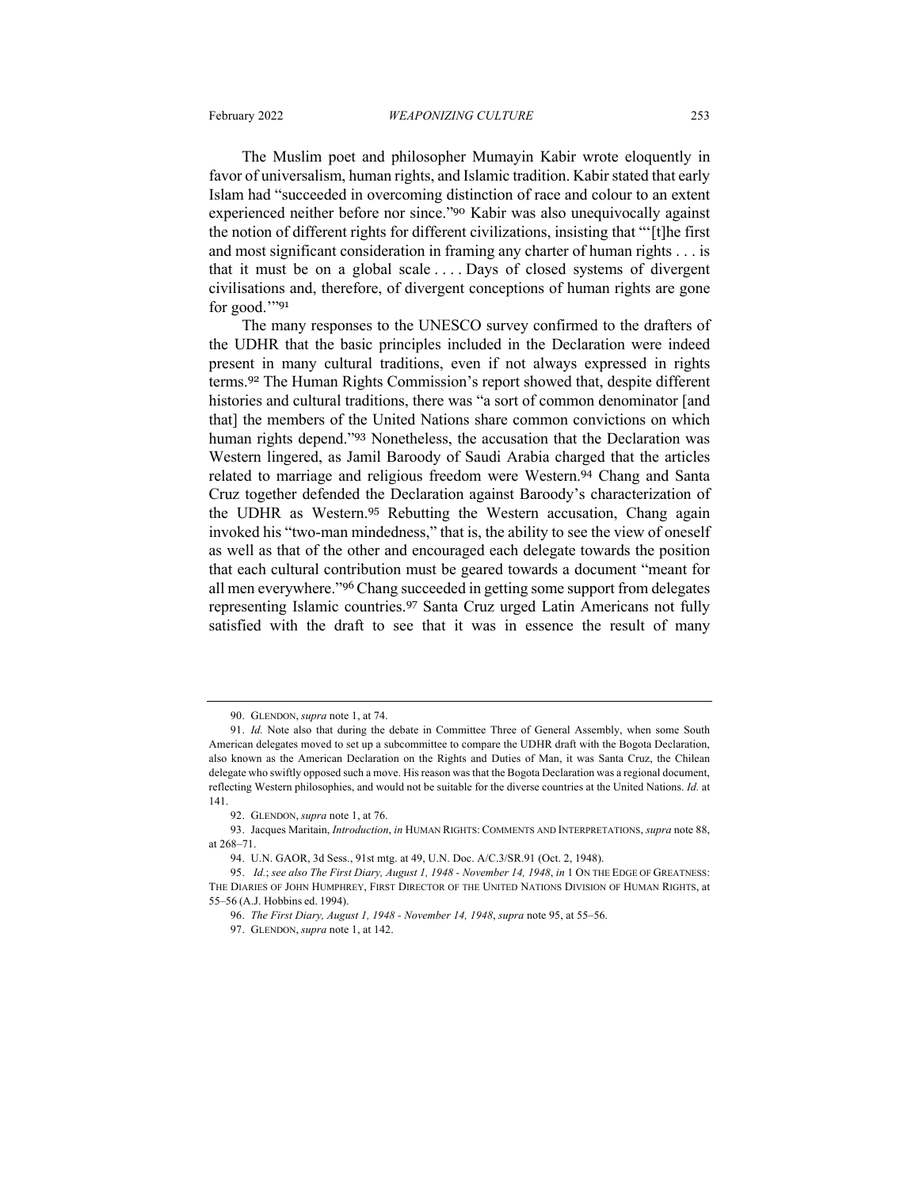The Muslim poet and philosopher Mumayin Kabir wrote eloquently in favor of universalism, human rights, and Islamic tradition. Kabir stated that early Islam had "succeeded in overcoming distinction of race and colour to an extent experienced neither before nor since."[90] Kabir was also unequivocally against the notion of different rights for different civilizations, insisting that "'[t]he first and most significant consideration in framing any charter of human rights . . . is that it must be on a global scale . . . . Days of closed systems of divergent civilisations and, therefore, of divergent conceptions of human rights are gone for good.'"[91]

The many responses to the UNESCO survey confirmed to the drafters of the UDHR that the basic principles included in the Declaration were indeed present in many cultural traditions, even if not always expressed in rights terms.[92] The Human Rights Commission's report showed that, despite different histories and cultural traditions, there was "a sort of common denominator [and that] the members of the United Nations share common convictions on which human rights depend."[93] Nonetheless, the accusation that the Declaration was Western lingered, as Jamil Baroody of Saudi Arabia charged that the articles related to marriage and religious freedom were Western.[94] Chang and Santa Cruz together defended the Declaration against Baroody's characterization of the UDHR as Western.[95] Rebutting the Western accusation, Chang again invoked his "two-man mindedness," that is, the ability to see the view of oneself as well as that of the other and encouraged each delegate towards the position that each cultural contribution must be geared towards a document "meant for all men everywhere."[96] Chang succeeded in getting some support from delegates representing Islamic countries.[97] Santa Cruz urged Latin Americans not fully satisfied with the draft to see that it was in essence the result of many

---

90. GLENDON, *supra* note 1, at 74.

91. *Id.* Note also that during the debate in Committee Three of General Assembly, when some South American delegates moved to set up a subcommittee to compare the UDHR draft with the Bogota Declaration, also known as the American Declaration on the Rights and Duties of Man, it was Santa Cruz, the Chilean delegate who swiftly opposed such a move. His reason was that the Bogota Declaration was a regional document, reflecting Western philosophies, and would not be suitable for the diverse countries at the United Nations. *Id.* at 141.

92. GLENDON, *supra* note 1, at 76.

93. Jacques Maritain, *Introduction*, *in* HUMAN RIGHTS: COMMENTS AND INTERPRETATIONS, *supra* note 88, at 268–71.

94. U.N. GAOR, 3d Sess., 91st mtg. at 49, U.N. Doc. A/C.3/SR.91 (Oct. 2, 1948).

95. *Id.*; *see also The First Diary, August 1, 1948 - November 14, 1948*, *in* 1 ON THE EDGE OF GREATNESS: THE DIARIES OF JOHN HUMPHREY, FIRST DIRECTOR OF THE UNITED NATIONS DIVISION OF HUMAN RIGHTS, at 55–56 (A.J. Hobbins ed. 1994).

96. *The First Diary, August 1, 1948 - November 14, 1948*, *supra* note 95, at 55–56.

97. GLENDON, *supra* note 1, at 142.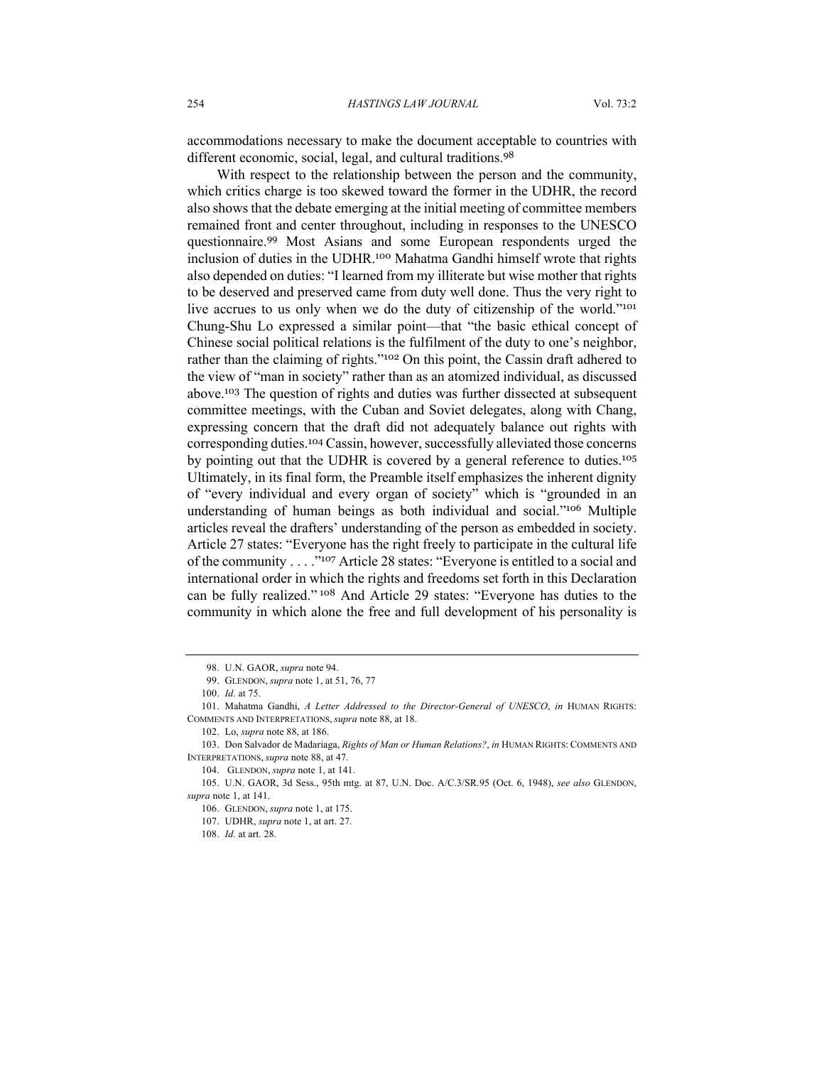accommodations necessary to make the document acceptable to countries with different economic, social, legal, and cultural traditions.[98]

With respect to the relationship between the person and the community, which critics charge is too skewed toward the former in the UDHR, the record also shows that the debate emerging at the initial meeting of committee members remained front and center throughout, including in responses to the UNESCO questionnaire.[99] Most Asians and some European respondents urged the inclusion of duties in the UDHR.[100] Mahatma Gandhi himself wrote that rights also depended on duties: "I learned from my illiterate but wise mother that rights to be deserved and preserved came from duty well done. Thus the very right to live accrues to us only when we do the duty of citizenship of the world."[101] Chung-Shu Lo expressed a similar point—that "the basic ethical concept of Chinese social political relations is the fulfilment of the duty to one's neighbor, rather than the claiming of rights."[102] On this point, the Cassin draft adhered to the view of "man in society" rather than as an atomized individual, as discussed above.[103] The question of rights and duties was further dissected at subsequent committee meetings, with the Cuban and Soviet delegates, along with Chang, expressing concern that the draft did not adequately balance out rights with corresponding duties.[104] Cassin, however, successfully alleviated those concerns by pointing out that the UDHR is covered by a general reference to duties.[105] Ultimately, in its final form, the Preamble itself emphasizes the inherent dignity of "every individual and every organ of society" which is "grounded in an understanding of human beings as both individual and social."[106] Multiple articles reveal the drafters' understanding of the person as embedded in society. Article 27 states: "Everyone has the right freely to participate in the cultural life of the community . . . ."[107] Article 28 states: "Everyone is entitled to a social and international order in which the rights and freedoms set forth in this Declaration can be fully realized."[108] And Article 29 states: "Everyone has duties to the community in which alone the free and full development of his personality is

---

98. U.N. GAOR, *supra* note 94.

99. GLENDON, *supra* note 1, at 51, 76, 77

100. *Id.* at 75.

101. Mahatma Gandhi, *A Letter Addressed to the Director-General of UNESCO*, *in* HUMAN RIGHTS: COMMENTS AND INTERPRETATIONS, *supra* note 88, at 18.

102. Lo, *supra* note 88, at 186.

103. Don Salvador de Madariaga, *Rights of Man or Human Relations?*, *in* HUMAN RIGHTS: COMMENTS AND INTERPRETATIONS, *supra* note 88, at 47.

104. GLENDON, *supra* note 1, at 141.

105. U.N. GAOR, 3d Sess., 95th mtg. at 87, U.N. Doc. A/C.3/SR.95 (Oct. 6, 1948), *see also* GLENDON, *supra* note 1, at 141.

106. GLENDON, *supra* note 1, at 175.

107. UDHR, *supra* note 1, at art. 27.

108. *Id.* at art. 28.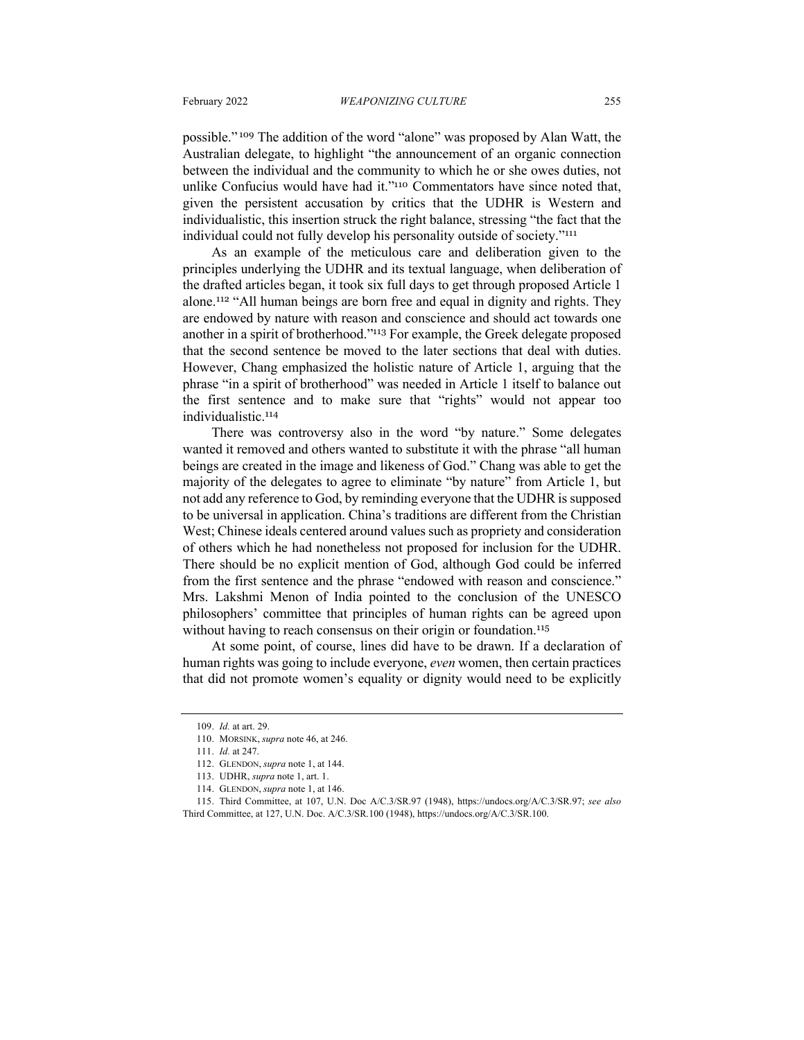possible."[109] The addition of the word "alone" was proposed by Alan Watt, the Australian delegate, to highlight "the announcement of an organic connection between the individual and the community to which he or she owes duties, not unlike Confucius would have had it."[110] Commentators have since noted that, given the persistent accusation by critics that the UDHR is Western and individualistic, this insertion struck the right balance, stressing "the fact that the individual could not fully develop his personality outside of society."[111]

As an example of the meticulous care and deliberation given to the principles underlying the UDHR and its textual language, when deliberation of the drafted articles began, it took six full days to get through proposed Article 1 alone.[112] "All human beings are born free and equal in dignity and rights. They are endowed by nature with reason and conscience and should act towards one another in a spirit of brotherhood."[113] For example, the Greek delegate proposed that the second sentence be moved to the later sections that deal with duties. However, Chang emphasized the holistic nature of Article 1, arguing that the phrase "in a spirit of brotherhood" was needed in Article 1 itself to balance out the first sentence and to make sure that "rights" would not appear too individualistic.[114]

There was controversy also in the word "by nature." Some delegates wanted it removed and others wanted to substitute it with the phrase "all human beings are created in the image and likeness of God." Chang was able to get the majority of the delegates to agree to eliminate "by nature" from Article 1, but not add any reference to God, by reminding everyone that the UDHR is supposed to be universal in application. China's traditions are different from the Christian West; Chinese ideals centered around values such as propriety and consideration of others which he had nonetheless not proposed for inclusion for the UDHR. There should be no explicit mention of God, although God could be inferred from the first sentence and the phrase "endowed with reason and conscience." Mrs. Lakshmi Menon of India pointed to the conclusion of the UNESCO philosophers' committee that principles of human rights can be agreed upon without having to reach consensus on their origin or foundation.[115]

At some point, of course, lines did have to be drawn. If a declaration of human rights was going to include everyone, *even* women, then certain practices that did not promote women's equality or dignity would need to be explicitly

---

109. *Id.* at art. 29.

110. MORSINK, *supra* note 46, at 246.

111. *Id.* at 247.

112. GLENDON, *supra* note 1, at 144.

113. UDHR, *supra* note 1, art. 1.

114. GLENDON, *supra* note 1, at 146.

115. Third Committee, at 107, U.N. Doc A/C.3/SR.97 (1948), https://undocs.org/A/C.3/SR.97; *see also* Third Committee, at 127, U.N. Doc. A/C.3/SR.100 (1948), https://undocs.org/A/C.3/SR.100.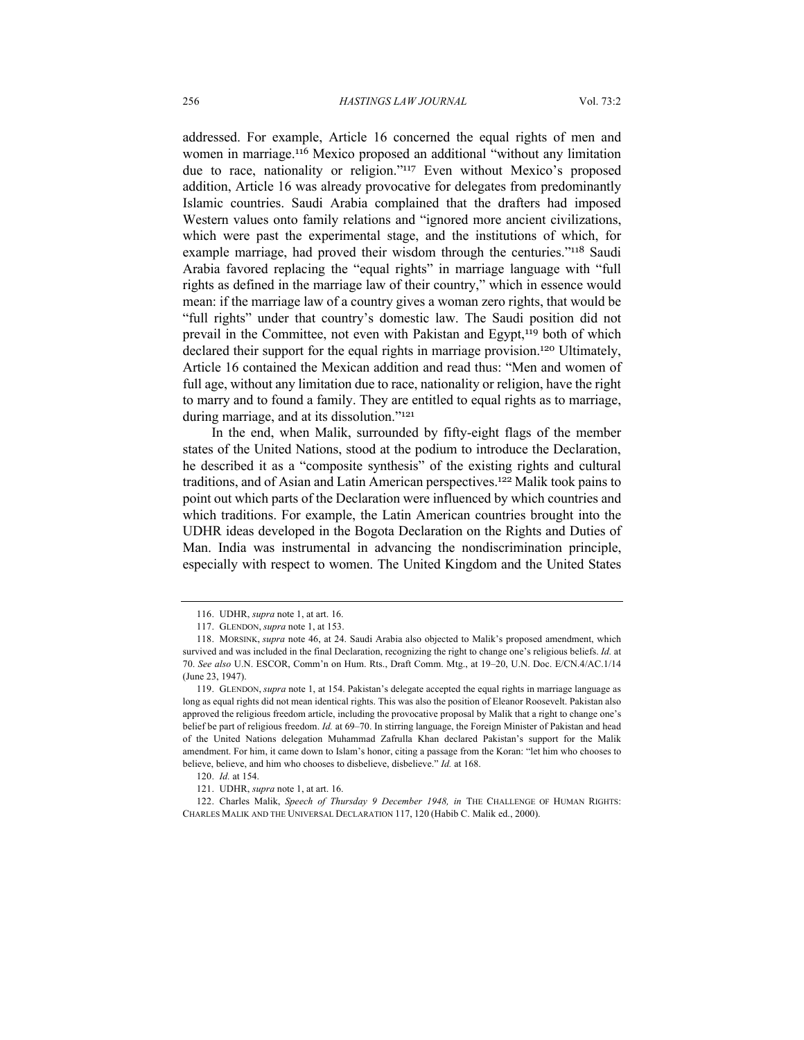addressed. For example, Article 16 concerned the equal rights of men and women in marriage.[116] Mexico proposed an additional "without any limitation due to race, nationality or religion."[117] Even without Mexico's proposed addition, Article 16 was already provocative for delegates from predominantly Islamic countries. Saudi Arabia complained that the drafters had imposed Western values onto family relations and "ignored more ancient civilizations, which were past the experimental stage, and the institutions of which, for example marriage, had proved their wisdom through the centuries."[118] Saudi Arabia favored replacing the "equal rights" in marriage language with "full rights as defined in the marriage law of their country," which in essence would mean: if the marriage law of a country gives a woman zero rights, that would be "full rights" under that country's domestic law. The Saudi position did not prevail in the Committee, not even with Pakistan and Egypt,[119] both of which declared their support for the equal rights in marriage provision.[120] Ultimately, Article 16 contained the Mexican addition and read thus: "Men and women of full age, without any limitation due to race, nationality or religion, have the right to marry and to found a family. They are entitled to equal rights as to marriage, during marriage, and at its dissolution."[121]

In the end, when Malik, surrounded by fifty-eight flags of the member states of the United Nations, stood at the podium to introduce the Declaration, he described it as a "composite synthesis" of the existing rights and cultural traditions, and of Asian and Latin American perspectives.[122] Malik took pains to point out which parts of the Declaration were influenced by which countries and which traditions. For example, the Latin American countries brought into the UDHR ideas developed in the Bogota Declaration on the Rights and Duties of Man. India was instrumental in advancing the nondiscrimination principle, especially with respect to women. The United Kingdom and the United States

---

116. UDHR, *supra* note 1, at art. 16.

117. GLENDON, *supra* note 1, at 153.

118. MORSINK, *supra* note 46, at 24. Saudi Arabia also objected to Malik's proposed amendment, which survived and was included in the final Declaration, recognizing the right to change one's religious beliefs. *Id.* at 70. *See also* U.N. ESCOR, Comm'n on Hum. Rts., Draft Comm. Mtg., at 19–20, U.N. Doc. E/CN.4/AC.1/14 (June 23, 1947).

119. GLENDON, *supra* note 1, at 154. Pakistan's delegate accepted the equal rights in marriage language as long as equal rights did not mean identical rights. This was also the position of Eleanor Roosevelt. Pakistan also approved the religious freedom article, including the provocative proposal by Malik that a right to change one's belief be part of religious freedom. *Id.* at 69–70. In stirring language, the Foreign Minister of Pakistan and head of the United Nations delegation Muhammad Zafrulla Khan declared Pakistan's support for the Malik amendment. For him, it came down to Islam's honor, citing a passage from the Koran: "let him who chooses to believe, believe, and him who chooses to disbelieve, disbelieve." *Id.* at 168.

120. *Id.* at 154.

121. UDHR, *supra* note 1, at art. 16.

122. Charles Malik, *Speech of Thursday 9 December 1948, in* THE CHALLENGE OF HUMAN RIGHTS: CHARLES MALIK AND THE UNIVERSAL DECLARATION 117, 120 (Habib C. Malik ed., 2000).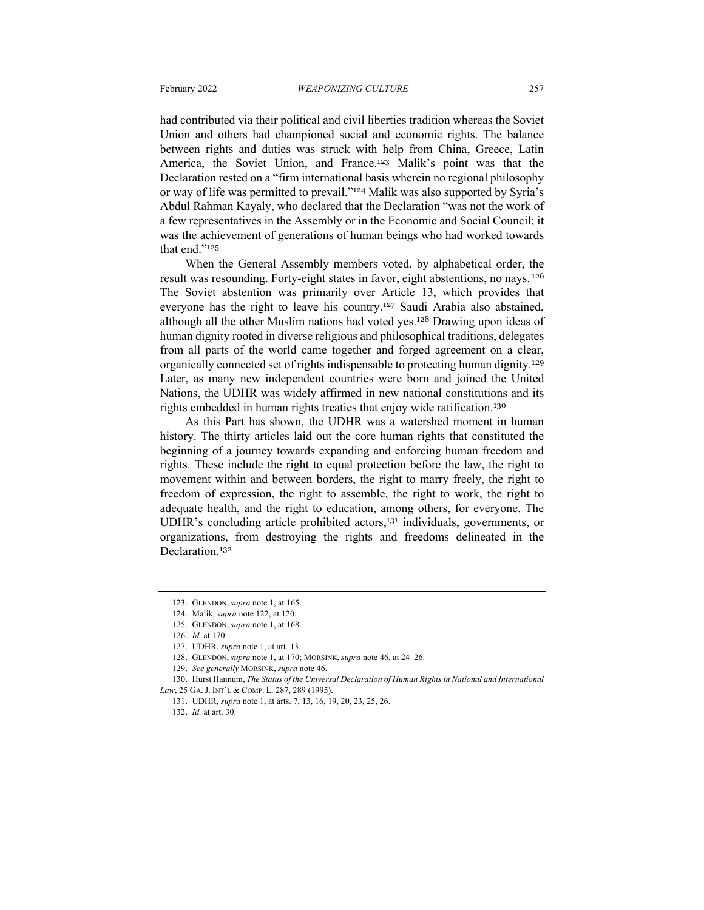had contributed via their political and civil liberties tradition whereas the Soviet Union and others had championed social and economic rights. The balance between rights and duties was struck with help from China, Greece, Latin America, the Soviet Union, and France.[123] Malik's point was that the Declaration rested on a "firm international basis wherein no regional philosophy or way of life was permitted to prevail."[124] Malik was also supported by Syria's Abdul Rahman Kayaly, who declared that the Declaration "was not the work of a few representatives in the Assembly or in the Economic and Social Council; it was the achievement of generations of human beings who had worked towards that end."[125]

When the General Assembly members voted, by alphabetical order, the result was resounding. Forty-eight states in favor, eight abstentions, no nays.[126] The Soviet abstention was primarily over Article 13, which provides that everyone has the right to leave his country.[127] Saudi Arabia also abstained, although all the other Muslim nations had voted yes.[128] Drawing upon ideas of human dignity rooted in diverse religious and philosophical traditions, delegates from all parts of the world came together and forged agreement on a clear, organically connected set of rights indispensable to protecting human dignity.[129] Later, as many new independent countries were born and joined the United Nations, the UDHR was widely affirmed in new national constitutions and its rights embedded in human rights treaties that enjoy wide ratification.[130]

As this Part has shown, the UDHR was a watershed moment in human history. The thirty articles laid out the core human rights that constituted the beginning of a journey towards expanding and enforcing human freedom and rights. These include the right to equal protection before the law, the right to movement within and between borders, the right to marry freely, the right to freedom of expression, the right to assemble, the right to work, the right to adequate health, and the right to education, among others, for everyone. The UDHR's concluding article prohibited actors,[131] individuals, governments, or organizations, from destroying the rights and freedoms delineated in the Declaration.[132]

---

123. GLENDON, *supra* note 1, at 165.

124. Malik, *supra* note 122, at 120.

125. GLENDON, *supra* note 1, at 168.

126. *Id.* at 170.

127. UDHR, *supra* note 1, at art. 13.

128. GLENDON, *supra* note 1, at 170; MORSINK, *supra* note 46, at 24–26.

129. *See generally* MORSINK, *supra* note 46.

130. Hurst Hannum, *The Status of the Universal Declaration of Human Rights in National and International Law*, 25 GA. J. INT'L & COMP. L. 287, 289 (1995).

131. UDHR, *supra* note 1, at arts. 7, 13, 16, 19, 20, 23, 25, 26.

132. *Id.* at art. 30.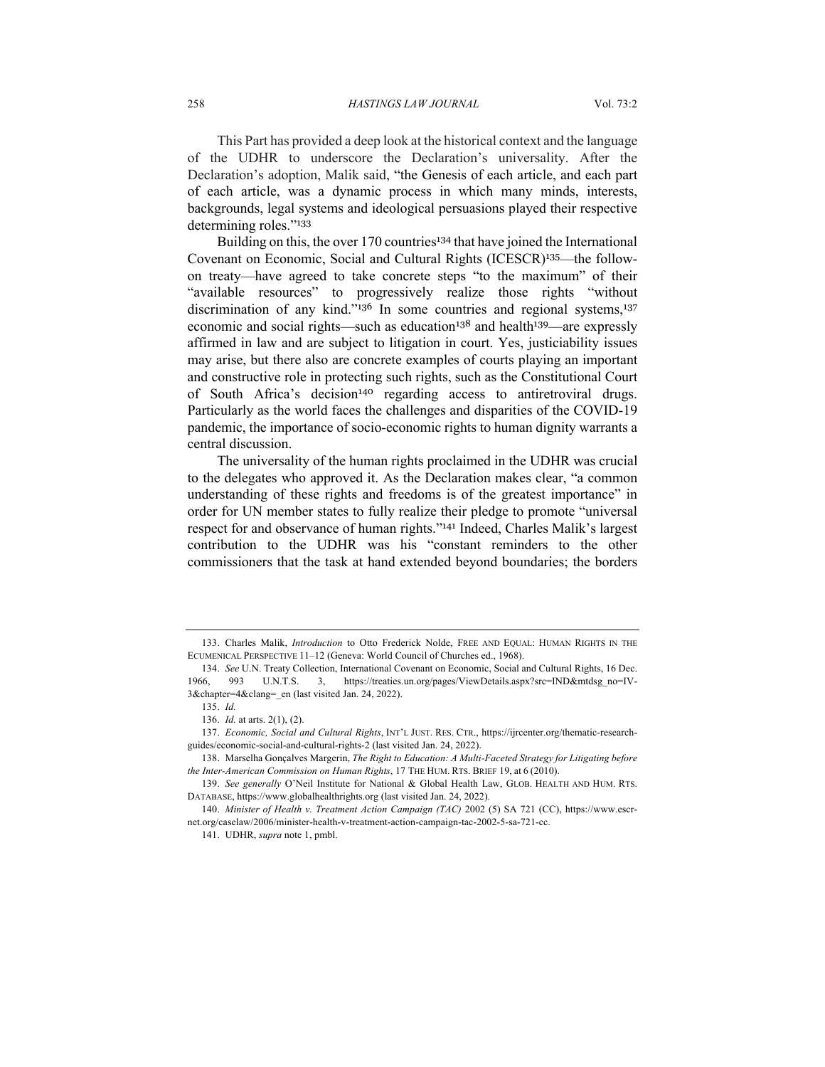This Part has provided a deep look at the historical context and the language of the UDHR to underscore the Declaration's universality. After the Declaration's adoption, Malik said, "the Genesis of each article, and each part of each article, was a dynamic process in which many minds, interests, backgrounds, legal systems and ideological persuasions played their respective determining roles."[133]

Building on this, the over 170 countries[134] that have joined the International Covenant on Economic, Social and Cultural Rights (ICESCR)[135]—the follow-on treaty—have agreed to take concrete steps "to the maximum" of their "available resources" to progressively realize those rights "without discrimination of any kind."[136] In some countries and regional systems,[137] economic and social rights—such as education[138] and health[139]—are expressly affirmed in law and are subject to litigation in court. Yes, justiciability issues may arise, but there also are concrete examples of courts playing an important and constructive role in protecting such rights, such as the Constitutional Court of South Africa's decision[140] regarding access to antiretroviral drugs. Particularly as the world faces the challenges and disparities of the COVID-19 pandemic, the importance of socio-economic rights to human dignity warrants a central discussion.

The universality of the human rights proclaimed in the UDHR was crucial to the delegates who approved it. As the Declaration makes clear, "a common understanding of these rights and freedoms is of the greatest importance" in order for UN member states to fully realize their pledge to promote "universal respect for and observance of human rights."[141] Indeed, Charles Malik's largest contribution to the UDHR was his "constant reminders to the other commissioners that the task at hand extended beyond boundaries; the borders

---

133. Charles Malik, *Introduction* to Otto Frederick Nolde, FREE AND EQUAL: HUMAN RIGHTS IN THE ECUMENICAL PERSPECTIVE 11–12 (Geneva: World Council of Churches ed., 1968).

134. *See* U.N. Treaty Collection, International Covenant on Economic, Social and Cultural Rights, 16 Dec. 1966, 993 U.N.T.S. 3, https://treaties.un.org/pages/ViewDetails.aspx?src=IND&mtdsg_no=IV-3&chapter=4&clang=_en (last visited Jan. 24, 2022).

135. *Id.*

136. *Id.* at arts. 2(1), (2).

137. *Economic, Social and Cultural Rights*, INT'L JUST. RES. CTR., https://ijrcenter.org/thematic-research-guides/economic-social-and-cultural-rights-2 (last visited Jan. 24, 2022).

138. Marselha Gonçalves Margerin, *The Right to Education: A Multi-Faceted Strategy for Litigating before the Inter-American Commission on Human Rights*, 17 THE HUM. RTS. BRIEF 19, at 6 (2010).

139. *See generally* O'Neil Institute for National & Global Health Law, GLOB. HEALTH AND HUM. RTS. DATABASE, https://www.globalhealthrights.org (last visited Jan. 24, 2022).

140. *Minister of Health v. Treatment Action Campaign (TAC)* 2002 (5) SA 721 (CC), https://www.escr-net.org/caselaw/2006/minister-health-v-treatment-action-campaign-tac-2002-5-sa-721-cc.

141. UDHR, *supra* note 1, pmbl.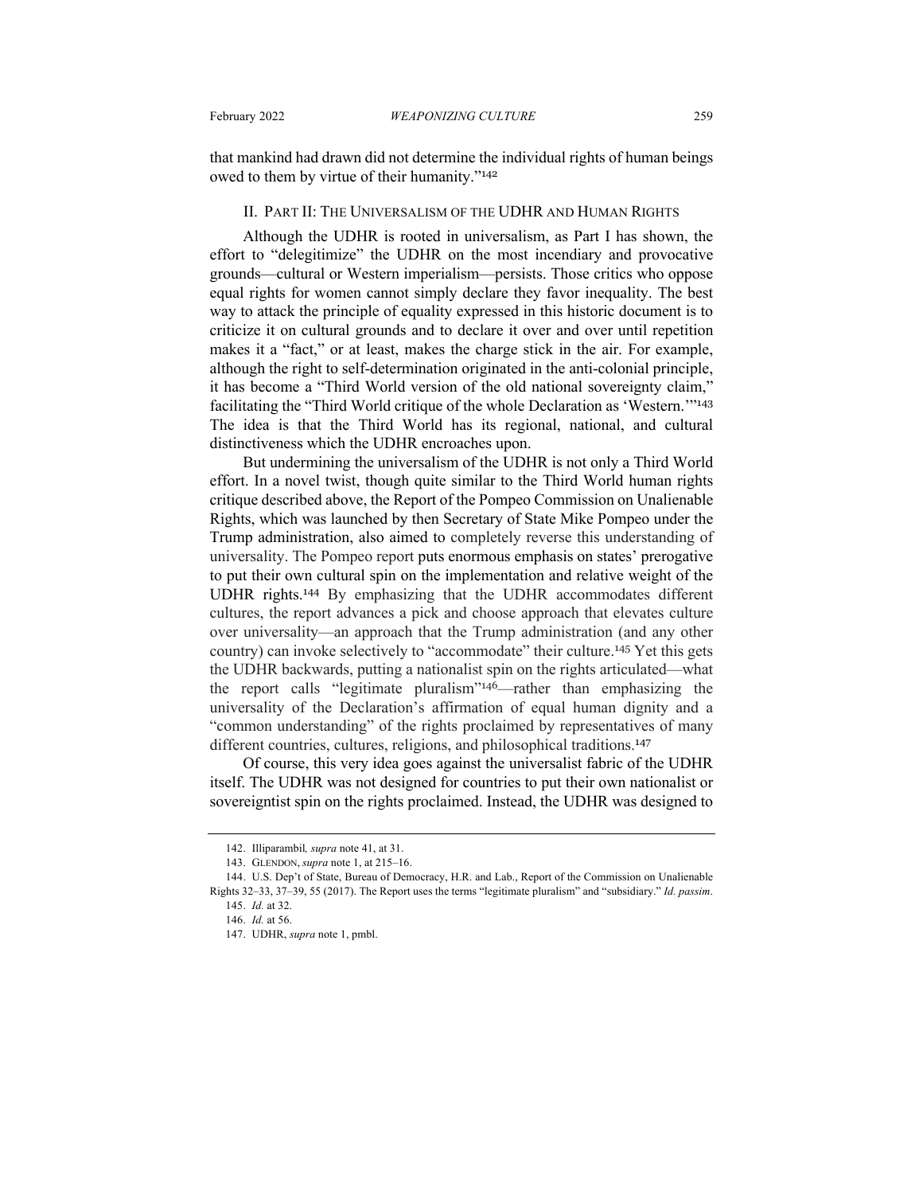that mankind had drawn did not determine the individual rights of human beings owed to them by virtue of their humanity."[142]

## II. Part II: The Universalism of the UDHR and Human Rights

Although the UDHR is rooted in universalism, as Part I has shown, the effort to "delegitimize" the UDHR on the most incendiary and provocative grounds—cultural or Western imperialism—persists. Those critics who oppose equal rights for women cannot simply declare they favor inequality. The best way to attack the principle of equality expressed in this historic document is to criticize it on cultural grounds and to declare it over and over until repetition makes it a "fact," or at least, makes the charge stick in the air. For example, although the right to self-determination originated in the anti-colonial principle, it has become a "Third World version of the old national sovereignty claim," facilitating the "Third World critique of the whole Declaration as 'Western.'"[143] The idea is that the Third World has its regional, national, and cultural distinctiveness which the UDHR encroaches upon.

But undermining the universalism of the UDHR is not only a Third World effort. In a novel twist, though quite similar to the Third World human rights critique described above, the Report of the Pompeo Commission on Unalienable Rights, which was launched by then Secretary of State Mike Pompeo under the Trump administration, also aimed to completely reverse this understanding of universality. The Pompeo report puts enormous emphasis on states' prerogative to put their own cultural spin on the implementation and relative weight of the UDHR rights.[144] By emphasizing that the UDHR accommodates different cultures, the report advances a pick and choose approach that elevates culture over universality—an approach that the Trump administration (and any other country) can invoke selectively to "accommodate" their culture.[145] Yet this gets the UDHR backwards, putting a nationalist spin on the rights articulated—what the report calls "legitimate pluralism"[146]—rather than emphasizing the universality of the Declaration's affirmation of equal human dignity and a "common understanding" of the rights proclaimed by representatives of many different countries, cultures, religions, and philosophical traditions.[147]

Of course, this very idea goes against the universalist fabric of the UDHR itself. The UDHR was not designed for countries to put their own nationalist or sovereigntist spin on the rights proclaimed. Instead, the UDHR was designed to

---

142. Illiparambil*, supra* note 41, at 31.

143. Glendon, *supra* note 1, at 215–16.

144. U.S. Dep't of State, Bureau of Democracy, H.R. and Lab., Report of the Commission on Unalienable Rights 32–33, 37–39, 55 (2017). The Report uses the terms "legitimate pluralism" and "subsidiary." *Id. passim*.

145. *Id.* at 32.

146. *Id.* at 56.

147. UDHR, *supra* note 1, pmbl.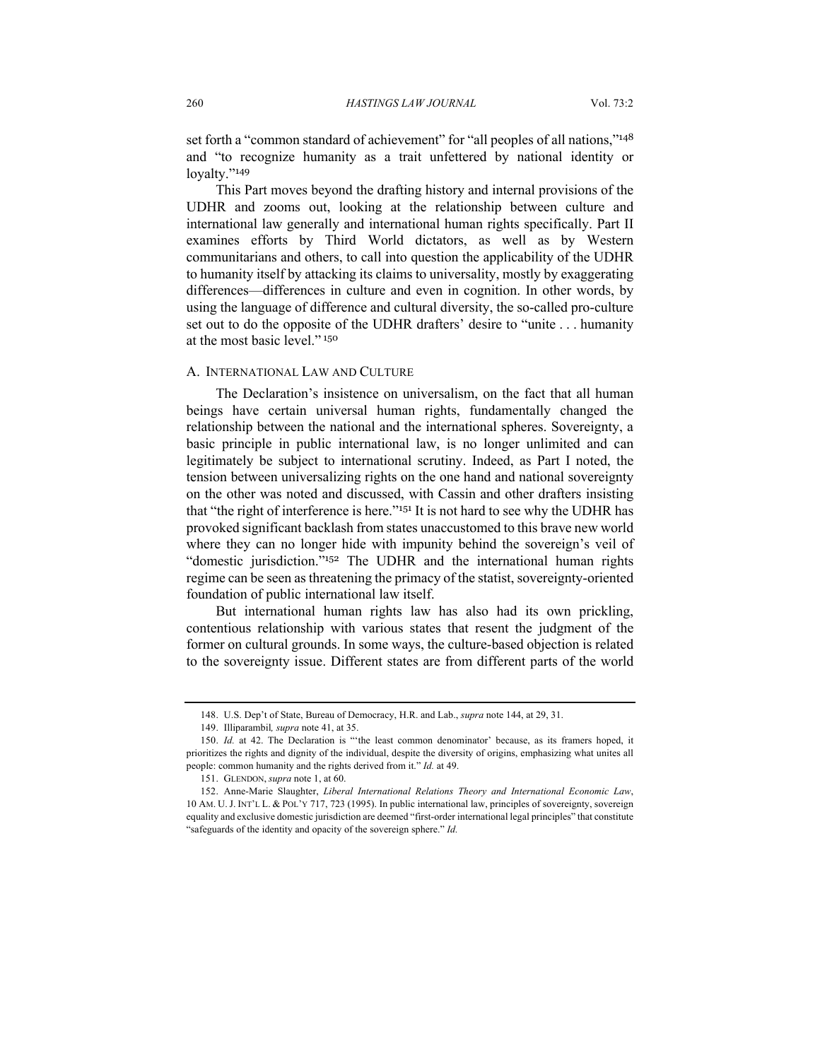set forth a "common standard of achievement" for "all peoples of all nations,"[148] and "to recognize humanity as a trait unfettered by national identity or loyalty."[149]

This Part moves beyond the drafting history and internal provisions of the UDHR and zooms out, looking at the relationship between culture and international law generally and international human rights specifically. Part II examines efforts by Third World dictators, as well as by Western communitarians and others, to call into question the applicability of the UDHR to humanity itself by attacking its claims to universality, mostly by exaggerating differences—differences in culture and even in cognition. In other words, by using the language of difference and cultural diversity, the so-called pro-culture set out to do the opposite of the UDHR drafters' desire to "unite . . . humanity at the most basic level." [150]

### A. International Law and Culture

The Declaration's insistence on universalism, on the fact that all human beings have certain universal human rights, fundamentally changed the relationship between the national and the international spheres. Sovereignty, a basic principle in public international law, is no longer unlimited and can legitimately be subject to international scrutiny. Indeed, as Part I noted, the tension between universalizing rights on the one hand and national sovereignty on the other was noted and discussed, with Cassin and other drafters insisting that "the right of interference is here."[151] It is not hard to see why the UDHR has provoked significant backlash from states unaccustomed to this brave new world where they can no longer hide with impunity behind the sovereign's veil of "domestic jurisdiction."[152] The UDHR and the international human rights regime can be seen as threatening the primacy of the statist, sovereignty-oriented foundation of public international law itself.

But international human rights law has also had its own prickling, contentious relationship with various states that resent the judgment of the former on cultural grounds. In some ways, the culture-based objection is related to the sovereignty issue. Different states are from different parts of the world

---

148. U.S. Dep't of State, Bureau of Democracy, H.R. and Lab., *supra* note 144, at 29, 31.

149. Illiparambil, *supra* note 41, at 35.

150. *Id.* at 42. The Declaration is "'the least common denominator' because, as its framers hoped, it prioritizes the rights and dignity of the individual, despite the diversity of origins, emphasizing what unites all people: common humanity and the rights derived from it." *Id.* at 49.

151. Glendon, *supra* note 1, at 60.

152. Anne-Marie Slaughter, *Liberal International Relations Theory and International Economic Law*, 10 Am. U. J. Int'l L. & Pol'y 717, 723 (1995). In public international law, principles of sovereignty, sovereign equality and exclusive domestic jurisdiction are deemed "first-order international legal principles" that constitute "safeguards of the identity and opacity of the sovereign sphere." *Id.*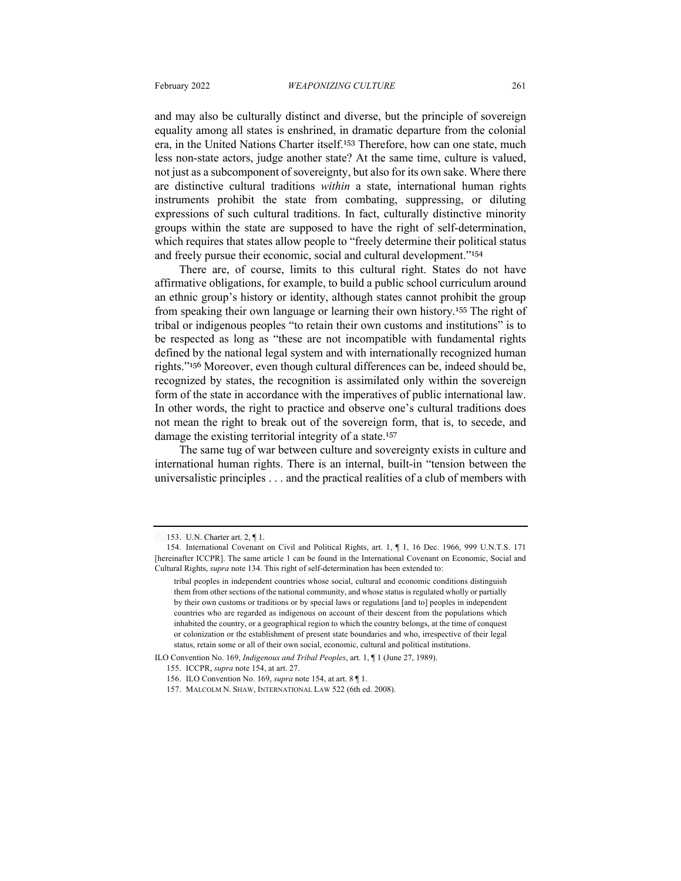and may also be culturally distinct and diverse, but the principle of sovereign equality among all states is enshrined, in dramatic departure from the colonial era, in the United Nations Charter itself.[153] Therefore, how can one state, much less non-state actors, judge another state? At the same time, culture is valued, not just as a subcomponent of sovereignty, but also for its own sake. Where there are distinctive cultural traditions *within* a state, international human rights instruments prohibit the state from combating, suppressing, or diluting expressions of such cultural traditions. In fact, culturally distinctive minority groups within the state are supposed to have the right of self-determination, which requires that states allow people to "freely determine their political status and freely pursue their economic, social and cultural development."[154]

There are, of course, limits to this cultural right. States do not have affirmative obligations, for example, to build a public school curriculum around an ethnic group's history or identity, although states cannot prohibit the group from speaking their own language or learning their own history.[155] The right of tribal or indigenous peoples "to retain their own customs and institutions" is to be respected as long as "these are not incompatible with fundamental rights defined by the national legal system and with internationally recognized human rights."[156] Moreover, even though cultural differences can be, indeed should be, recognized by states, the recognition is assimilated only within the sovereign form of the state in accordance with the imperatives of public international law. In other words, the right to practice and observe one's cultural traditions does not mean the right to break out of the sovereign form, that is, to secede, and damage the existing territorial integrity of a state.[157]

The same tug of war between culture and sovereignty exists in culture and international human rights. There is an internal, built-in "tension between the universalistic principles . . . and the practical realities of a club of members with

---

153. U.N. Charter art. 2, ¶ 1.

154. International Covenant on Civil and Political Rights, art. 1, ¶ 1, 16 Dec. 1966, 999 U.N.T.S. 171 [hereinafter ICCPR]. The same article 1 can be found in the International Covenant on Economic, Social and Cultural Rights, *supra* note 134. This right of self-determination has been extended to:

> tribal peoples in independent countries whose social, cultural and economic conditions distinguish them from other sections of the national community, and whose status is regulated wholly or partially by their own customs or traditions or by special laws or regulations [and to] peoples in independent countries who are regarded as indigenous on account of their descent from the populations which inhabited the country, or a geographical region to which the country belongs, at the time of conquest or colonization or the establishment of present state boundaries and who, irrespective of their legal status, retain some or all of their own social, economic, cultural and political institutions.

ILO Convention No. 169, *Indigenous and Tribal Peoples*, art. 1, ¶ 1 (June 27, 1989).

155. ICCPR, *supra* note 154, at art. 27.

156. ILO Convention No. 169, *supra* note 154, at art. 8 ¶ 1.

157. MALCOLM N. SHAW, INTERNATIONAL LAW 522 (6th ed. 2008).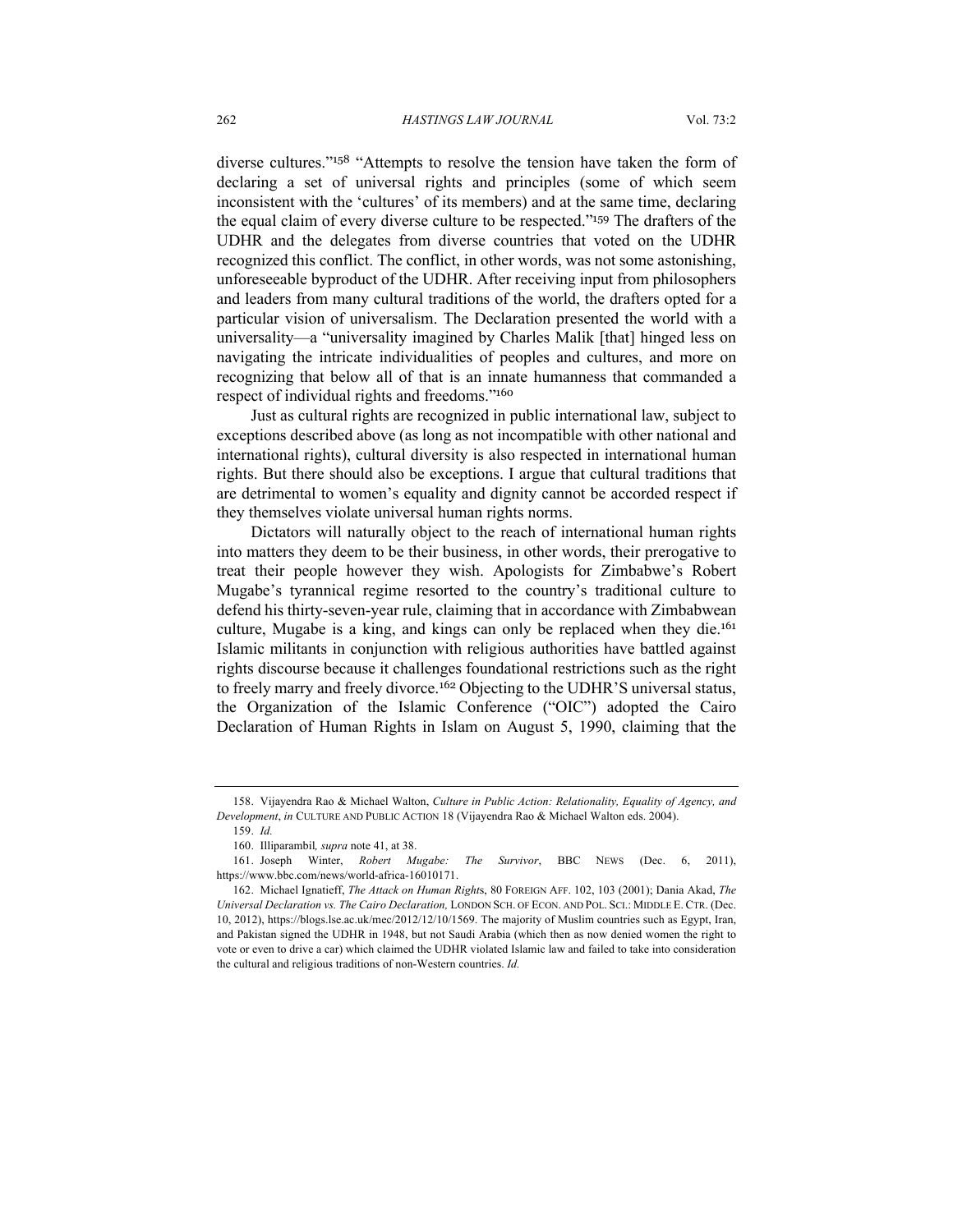diverse cultures."[158] "Attempts to resolve the tension have taken the form of declaring a set of universal rights and principles (some of which seem inconsistent with the 'cultures' of its members) and at the same time, declaring the equal claim of every diverse culture to be respected."[159] The drafters of the UDHR and the delegates from diverse countries that voted on the UDHR recognized this conflict. The conflict, in other words, was not some astonishing, unforeseeable byproduct of the UDHR. After receiving input from philosophers and leaders from many cultural traditions of the world, the drafters opted for a particular vision of universalism. The Declaration presented the world with a universality—a "universality imagined by Charles Malik [that] hinged less on navigating the intricate individualities of peoples and cultures, and more on recognizing that below all of that is an innate humanness that commanded a respect of individual rights and freedoms."[160]

Just as cultural rights are recognized in public international law, subject to exceptions described above (as long as not incompatible with other national and international rights), cultural diversity is also respected in international human rights. But there should also be exceptions. I argue that cultural traditions that are detrimental to women's equality and dignity cannot be accorded respect if they themselves violate universal human rights norms.

Dictators will naturally object to the reach of international human rights into matters they deem to be their business, in other words, their prerogative to treat their people however they wish. Apologists for Zimbabwe's Robert Mugabe's tyrannical regime resorted to the country's traditional culture to defend his thirty-seven-year rule, claiming that in accordance with Zimbabwean culture, Mugabe is a king, and kings can only be replaced when they die.[161] Islamic militants in conjunction with religious authorities have battled against rights discourse because it challenges foundational restrictions such as the right to freely marry and freely divorce.[162] Objecting to the UDHR'S universal status, the Organization of the Islamic Conference ("OIC") adopted the Cairo Declaration of Human Rights in Islam on August 5, 1990, claiming that the

---

158. Vijayendra Rao & Michael Walton, *Culture in Public Action: Relationality, Equality of Agency, and Development*, *in* CULTURE AND PUBLIC ACTION 18 (Vijayendra Rao & Michael Walton eds. 2004).

159. *Id.*

160. Illiparambil*, supra* note 41, at 38.

161. Joseph Winter, *Robert Mugabe: The Survivor*, BBC NEWS (Dec. 6, 2011), https://www.bbc.com/news/world-africa-16010171.

162. Michael Ignatieff, *The Attack on Human Rights*, 80 FOREIGN AFF. 102, 103 (2001); Dania Akad, *The Universal Declaration vs. The Cairo Declaration,* LONDON SCH. OF ECON. AND POL. SCI.: MIDDLE E. CTR. (Dec. 10, 2012), https://blogs.lse.ac.uk/mec/2012/12/10/1569. The majority of Muslim countries such as Egypt, Iran, and Pakistan signed the UDHR in 1948, but not Saudi Arabia (which then as now denied women the right to vote or even to drive a car) which claimed the UDHR violated Islamic law and failed to take into consideration the cultural and religious traditions of non-Western countries. *Id.*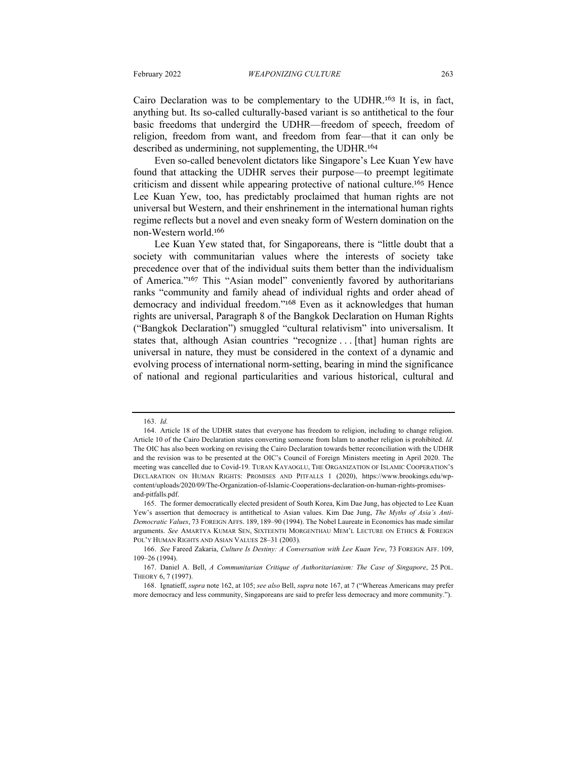Cairo Declaration was to be complementary to the UDHR.[163] It is, in fact, anything but. Its so-called culturally-based variant is so antithetical to the four basic freedoms that undergird the UDHR—freedom of speech, freedom of religion, freedom from want, and freedom from fear—that it can only be described as undermining, not supplementing, the UDHR.[164]

Even so-called benevolent dictators like Singapore's Lee Kuan Yew have found that attacking the UDHR serves their purpose—to preempt legitimate criticism and dissent while appearing protective of national culture.[165] Hence Lee Kuan Yew, too, has predictably proclaimed that human rights are not universal but Western, and their enshrinement in the international human rights regime reflects but a novel and even sneaky form of Western domination on the non-Western world.[166]

Lee Kuan Yew stated that, for Singaporeans, there is "little doubt that a society with communitarian values where the interests of society take precedence over that of the individual suits them better than the individualism of America."[167] This "Asian model" conveniently favored by authoritarians ranks "community and family ahead of individual rights and order ahead of democracy and individual freedom."[168] Even as it acknowledges that human rights are universal, Paragraph 8 of the Bangkok Declaration on Human Rights ("Bangkok Declaration") smuggled "cultural relativism" into universalism. It states that, although Asian countries "recognize . . . [that] human rights are universal in nature, they must be considered in the context of a dynamic and evolving process of international norm-setting, bearing in mind the significance of national and regional particularities and various historical, cultural and

---

163. *Id.*

164. Article 18 of the UDHR states that everyone has freedom to religion, including to change religion. Article 10 of the Cairo Declaration states converting someone from Islam to another religion is prohibited. *Id.* The OIC has also been working on revising the Cairo Declaration towards better reconciliation with the UDHR and the revision was to be presented at the OIC's Council of Foreign Ministers meeting in April 2020. The meeting was cancelled due to Covid-19. TURAN KAYAOGLU, THE ORGANIZATION OF ISLAMIC COOPERATION'S DECLARATION ON HUMAN RIGHTS: PROMISES AND PITFALLS 1 (2020), https://www.brookings.edu/wp-content/uploads/2020/09/The-Organization-of-Islamic-Cooperations-declaration-on-human-rights-promises-and-pitfalls.pdf.

165. The former democratically elected president of South Korea, Kim Dae Jung, has objected to Lee Kuan Yew's assertion that democracy is antithetical to Asian values. Kim Dae Jung, *The Myths of Asia's Anti-Democratic Values*, 73 FOREIGN AFFS. 189, 189–90 (1994). The Nobel Laureate in Economics has made similar arguments. *See* AMARTYA KUMAR SEN, SIXTEENTH MORGENTHAU MEM'L LECTURE ON ETHICS & FOREIGN POL'Y HUMAN RIGHTS AND ASIAN VALUES 28–31 (2003).

166. *See* Fareed Zakaria, *Culture Is Destiny: A Conversation with Lee Kuan Yew*, 73 FOREIGN AFF. 109, 109–26 (1994).

167. Daniel A. Bell, *A Communitarian Critique of Authoritarianism: The Case of Singapore*, 25 POL. THEORY 6, 7 (1997).

168. Ignatieff, *supra* note 162, at 105; *see also* Bell, *supra* note 167, at 7 ("Whereas Americans may prefer more democracy and less community, Singaporeans are said to prefer less democracy and more community.").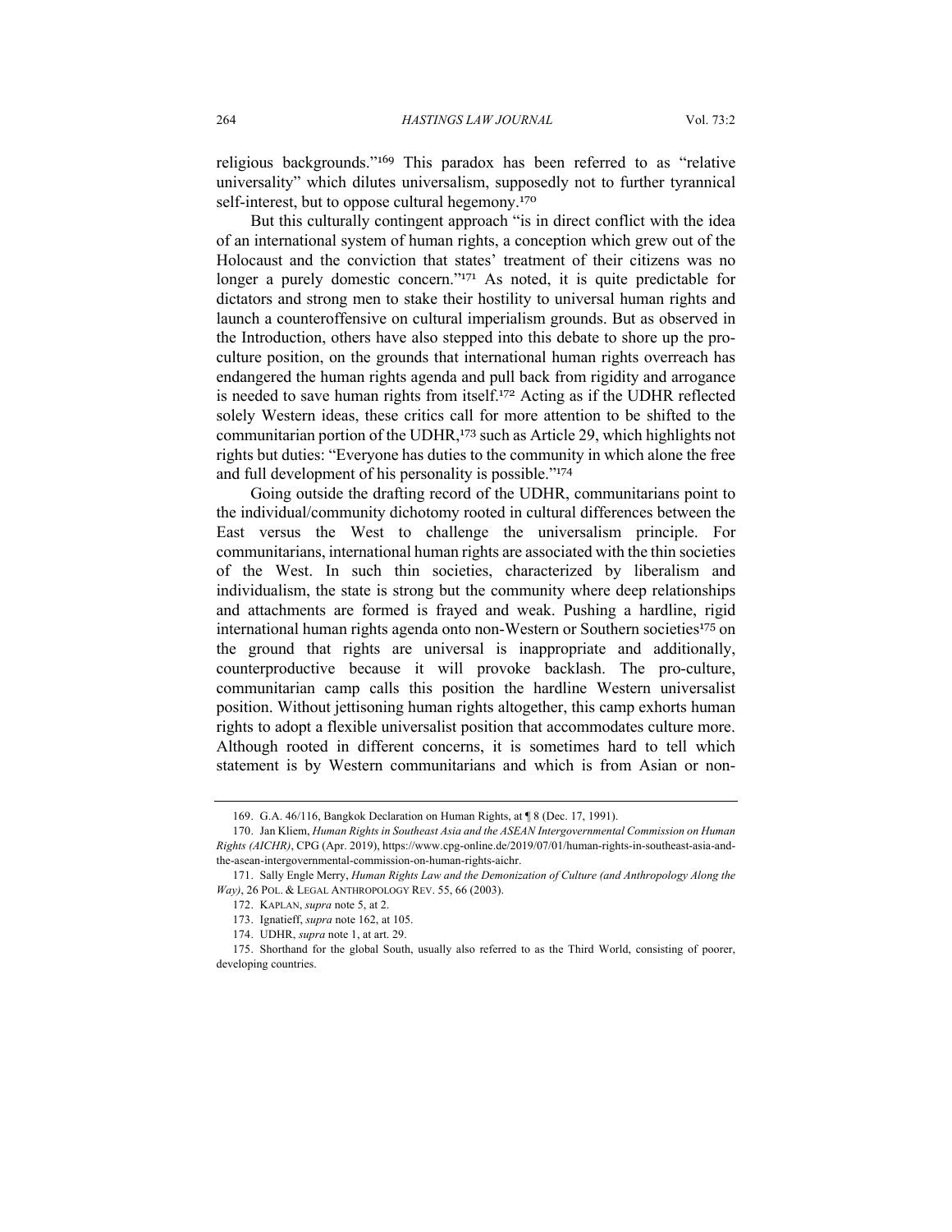religious backgrounds."[169] This paradox has been referred to as "relative universality" which dilutes universalism, supposedly not to further tyrannical self-interest, but to oppose cultural hegemony.[170]

But this culturally contingent approach "is in direct conflict with the idea of an international system of human rights, a conception which grew out of the Holocaust and the conviction that states' treatment of their citizens was no longer a purely domestic concern."[171] As noted, it is quite predictable for dictators and strong men to stake their hostility to universal human rights and launch a counteroffensive on cultural imperialism grounds. But as observed in the Introduction, others have also stepped into this debate to shore up the pro-culture position, on the grounds that international human rights overreach has endangered the human rights agenda and pull back from rigidity and arrogance is needed to save human rights from itself.[172] Acting as if the UDHR reflected solely Western ideas, these critics call for more attention to be shifted to the communitarian portion of the UDHR,[173] such as Article 29, which highlights not rights but duties: "Everyone has duties to the community in which alone the free and full development of his personality is possible."[174]

Going outside the drafting record of the UDHR, communitarians point to the individual/community dichotomy rooted in cultural differences between the East versus the West to challenge the universalism principle. For communitarians, international human rights are associated with the thin societies of the West. In such thin societies, characterized by liberalism and individualism, the state is strong but the community where deep relationships and attachments are formed is frayed and weak. Pushing a hardline, rigid international human rights agenda onto non-Western or Southern societies[175] on the ground that rights are universal is inappropriate and additionally, counterproductive because it will provoke backlash. The pro-culture, communitarian camp calls this position the hardline Western universalist position. Without jettisoning human rights altogether, this camp exhorts human rights to adopt a flexible universalist position that accommodates culture more. Although rooted in different concerns, it is sometimes hard to tell which statement is by Western communitarians and which is from Asian or non-

---

169. G.A. 46/116, Bangkok Declaration on Human Rights, at ¶ 8 (Dec. 17, 1991).

170. Jan Kliem, *Human Rights in Southeast Asia and the ASEAN Intergovernmental Commission on Human Rights (AICHR)*, CPG (Apr. 2019), https://www.cpg-online.de/2019/07/01/human-rights-in-southeast-asia-and-the-asean-intergovernmental-commission-on-human-rights-aichr.

171. Sally Engle Merry, *Human Rights Law and the Demonization of Culture (and Anthropology Along the Way)*, 26 POL. & LEGAL ANTHROPOLOGY REV. 55, 66 (2003).

172. KAPLAN, *supra* note 5, at 2.

173. Ignatieff, *supra* note 162, at 105.

174. UDHR, *supra* note 1, at art. 29.

175. Shorthand for the global South, usually also referred to as the Third World, consisting of poorer, developing countries.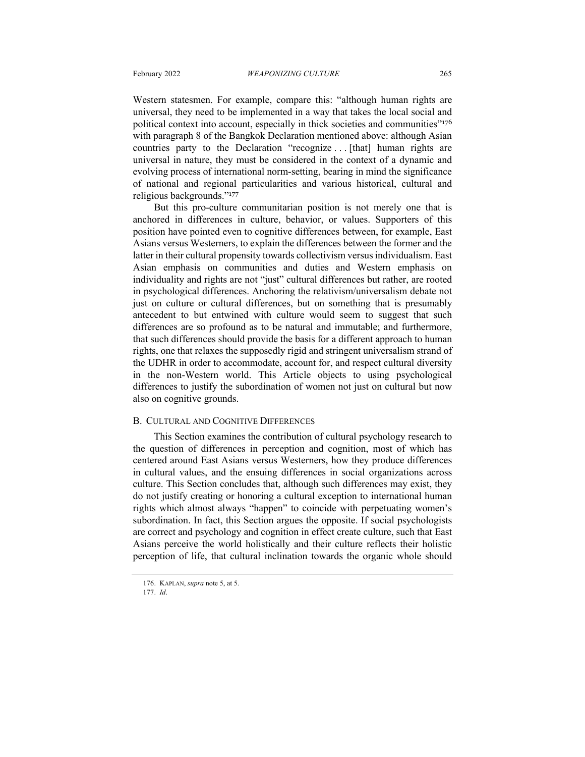Western statesmen. For example, compare this: "although human rights are universal, they need to be implemented in a way that takes the local social and political context into account, especially in thick societies and communities"[176] with paragraph 8 of the Bangkok Declaration mentioned above: although Asian countries party to the Declaration "recognize . . . [that] human rights are universal in nature, they must be considered in the context of a dynamic and evolving process of international norm-setting, bearing in mind the significance of national and regional particularities and various historical, cultural and religious backgrounds."[177]

But this pro-culture communitarian position is not merely one that is anchored in differences in culture, behavior, or values. Supporters of this position have pointed even to cognitive differences between, for example, East Asians versus Westerners, to explain the differences between the former and the latter in their cultural propensity towards collectivism versus individualism. East Asian emphasis on communities and duties and Western emphasis on individuality and rights are not "just" cultural differences but rather, are rooted in psychological differences. Anchoring the relativism/universalism debate not just on culture or cultural differences, but on something that is presumably antecedent to but entwined with culture would seem to suggest that such differences are so profound as to be natural and immutable; and furthermore, that such differences should provide the basis for a different approach to human rights, one that relaxes the supposedly rigid and stringent universalism strand of the UDHR in order to accommodate, account for, and respect cultural diversity in the non-Western world. This Article objects to using psychological differences to justify the subordination of women not just on cultural but now also on cognitive grounds.

### B. Cultural and Cognitive Differences

This Section examines the contribution of cultural psychology research to the question of differences in perception and cognition, most of which has centered around East Asians versus Westerners, how they produce differences in cultural values, and the ensuing differences in social organizations across culture. This Section concludes that, although such differences may exist, they do not justify creating or honoring a cultural exception to international human rights which almost always "happen" to coincide with perpetuating women's subordination. In fact, this Section argues the opposite. If social psychologists are correct and psychology and cognition in effect create culture, such that East Asians perceive the world holistically and their culture reflects their holistic perception of life, that cultural inclination towards the organic whole should

176. Kaplan, *supra* note 5, at 5.

177. *Id*.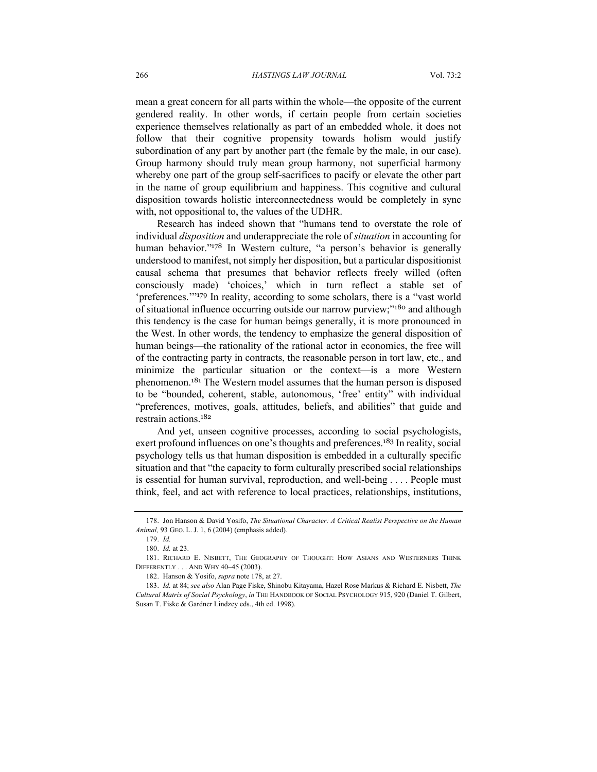mean a great concern for all parts within the whole—the opposite of the current gendered reality. In other words, if certain people from certain societies experience themselves relationally as part of an embedded whole, it does not follow that their cognitive propensity towards holism would justify subordination of any part by another part (the female by the male, in our case). Group harmony should truly mean group harmony, not superficial harmony whereby one part of the group self-sacrifices to pacify or elevate the other part in the name of group equilibrium and happiness. This cognitive and cultural disposition towards holistic interconnectedness would be completely in sync with, not oppositional to, the values of the UDHR.

Research has indeed shown that "humans tend to overstate the role of individual *disposition* and underappreciate the role of *situation* in accounting for human behavior."[178] In Western culture, "a person's behavior is generally understood to manifest, not simply her disposition, but a particular dispositionist causal schema that presumes that behavior reflects freely willed (often consciously made) 'choices,' which in turn reflect a stable set of 'preferences.'"[179] In reality, according to some scholars, there is a "vast world of situational influence occurring outside our narrow purview;"[180] and although this tendency is the case for human beings generally, it is more pronounced in the West. In other words, the tendency to emphasize the general disposition of human beings—the rationality of the rational actor in economics, the free will of the contracting party in contracts, the reasonable person in tort law, etc., and minimize the particular situation or the context—is a more Western phenomenon.[181] The Western model assumes that the human person is disposed to be "bounded, coherent, stable, autonomous, 'free' entity" with individual "preferences, motives, goals, attitudes, beliefs, and abilities" that guide and restrain actions.[182]

And yet, unseen cognitive processes, according to social psychologists, exert profound influences on one's thoughts and preferences.[183] In reality, social psychology tells us that human disposition is embedded in a culturally specific situation and that "the capacity to form culturally prescribed social relationships is essential for human survival, reproduction, and well-being . . . . People must think, feel, and act with reference to local practices, relationships, institutions,

---

178. Jon Hanson & David Yosifo, *The Situational Character: A Critical Realist Perspective on the Human Animal,* 93 GEO. L. J. 1, 6 (2004) (emphasis added).

179. *Id.*

180. *Id.* at 23.

181. RICHARD E. NISBETT, THE GEOGRAPHY OF THOUGHT: HOW ASIANS AND WESTERNERS THINK DIFFERENTLY . . . AND WHY 40–45 (2003).

182. Hanson & Yosifo, *supra* note 178, at 27.

183. *Id.* at 84; *see also* Alan Page Fiske, Shinobu Kitayama, Hazel Rose Markus & Richard E. Nisbett, *The Cultural Matrix of Social Psychology*, *in* THE HANDBOOK OF SOCIAL PSYCHOLOGY 915, 920 (Daniel T. Gilbert, Susan T. Fiske & Gardner Lindzey eds., 4th ed. 1998).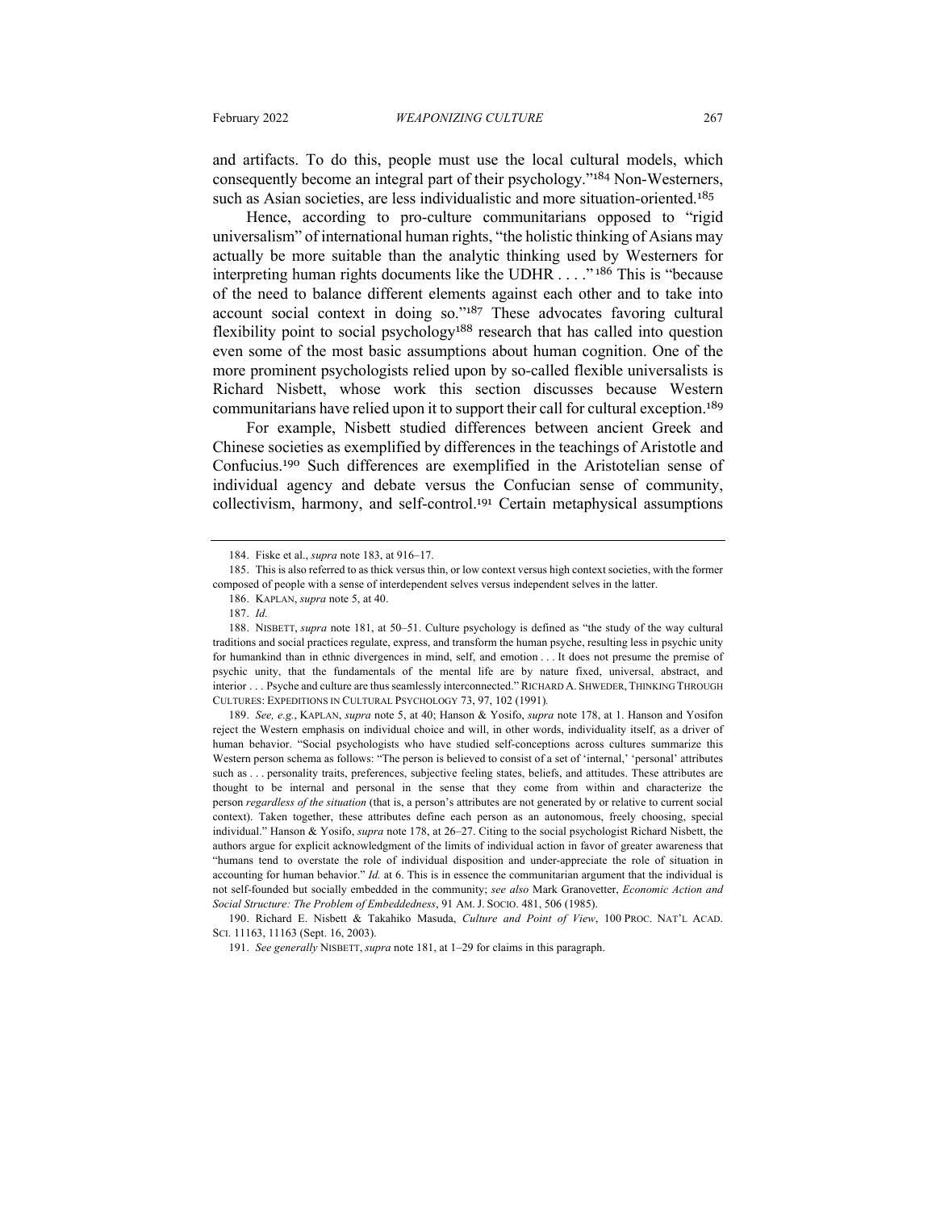and artifacts. To do this, people must use the local cultural models, which consequently become an integral part of their psychology."[184] Non-Westerners, such as Asian societies, are less individualistic and more situation-oriented.[185]

Hence, according to pro-culture communitarians opposed to "rigid universalism" of international human rights, "the holistic thinking of Asians may actually be more suitable than the analytic thinking used by Westerners for interpreting human rights documents like the UDHR . . . ."[186] This is "because of the need to balance different elements against each other and to take into account social context in doing so."[187] These advocates favoring cultural flexibility point to social psychology[188] research that has called into question even some of the most basic assumptions about human cognition. One of the more prominent psychologists relied upon by so-called flexible universalists is Richard Nisbett, whose work this section discusses because Western communitarians have relied upon it to support their call for cultural exception.[189]

For example, Nisbett studied differences between ancient Greek and Chinese societies as exemplified by differences in the teachings of Aristotle and Confucius.[190] Such differences are exemplified in the Aristotelian sense of individual agency and debate versus the Confucian sense of community, collectivism, harmony, and self-control.[191] Certain metaphysical assumptions

---

184. Fiske et al., *supra* note 183, at 916–17.

185. This is also referred to as thick versus thin, or low context versus high context societies, with the former composed of people with a sense of interdependent selves versus independent selves in the latter.

186. KAPLAN, *supra* note 5, at 40.

187. *Id.*

188. NISBETT, *supra* note 181, at 50–51. Culture psychology is defined as "the study of the way cultural traditions and social practices regulate, express, and transform the human psyche, resulting less in psychic unity for humankind than in ethnic divergences in mind, self, and emotion . . . It does not presume the premise of psychic unity, that the fundamentals of the mental life are by nature fixed, universal, abstract, and interior . . . Psyche and culture are thus seamlessly interconnected." RICHARD A. SHWEDER, THINKING THROUGH CULTURES: EXPEDITIONS IN CULTURAL PSYCHOLOGY 73, 97, 102 (1991).

189. *See, e.g.*, KAPLAN, *supra* note 5, at 40; Hanson & Yosifo, *supra* note 178, at 1. Hanson and Yosifon reject the Western emphasis on individual choice and will, in other words, individuality itself, as a driver of human behavior. "Social psychologists who have studied self-conceptions across cultures summarize this Western person schema as follows: "The person is believed to consist of a set of 'internal,' 'personal' attributes such as . . . personality traits, preferences, subjective feeling states, beliefs, and attitudes. These attributes are thought to be internal and personal in the sense that they come from within and characterize the person *regardless of the situation* (that is, a person's attributes are not generated by or relative to current social context). Taken together, these attributes define each person as an autonomous, freely choosing, special individual." Hanson & Yosifo, *supra* note 178, at 26–27. Citing to the social psychologist Richard Nisbett, the authors argue for explicit acknowledgment of the limits of individual action in favor of greater awareness that "humans tend to overstate the role of individual disposition and under-appreciate the role of situation in accounting for human behavior." *Id.* at 6. This is in essence the communitarian argument that the individual is not self-founded but socially embedded in the community; *see also* Mark Granovetter, *Economic Action and Social Structure: The Problem of Embeddedness*, 91 AM. J. SOCIO. 481, 506 (1985).

190. Richard E. Nisbett & Takahiko Masuda, *Culture and Point of View*, 100 PROC. NAT'L ACAD. SCI. 11163, 11163 (Sept. 16, 2003).

191. *See generally* NISBETT, *supra* note 181, at 1–29 for claims in this paragraph.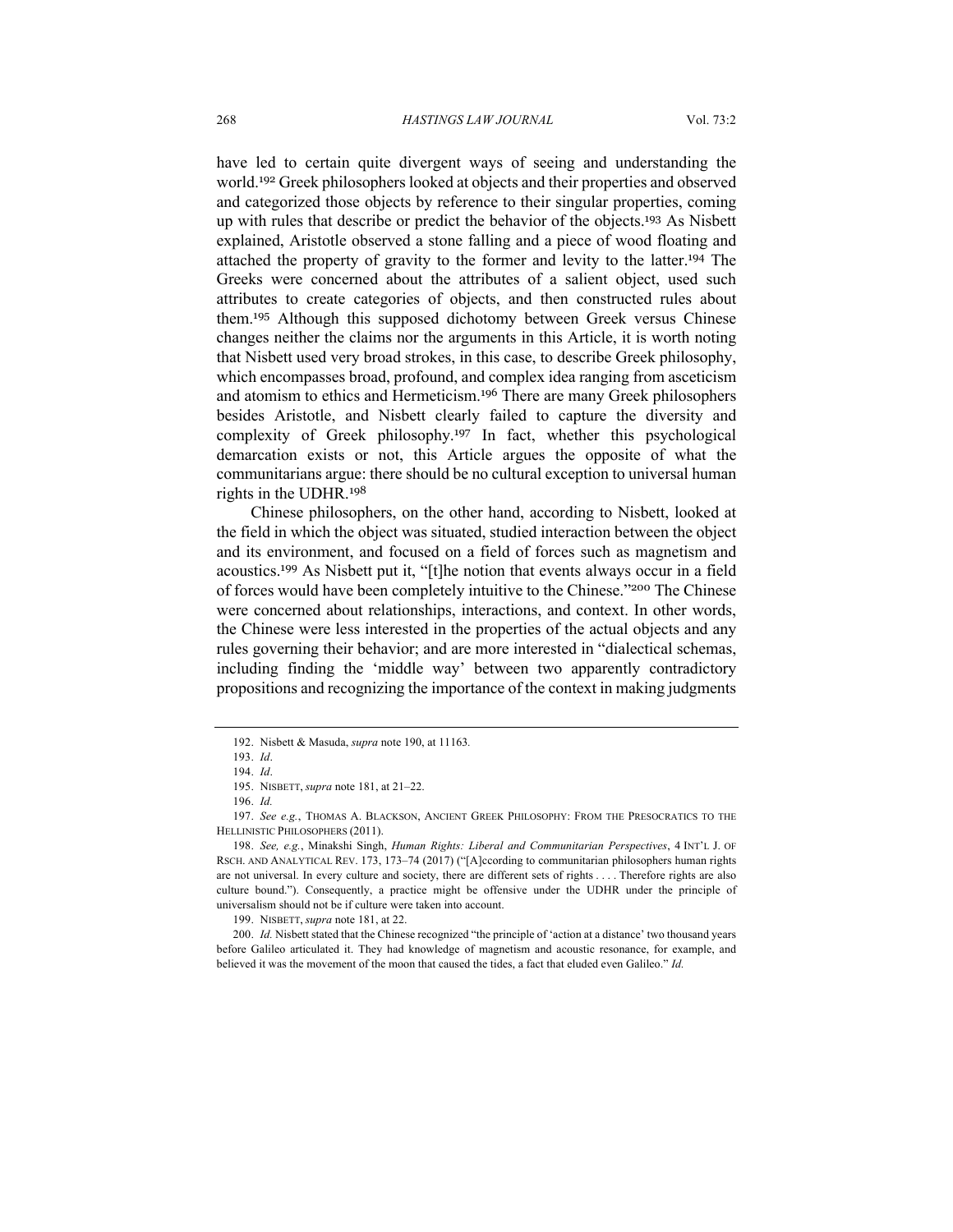have led to certain quite divergent ways of seeing and understanding the world.[192] Greek philosophers looked at objects and their properties and observed and categorized those objects by reference to their singular properties, coming up with rules that describe or predict the behavior of the objects.[193] As Nisbett explained, Aristotle observed a stone falling and a piece of wood floating and attached the property of gravity to the former and levity to the latter.[194] The Greeks were concerned about the attributes of a salient object, used such attributes to create categories of objects, and then constructed rules about them.[195] Although this supposed dichotomy between Greek versus Chinese changes neither the claims nor the arguments in this Article, it is worth noting that Nisbett used very broad strokes, in this case, to describe Greek philosophy, which encompasses broad, profound, and complex idea ranging from asceticism and atomism to ethics and Hermeticism.[196] There are many Greek philosophers besides Aristotle, and Nisbett clearly failed to capture the diversity and complexity of Greek philosophy.[197] In fact, whether this psychological demarcation exists or not, this Article argues the opposite of what the communitarians argue: there should be no cultural exception to universal human rights in the UDHR.[198]

Chinese philosophers, on the other hand, according to Nisbett, looked at the field in which the object was situated, studied interaction between the object and its environment, and focused on a field of forces such as magnetism and acoustics.[199] As Nisbett put it, "[t]he notion that events always occur in a field of forces would have been completely intuitive to the Chinese."[200] The Chinese were concerned about relationships, interactions, and context. In other words, the Chinese were less interested in the properties of the actual objects and any rules governing their behavior; and are more interested in "dialectical schemas, including finding the 'middle way' between two apparently contradictory propositions and recognizing the importance of the context in making judgments

---

192. Nisbett & Masuda, *supra* note 190, at 11163.

193. *Id*.

194. *Id*.

195. NISBETT, *supra* note 181, at 21–22.

196. *Id.*

197. *See e.g.*, THOMAS A. BLACKSON, ANCIENT GREEK PHILOSOPHY: FROM THE PRESOCRATICS TO THE HELLINISTIC PHILOSOPHERS (2011).

198. *See, e.g.*, Minakshi Singh, *Human Rights: Liberal and Communitarian Perspectives*, 4 INT'L J. OF RSCH. AND ANALYTICAL REV. 173, 173–74 (2017) ("[A]ccording to communitarian philosophers human rights are not universal. In every culture and society, there are different sets of rights . . . . Therefore rights are also culture bound."). Consequently, a practice might be offensive under the UDHR under the principle of universalism should not be if culture were taken into account.

199. NISBETT, *supra* note 181, at 22.

200. *Id.* Nisbett stated that the Chinese recognized "the principle of 'action at a distance' two thousand years before Galileo articulated it. They had knowledge of magnetism and acoustic resonance, for example, and believed it was the movement of the moon that caused the tides, a fact that eluded even Galileo." *Id.*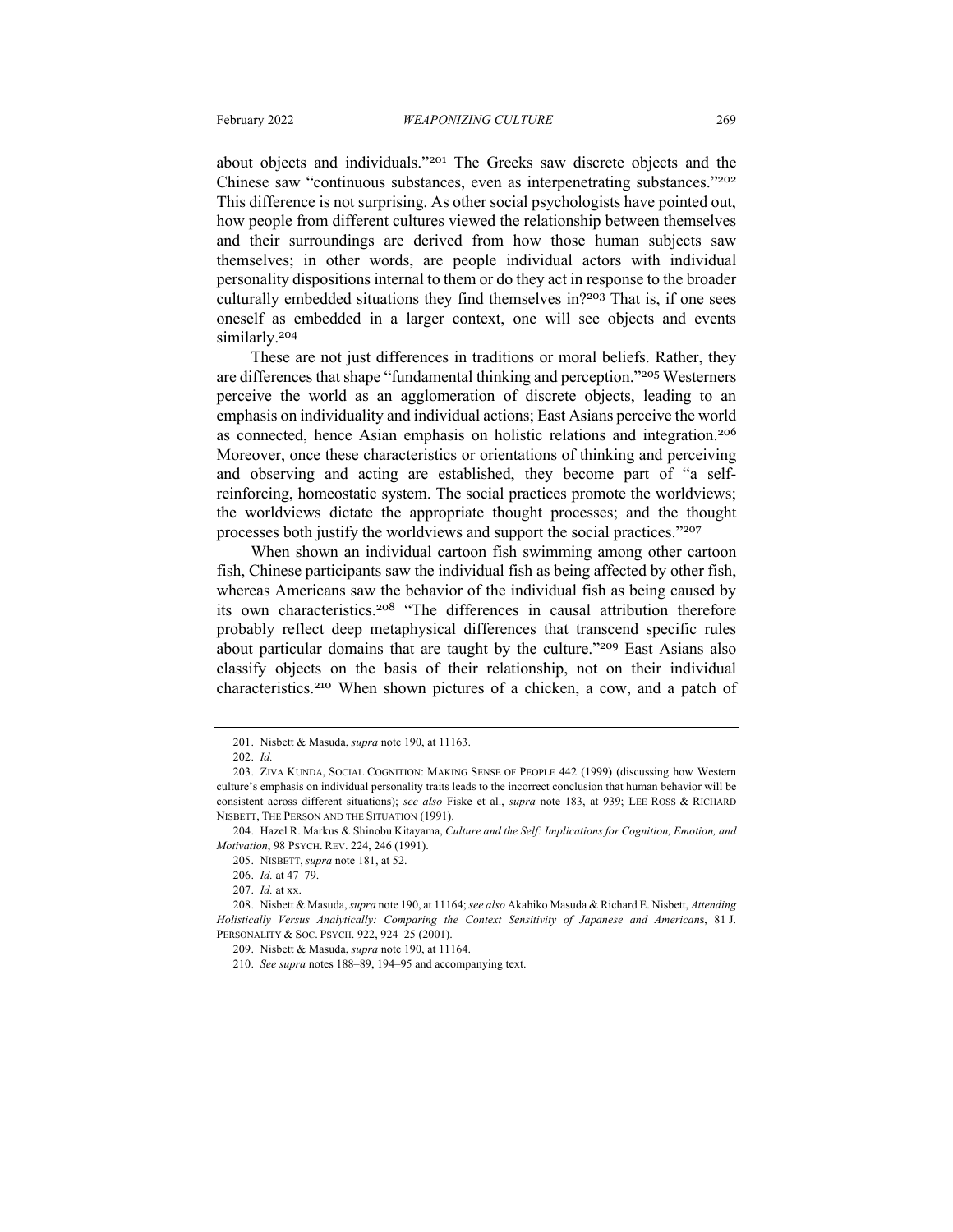about objects and individuals."[201] The Greeks saw discrete objects and the Chinese saw "continuous substances, even as interpenetrating substances."[202] This difference is not surprising. As other social psychologists have pointed out, how people from different cultures viewed the relationship between themselves and their surroundings are derived from how those human subjects saw themselves; in other words, are people individual actors with individual personality dispositions internal to them or do they act in response to the broader culturally embedded situations they find themselves in?[203] That is, if one sees oneself as embedded in a larger context, one will see objects and events similarly.[204]

These are not just differences in traditions or moral beliefs. Rather, they are differences that shape "fundamental thinking and perception."[205] Westerners perceive the world as an agglomeration of discrete objects, leading to an emphasis on individuality and individual actions; East Asians perceive the world as connected, hence Asian emphasis on holistic relations and integration.[206] Moreover, once these characteristics or orientations of thinking and perceiving and observing and acting are established, they become part of "a self-reinforcing, homeostatic system. The social practices promote the worldviews; the worldviews dictate the appropriate thought processes; and the thought processes both justify the worldviews and support the social practices."[207]

When shown an individual cartoon fish swimming among other cartoon fish, Chinese participants saw the individual fish as being affected by other fish, whereas Americans saw the behavior of the individual fish as being caused by its own characteristics.[208] "The differences in causal attribution therefore probably reflect deep metaphysical differences that transcend specific rules about particular domains that are taught by the culture."[209] East Asians also classify objects on the basis of their relationship, not on their individual characteristics.[210] When shown pictures of a chicken, a cow, and a patch of

---

201. Nisbett & Masuda, *supra* note 190, at 11163.

202. *Id.*

203. ZIVA KUNDA, SOCIAL COGNITION: MAKING SENSE OF PEOPLE 442 (1999) (discussing how Western culture's emphasis on individual personality traits leads to the incorrect conclusion that human behavior will be consistent across different situations); *see also* Fiske et al., *supra* note 183, at 939; LEE ROSS & RICHARD NISBETT, THE PERSON AND THE SITUATION (1991).

204. Hazel R. Markus & Shinobu Kitayama, *Culture and the Self: Implications for Cognition, Emotion, and Motivation*, 98 PSYCH. REV. 224, 246 (1991).

205. NISBETT, *supra* note 181, at 52.

206. *Id.* at 47–79.

207. *Id.* at xx.

208. Nisbett & Masuda, *supra* note 190, at 11164; *see also* Akahiko Masuda & Richard E. Nisbett, *Attending Holistically Versus Analytically: Comparing the Context Sensitivity of Japanese and Americans*, 81 J. PERSONALITY & SOC. PSYCH. 922, 924–25 (2001).

209. Nisbett & Masuda, *supra* note 190, at 11164.

210. *See supra* notes 188–89, 194–95 and accompanying text.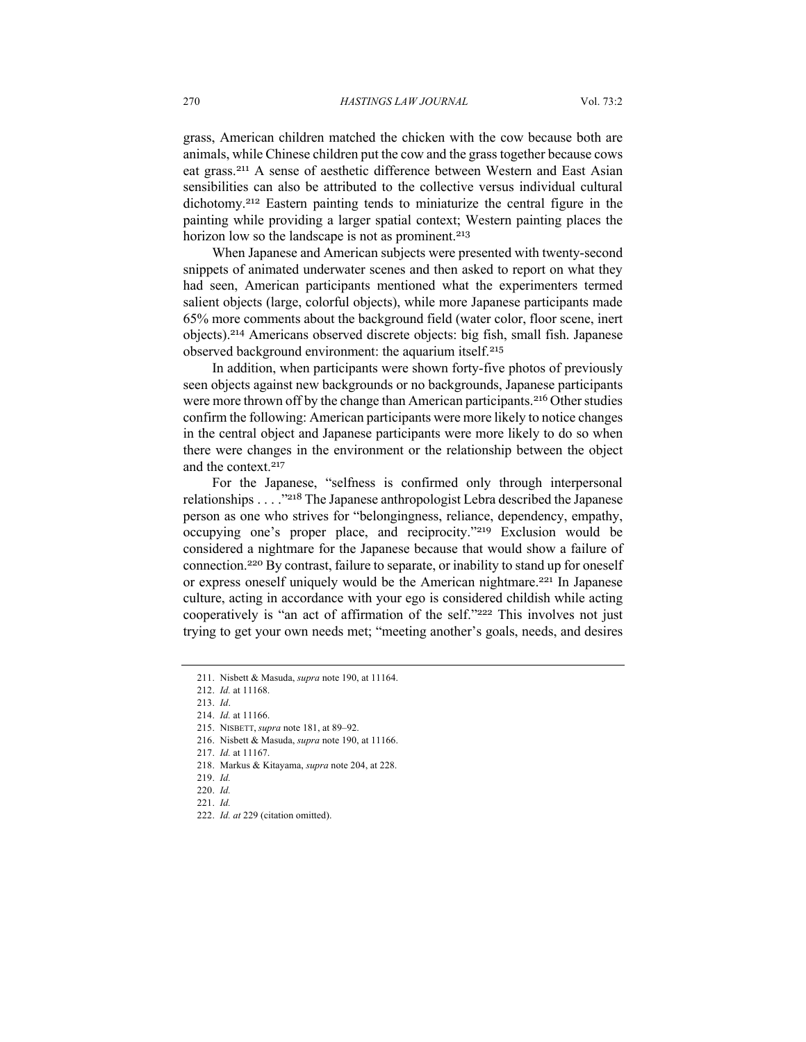grass, American children matched the chicken with the cow because both are animals, while Chinese children put the cow and the grass together because cows eat grass.[211] A sense of aesthetic difference between Western and East Asian sensibilities can also be attributed to the collective versus individual cultural dichotomy.[212] Eastern painting tends to miniaturize the central figure in the painting while providing a larger spatial context; Western painting places the horizon low so the landscape is not as prominent.[213]

When Japanese and American subjects were presented with twenty-second snippets of animated underwater scenes and then asked to report on what they had seen, American participants mentioned what the experimenters termed salient objects (large, colorful objects), while more Japanese participants made 65% more comments about the background field (water color, floor scene, inert objects).[214] Americans observed discrete objects: big fish, small fish. Japanese observed background environment: the aquarium itself.[215]

In addition, when participants were shown forty-five photos of previously seen objects against new backgrounds or no backgrounds, Japanese participants were more thrown off by the change than American participants.[216] Other studies confirm the following: American participants were more likely to notice changes in the central object and Japanese participants were more likely to do so when there were changes in the environment or the relationship between the object and the context.[217]

For the Japanese, "selfness is confirmed only through interpersonal relationships . . . ."[218] The Japanese anthropologist Lebra described the Japanese person as one who strives for "belongingness, reliance, dependency, empathy, occupying one's proper place, and reciprocity."[219] Exclusion would be considered a nightmare for the Japanese because that would show a failure of connection.[220] By contrast, failure to separate, or inability to stand up for oneself or express oneself uniquely would be the American nightmare.[221] In Japanese culture, acting in accordance with your ego is considered childish while acting cooperatively is "an act of affirmation of the self."[222] This involves not just trying to get your own needs met; "meeting another's goals, needs, and desires

---

211. Nisbett & Masuda, *supra* note 190, at 11164.
212. *Id.* at 11168.
213. *Id*.
214. *Id.* at 11166.
215. NISBETT, *supra* note 181, at 89–92.
216. Nisbett & Masuda, *supra* note 190, at 11166.
217. *Id.* at 11167.
218. Markus & Kitayama, *supra* note 204, at 228.
219. *Id.*
220. *Id.*
221. *Id.*
222. *Id. at* 229 (citation omitted).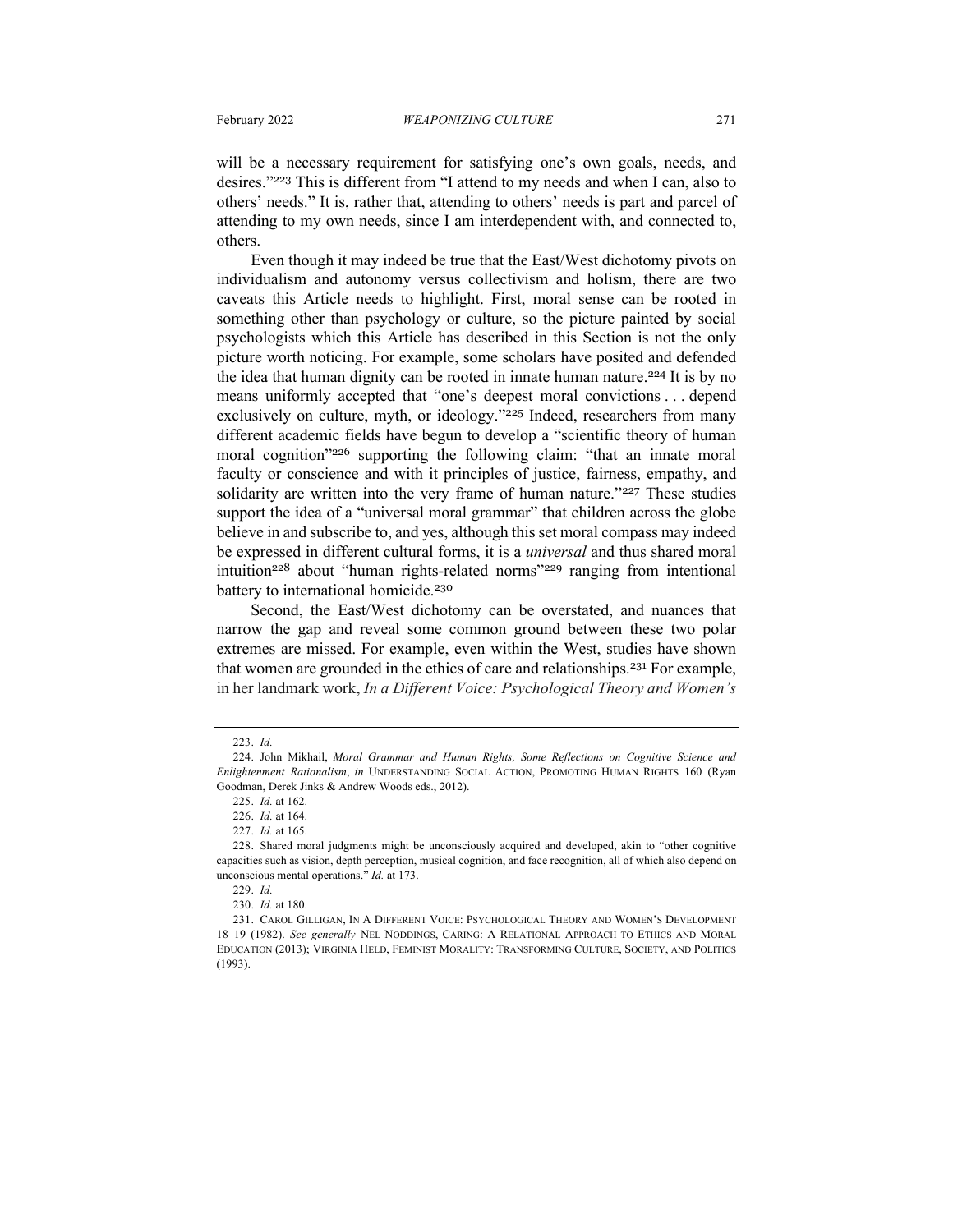will be a necessary requirement for satisfying one's own goals, needs, and desires."[223] This is different from "I attend to my needs and when I can, also to others' needs." It is, rather that, attending to others' needs is part and parcel of attending to my own needs, since I am interdependent with, and connected to, others.

Even though it may indeed be true that the East/West dichotomy pivots on individualism and autonomy versus collectivism and holism, there are two caveats this Article needs to highlight. First, moral sense can be rooted in something other than psychology or culture, so the picture painted by social psychologists which this Article has described in this Section is not the only picture worth noticing. For example, some scholars have posited and defended the idea that human dignity can be rooted in innate human nature.[224] It is by no means uniformly accepted that "one's deepest moral convictions . . . depend exclusively on culture, myth, or ideology."[225] Indeed, researchers from many different academic fields have begun to develop a "scientific theory of human moral cognition"[226] supporting the following claim: "that an innate moral faculty or conscience and with it principles of justice, fairness, empathy, and solidarity are written into the very frame of human nature."[227] These studies support the idea of a "universal moral grammar" that children across the globe believe in and subscribe to, and yes, although this set moral compass may indeed be expressed in different cultural forms, it is a *universal* and thus shared moral intuition[228] about "human rights-related norms"[229] ranging from intentional battery to international homicide.[230]

Second, the East/West dichotomy can be overstated, and nuances that narrow the gap and reveal some common ground between these two polar extremes are missed. For example, even within the West, studies have shown that women are grounded in the ethics of care and relationships.[231] For example, in her landmark work, *In a Different Voice: Psychological Theory and Women's*

---

223. *Id.*

224. John Mikhail, *Moral Grammar and Human Rights, Some Reflections on Cognitive Science and Enlightenment Rationalism*, *in* UNDERSTANDING SOCIAL ACTION, PROMOTING HUMAN RIGHTS 160 (Ryan Goodman, Derek Jinks & Andrew Woods eds., 2012).

225. *Id.* at 162.

226. *Id.* at 164.

227. *Id.* at 165.

228. Shared moral judgments might be unconsciously acquired and developed, akin to "other cognitive capacities such as vision, depth perception, musical cognition, and face recognition, all of which also depend on unconscious mental operations." *Id.* at 173.

229. *Id.*

230. *Id.* at 180.

231. CAROL GILLIGAN, IN A DIFFERENT VOICE: PSYCHOLOGICAL THEORY AND WOMEN'S DEVELOPMENT 18–19 (1982). *See generally* NEL NODDINGS, CARING: A RELATIONAL APPROACH TO ETHICS AND MORAL EDUCATION (2013); VIRGINIA HELD, FEMINIST MORALITY: TRANSFORMING CULTURE, SOCIETY, AND POLITICS (1993).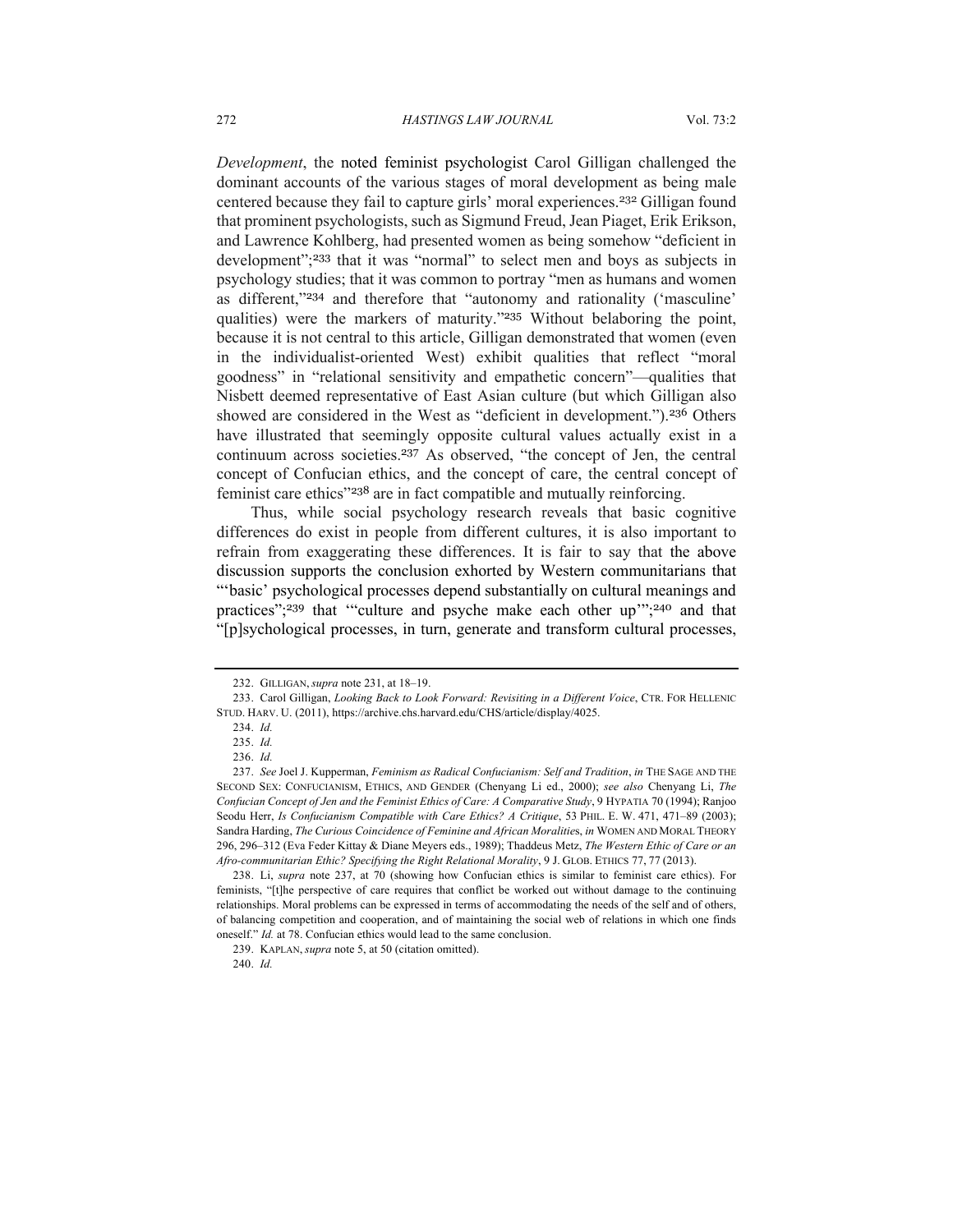*Development*, the noted feminist psychologist Carol Gilligan challenged the dominant accounts of the various stages of moral development as being male centered because they fail to capture girls' moral experiences.[232] Gilligan found that prominent psychologists, such as Sigmund Freud, Jean Piaget, Erik Erikson, and Lawrence Kohlberg, had presented women as being somehow "deficient in development";[233] that it was "normal" to select men and boys as subjects in psychology studies; that it was common to portray "men as humans and women as different,"[234] and therefore that "autonomy and rationality ('masculine' qualities) were the markers of maturity."[235] Without belaboring the point, because it is not central to this article, Gilligan demonstrated that women (even in the individualist-oriented West) exhibit qualities that reflect "moral goodness" in "relational sensitivity and empathetic concern"—qualities that Nisbett deemed representative of East Asian culture (but which Gilligan also showed are considered in the West as "deficient in development.").[236] Others have illustrated that seemingly opposite cultural values actually exist in a continuum across societies.[237] As observed, "the concept of Jen, the central concept of Confucian ethics, and the concept of care, the central concept of feminist care ethics"[238] are in fact compatible and mutually reinforcing.

Thus, while social psychology research reveals that basic cognitive differences do exist in people from different cultures, it is also important to refrain from exaggerating these differences. It is fair to say that the above discussion supports the conclusion exhorted by Western communitarians that "'basic' psychological processes depend substantially on cultural meanings and practices";[239] that "'culture and psyche make each other up'";[240] and that "[p]sychological processes, in turn, generate and transform cultural processes,

---

232. GILLIGAN, *supra* note 231, at 18–19.

233. Carol Gilligan, *Looking Back to Look Forward: Revisiting in a Different Voice*, CTR. FOR HELLENIC STUD. HARV. U. (2011), https://archive.chs.harvard.edu/CHS/article/display/4025.

234. *Id.*

235. *Id.*

236. *Id.*

237. *See* Joel J. Kupperman, *Feminism as Radical Confucianism: Self and Tradition*, *in* THE SAGE AND THE SECOND SEX: CONFUCIANISM, ETHICS, AND GENDER (Chenyang Li ed., 2000); *see also* Chenyang Li, *The Confucian Concept of Jen and the Feminist Ethics of Care: A Comparative Study*, 9 HYPATIA 70 (1994); Ranjoo Seodu Herr, *Is Confucianism Compatible with Care Ethics? A Critique*, 53 PHIL. E. W. 471, 471–89 (2003); Sandra Harding, *The Curious Coincidence of Feminine and African Moralities*, *in* WOMEN AND MORAL THEORY 296, 296–312 (Eva Feder Kittay & Diane Meyers eds., 1989); Thaddeus Metz, *The Western Ethic of Care or an Afro-communitarian Ethic? Specifying the Right Relational Morality*, 9 J. GLOB. ETHICS 77, 77 (2013).

238. Li, *supra* note 237, at 70 (showing how Confucian ethics is similar to feminist care ethics). For feminists, "[t]he perspective of care requires that conflict be worked out without damage to the continuing relationships. Moral problems can be expressed in terms of accommodating the needs of the self and of others, of balancing competition and cooperation, and of maintaining the social web of relations in which one finds oneself." *Id.* at 78. Confucian ethics would lead to the same conclusion.

239. KAPLAN, *supra* note 5, at 50 (citation omitted).

240. *Id.*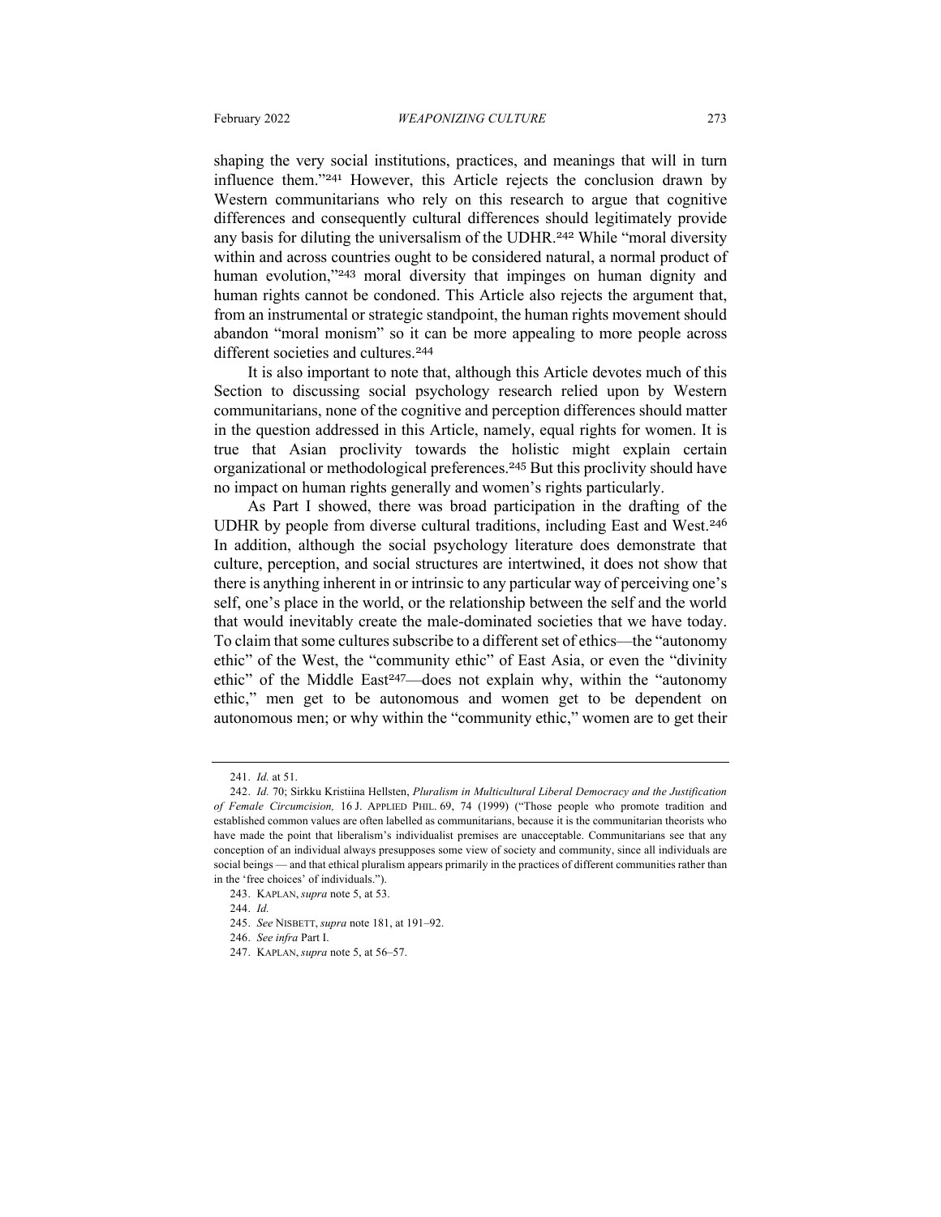shaping the very social institutions, practices, and meanings that will in turn influence them."[241] However, this Article rejects the conclusion drawn by Western communitarians who rely on this research to argue that cognitive differences and consequently cultural differences should legitimately provide any basis for diluting the universalism of the UDHR.[242] While "moral diversity within and across countries ought to be considered natural, a normal product of human evolution,"[243] moral diversity that impinges on human dignity and human rights cannot be condoned. This Article also rejects the argument that, from an instrumental or strategic standpoint, the human rights movement should abandon "moral monism" so it can be more appealing to more people across different societies and cultures.[244]

It is also important to note that, although this Article devotes much of this Section to discussing social psychology research relied upon by Western communitarians, none of the cognitive and perception differences should matter in the question addressed in this Article, namely, equal rights for women. It is true that Asian proclivity towards the holistic might explain certain organizational or methodological preferences.[245] But this proclivity should have no impact on human rights generally and women's rights particularly.

As Part I showed, there was broad participation in the drafting of the UDHR by people from diverse cultural traditions, including East and West.[246] In addition, although the social psychology literature does demonstrate that culture, perception, and social structures are intertwined, it does not show that there is anything inherent in or intrinsic to any particular way of perceiving one's self, one's place in the world, or the relationship between the self and the world that would inevitably create the male-dominated societies that we have today. To claim that some cultures subscribe to a different set of ethics—the "autonomy ethic" of the West, the "community ethic" of East Asia, or even the "divinity ethic" of the Middle East[247]—does not explain why, within the "autonomy ethic," men get to be autonomous and women get to be dependent on autonomous men; or why within the "community ethic," women are to get their

---

241. *Id.* at 51.

242. *Id.* 70; Sirkku Kristiina Hellsten, *Pluralism in Multicultural Liberal Democracy and the Justification of Female Circumcision,* 16 J. APPLIED PHIL. 69, 74 (1999) ("Those people who promote tradition and established common values are often labelled as communitarians, because it is the communitarian theorists who have made the point that liberalism's individualist premises are unacceptable. Communitarians see that any conception of an individual always presupposes some view of society and community, since all individuals are social beings — and that ethical pluralism appears primarily in the practices of different communities rather than in the 'free choices' of individuals.").

243. KAPLAN, *supra* note 5, at 53.

244. *Id.*

245. *See* NISBETT, *supra* note 181, at 191–92.

246. *See infra* Part I.

247. KAPLAN, *supra* note 5, at 56–57.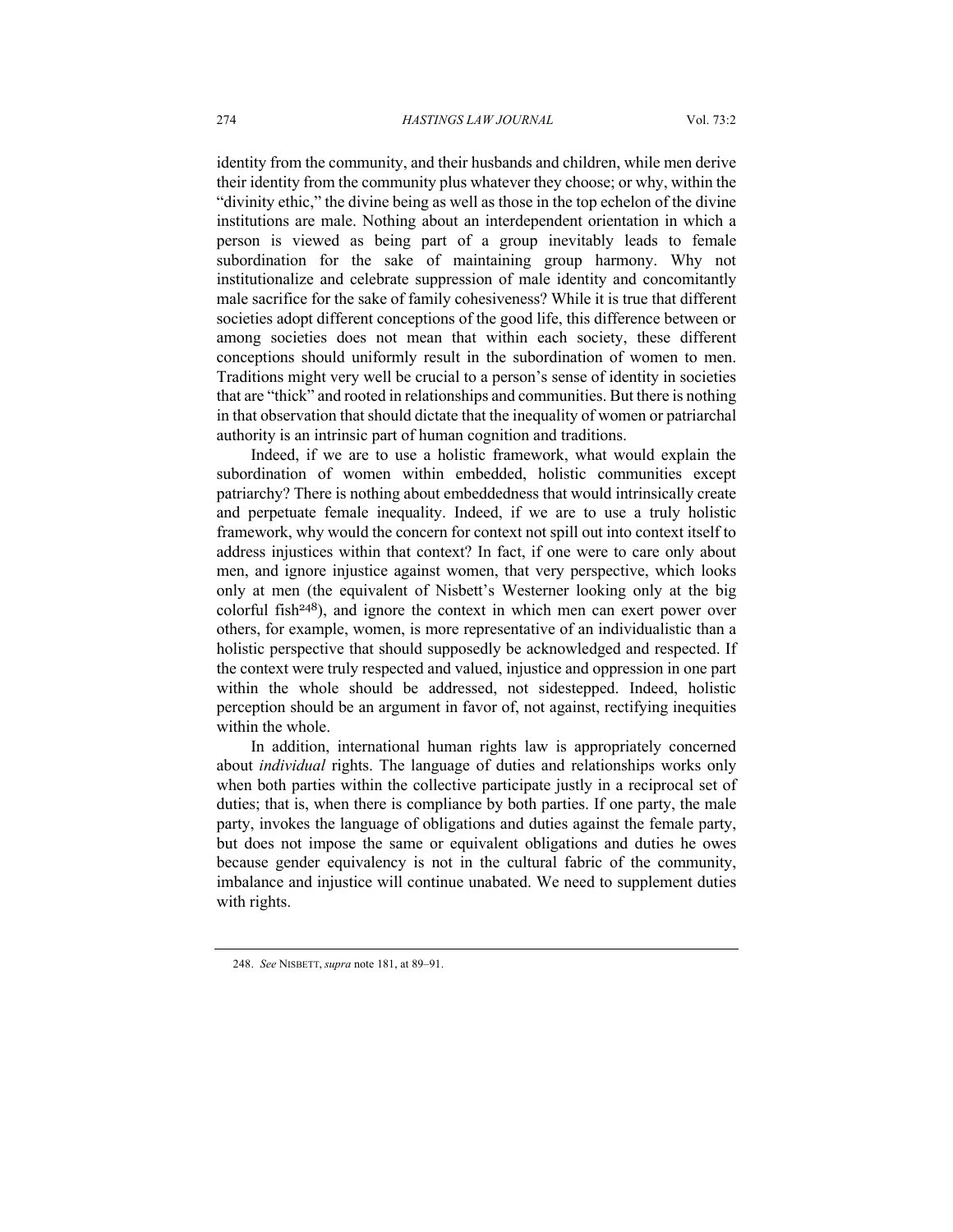identity from the community, and their husbands and children, while men derive their identity from the community plus whatever they choose; or why, within the "divinity ethic," the divine being as well as those in the top echelon of the divine institutions are male. Nothing about an interdependent orientation in which a person is viewed as being part of a group inevitably leads to female subordination for the sake of maintaining group harmony. Why not institutionalize and celebrate suppression of male identity and concomitantly male sacrifice for the sake of family cohesiveness? While it is true that different societies adopt different conceptions of the good life, this difference between or among societies does not mean that within each society, these different conceptions should uniformly result in the subordination of women to men. Traditions might very well be crucial to a person's sense of identity in societies that are "thick" and rooted in relationships and communities. But there is nothing in that observation that should dictate that the inequality of women or patriarchal authority is an intrinsic part of human cognition and traditions.

Indeed, if we are to use a holistic framework, what would explain the subordination of women within embedded, holistic communities except patriarchy? There is nothing about embeddedness that would intrinsically create and perpetuate female inequality. Indeed, if we are to use a truly holistic framework, why would the concern for context not spill out into context itself to address injustices within that context? In fact, if one were to care only about men, and ignore injustice against women, that very perspective, which looks only at men (the equivalent of Nisbett's Westerner looking only at the big colorful fish[248]), and ignore the context in which men can exert power over others, for example, women, is more representative of an individualistic than a holistic perspective that should supposedly be acknowledged and respected. If the context were truly respected and valued, injustice and oppression in one part within the whole should be addressed, not sidestepped. Indeed, holistic perception should be an argument in favor of, not against, rectifying inequities within the whole.

In addition, international human rights law is appropriately concerned about *individual* rights. The language of duties and relationships works only when both parties within the collective participate justly in a reciprocal set of duties; that is, when there is compliance by both parties. If one party, the male party, invokes the language of obligations and duties against the female party, but does not impose the same or equivalent obligations and duties he owes because gender equivalency is not in the cultural fabric of the community, imbalance and injustice will continue unabated. We need to supplement duties with rights.

---

248. *See* NISBETT, *supra* note 181, at 89–91.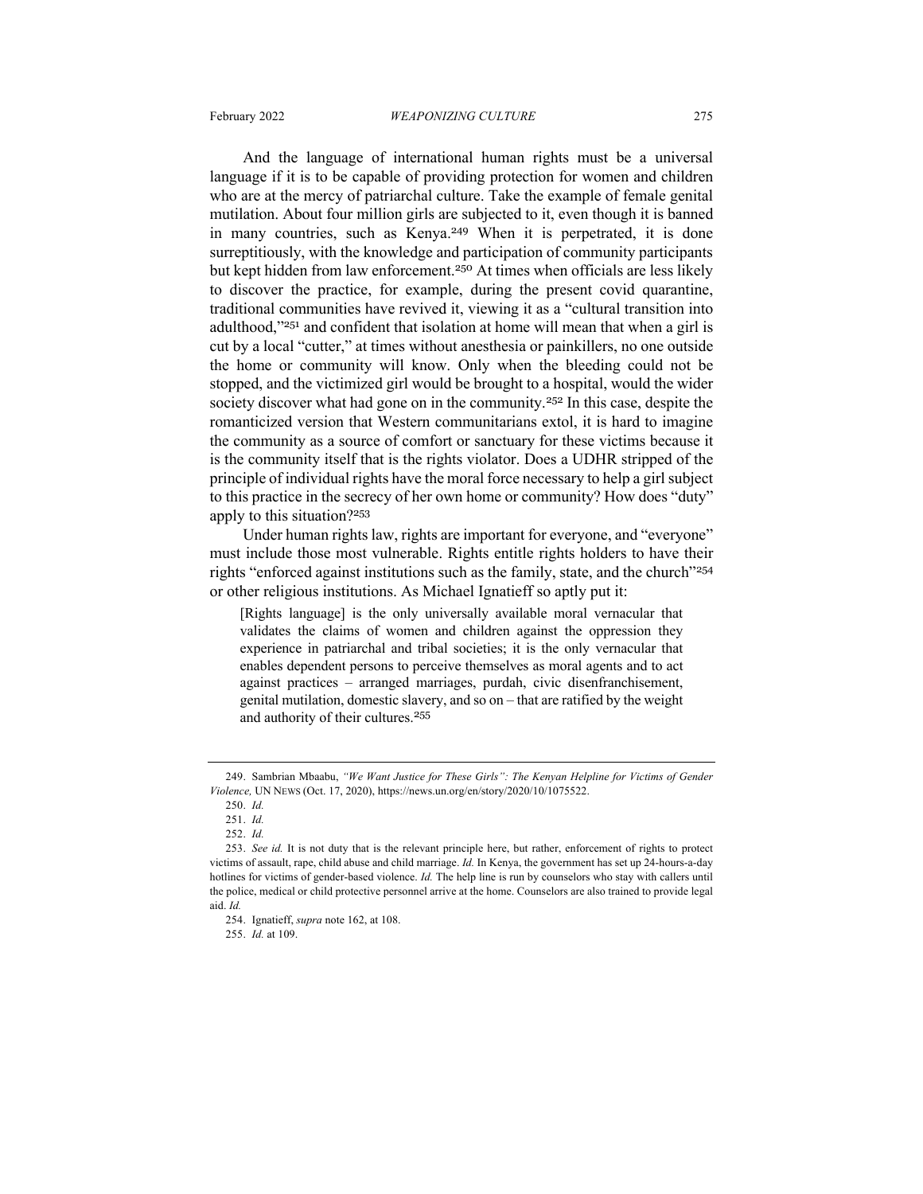And the language of international human rights must be a universal language if it is to be capable of providing protection for women and children who are at the mercy of patriarchal culture. Take the example of female genital mutilation. About four million girls are subjected to it, even though it is banned in many countries, such as Kenya.[249] When it is perpetrated, it is done surreptitiously, with the knowledge and participation of community participants but kept hidden from law enforcement.[250] At times when officials are less likely to discover the practice, for example, during the present covid quarantine, traditional communities have revived it, viewing it as a "cultural transition into adulthood,"[251] and confident that isolation at home will mean that when a girl is cut by a local "cutter," at times without anesthesia or painkillers, no one outside the home or community will know. Only when the bleeding could not be stopped, and the victimized girl would be brought to a hospital, would the wider society discover what had gone on in the community.[252] In this case, despite the romanticized version that Western communitarians extol, it is hard to imagine the community as a source of comfort or sanctuary for these victims because it is the community itself that is the rights violator. Does a UDHR stripped of the principle of individual rights have the moral force necessary to help a girl subject to this practice in the secrecy of her own home or community? How does "duty" apply to this situation?[253]

Under human rights law, rights are important for everyone, and "everyone" must include those most vulnerable. Rights entitle rights holders to have their rights "enforced against institutions such as the family, state, and the church"[254] or other religious institutions. As Michael Ignatieff so aptly put it:

> [Rights language] is the only universally available moral vernacular that validates the claims of women and children against the oppression they experience in patriarchal and tribal societies; it is the only vernacular that enables dependent persons to perceive themselves as moral agents and to act against practices – arranged marriages, purdah, civic disenfranchisement, genital mutilation, domestic slavery, and so on – that are ratified by the weight and authority of their cultures.[255]

---

249. Sambrian Mbaabu, *"We Want Justice for These Girls": The Kenyan Helpline for Victims of Gender Violence,* UN NEWS (Oct. 17, 2020), https://news.un.org/en/story/2020/10/1075522.

250. *Id.*

251. *Id.*

252. *Id.*

253. *See id.* It is not duty that is the relevant principle here, but rather, enforcement of rights to protect victims of assault, rape, child abuse and child marriage. *Id.* In Kenya, the government has set up 24-hours-a-day hotlines for victims of gender-based violence. *Id.* The help line is run by counselors who stay with callers until the police, medical or child protective personnel arrive at the home. Counselors are also trained to provide legal aid. *Id.*

254. Ignatieff, *supra* note 162, at 108.

255. *Id.* at 109.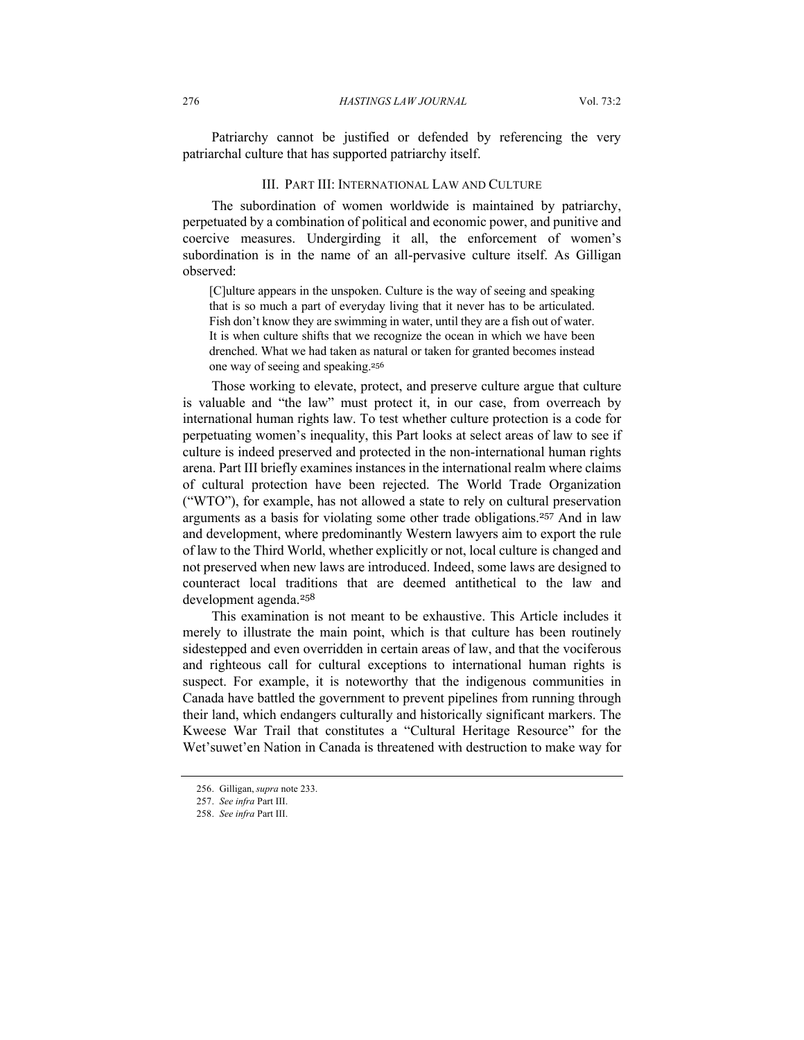Patriarchy cannot be justified or defended by referencing the very patriarchal culture that has supported patriarchy itself.

## III. Part III: International Law and Culture

The subordination of women worldwide is maintained by patriarchy, perpetuated by a combination of political and economic power, and punitive and coercive measures. Undergirding it all, the enforcement of women's subordination is in the name of an all-pervasive culture itself. As Gilligan observed:

> [C]ulture appears in the unspoken. Culture is the way of seeing and speaking that is so much a part of everyday living that it never has to be articulated. Fish don't know they are swimming in water, until they are a fish out of water. It is when culture shifts that we recognize the ocean in which we have been drenched. What we had taken as natural or taken for granted becomes instead one way of seeing and speaking.[256]

Those working to elevate, protect, and preserve culture argue that culture is valuable and "the law" must protect it, in our case, from overreach by international human rights law. To test whether culture protection is a code for perpetuating women's inequality, this Part looks at select areas of law to see if culture is indeed preserved and protected in the non-international human rights arena. Part III briefly examines instances in the international realm where claims of cultural protection have been rejected. The World Trade Organization ("WTO"), for example, has not allowed a state to rely on cultural preservation arguments as a basis for violating some other trade obligations.[257] And in law and development, where predominantly Western lawyers aim to export the rule of law to the Third World, whether explicitly or not, local culture is changed and not preserved when new laws are introduced. Indeed, some laws are designed to counteract local traditions that are deemed antithetical to the law and development agenda.[258]

This examination is not meant to be exhaustive. This Article includes it merely to illustrate the main point, which is that culture has been routinely sidestepped and even overridden in certain areas of law, and that the vociferous and righteous call for cultural exceptions to international human rights is suspect. For example, it is noteworthy that the indigenous communities in Canada have battled the government to prevent pipelines from running through their land, which endangers culturally and historically significant markers. The Kweese War Trail that constitutes a "Cultural Heritage Resource" for the Wet'suwet'en Nation in Canada is threatened with destruction to make way for

---

256. Gilligan, *supra* note 233.

257. *See infra* Part III.

258. *See infra* Part III.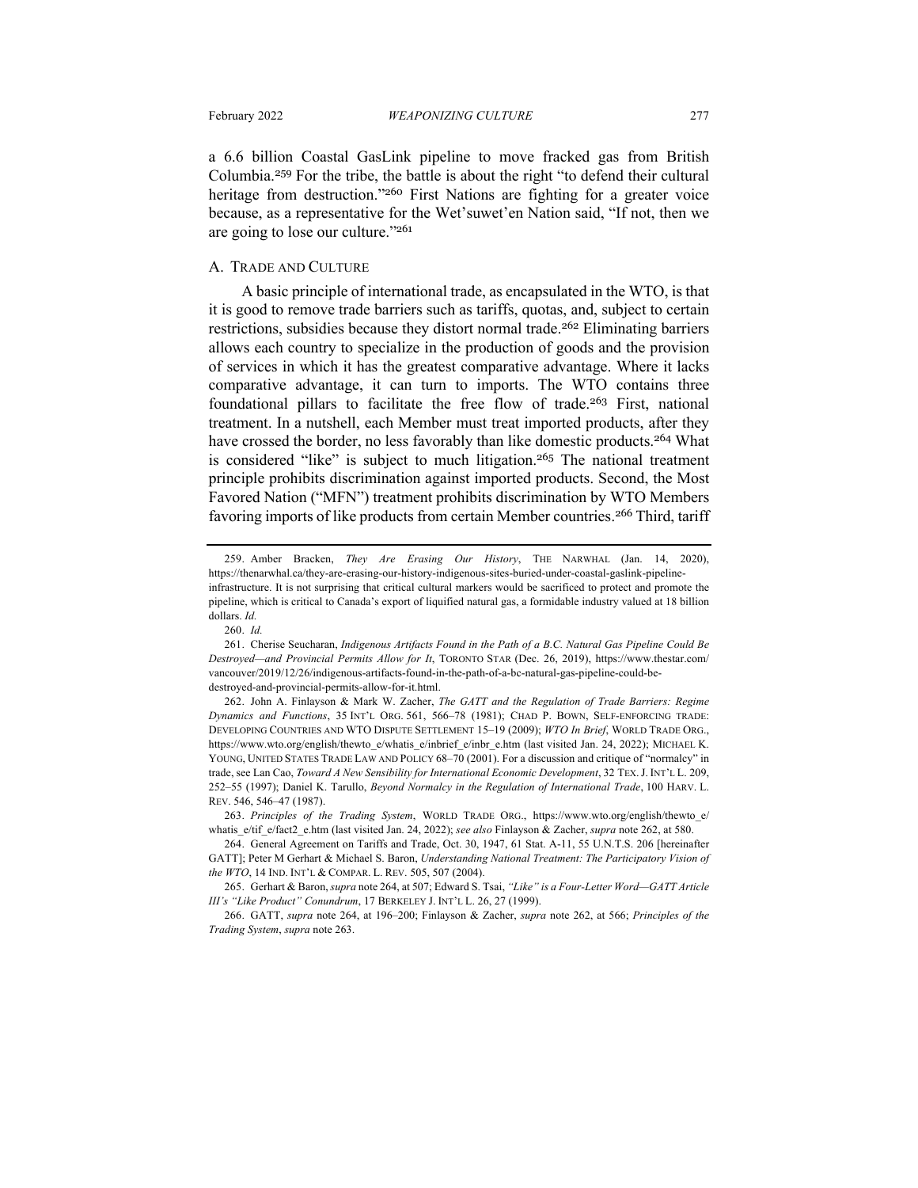a 6.6 billion Coastal GasLink pipeline to move fracked gas from British Columbia.[259] For the tribe, the battle is about the right "to defend their cultural heritage from destruction."[260] First Nations are fighting for a greater voice because, as a representative for the Wet'suwet'en Nation said, "If not, then we are going to lose our culture."[261]

## A. Trade and Culture

A basic principle of international trade, as encapsulated in the WTO, is that it is good to remove trade barriers such as tariffs, quotas, and, subject to certain restrictions, subsidies because they distort normal trade.[262] Eliminating barriers allows each country to specialize in the production of goods and the provision of services in which it has the greatest comparative advantage. Where it lacks comparative advantage, it can turn to imports. The WTO contains three foundational pillars to facilitate the free flow of trade.[263] First, national treatment. In a nutshell, each Member must treat imported products, after they have crossed the border, no less favorably than like domestic products.[264] What is considered "like" is subject to much litigation.[265] The national treatment principle prohibits discrimination against imported products. Second, the Most Favored Nation ("MFN") treatment prohibits discrimination by WTO Members favoring imports of like products from certain Member countries.[266] Third, tariff

---

259. Amber Bracken, *They Are Erasing Our History*, THE NARWHAL (Jan. 14, 2020), https://thenarwhal.ca/they-are-erasing-our-history-indigenous-sites-buried-under-coastal-gaslink-pipeline-infrastructure. It is not surprising that critical cultural markers would be sacrificed to protect and promote the pipeline, which is critical to Canada's export of liquified natural gas, a formidable industry valued at 18 billion dollars. *Id.*

260. *Id.*

261. Cherise Seucharan, *Indigenous Artifacts Found in the Path of a B.C. Natural Gas Pipeline Could Be Destroyed—and Provincial Permits Allow for It*, TORONTO STAR (Dec. 26, 2019), https://www.thestar.com/vancouver/2019/12/26/indigenous-artifacts-found-in-the-path-of-a-bc-natural-gas-pipeline-could-be-destroyed-and-provincial-permits-allow-for-it.html.

262. John A. Finlayson & Mark W. Zacher, *The GATT and the Regulation of Trade Barriers: Regime Dynamics and Functions*, 35 INT'L ORG. 561, 566–78 (1981); CHAD P. BOWN, SELF-ENFORCING TRADE: DEVELOPING COUNTRIES AND WTO DISPUTE SETTLEMENT 15–19 (2009); *WTO In Brief*, WORLD TRADE ORG., https://www.wto.org/english/thewto_e/whatis_e/inbrief_e/inbr_e.htm (last visited Jan. 24, 2022); MICHAEL K. YOUNG, UNITED STATES TRADE LAW AND POLICY 68–70 (2001). For a discussion and critique of "normalcy" in trade, see Lan Cao, *Toward A New Sensibility for International Economic Development*, 32 TEX. J. INT'L L. 209, 252–55 (1997); Daniel K. Tarullo, *Beyond Normalcy in the Regulation of International Trade*, 100 HARV. L. REV. 546, 546–47 (1987).

263. *Principles of the Trading System*, WORLD TRADE ORG., https://www.wto.org/english/thewto_e/whatis_e/tif_e/fact2_e.htm (last visited Jan. 24, 2022); *see also* Finlayson & Zacher, *supra* note 262, at 580.

264. General Agreement on Tariffs and Trade, Oct. 30, 1947, 61 Stat. A-11, 55 U.N.T.S. 206 [hereinafter GATT]; Peter M Gerhart & Michael S. Baron, *Understanding National Treatment: The Participatory Vision of the WTO*, 14 IND. INT'L & COMPAR. L. REV. 505, 507 (2004).

265. Gerhart & Baron, *supra* note 264, at 507; Edward S. Tsai, *"Like" is a Four-Letter Word—GATT Article III's "Like Product" Conundrum*, 17 BERKELEY J. INT'L L. 26, 27 (1999).

266. GATT, *supra* note 264, at 196–200; Finlayson & Zacher, *supra* note 262, at 566; *Principles of the Trading System*, *supra* note 263.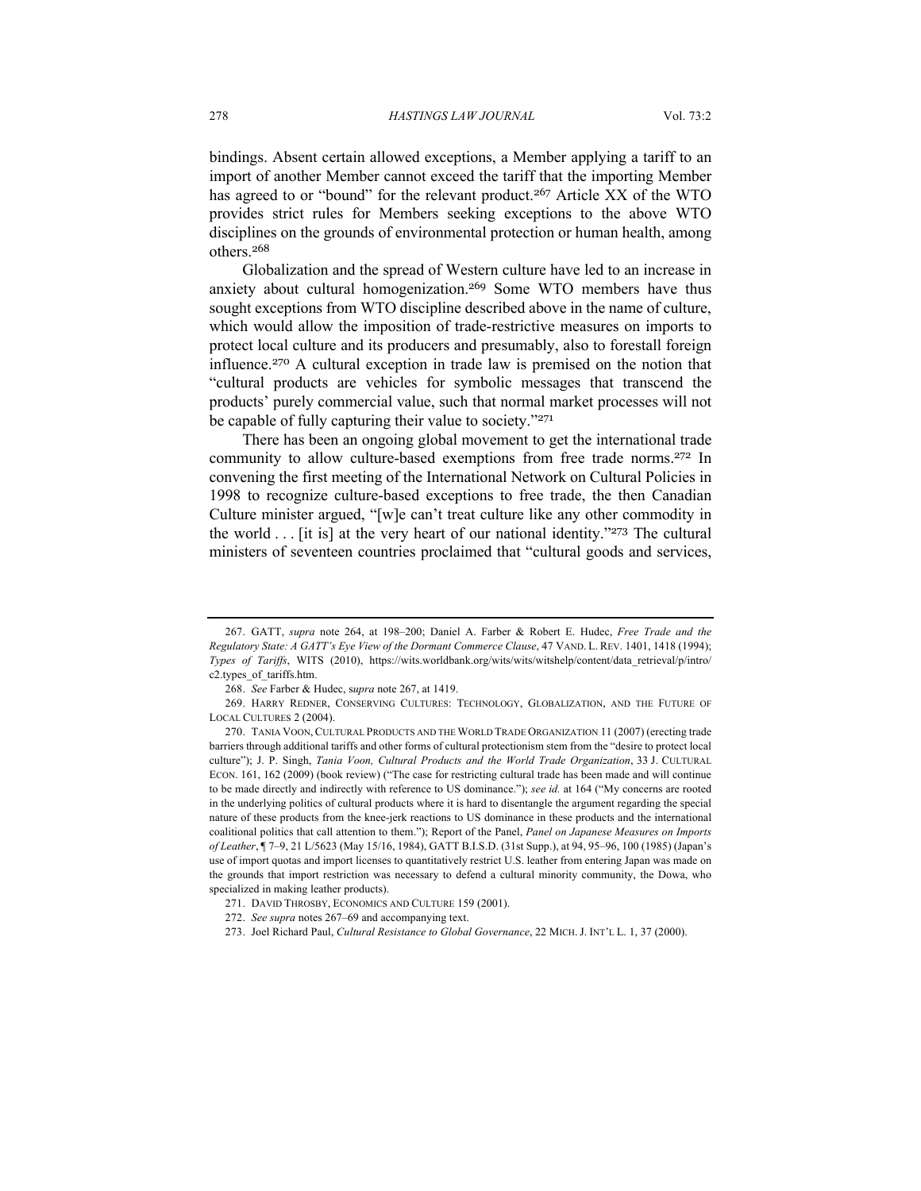bindings. Absent certain allowed exceptions, a Member applying a tariff to an import of another Member cannot exceed the tariff that the importing Member has agreed to or "bound" for the relevant product.[267] Article XX of the WTO provides strict rules for Members seeking exceptions to the above WTO disciplines on the grounds of environmental protection or human health, among others.[268]

Globalization and the spread of Western culture have led to an increase in anxiety about cultural homogenization.[269] Some WTO members have thus sought exceptions from WTO discipline described above in the name of culture, which would allow the imposition of trade-restrictive measures on imports to protect local culture and its producers and presumably, also to forestall foreign influence.[270] A cultural exception in trade law is premised on the notion that "cultural products are vehicles for symbolic messages that transcend the products' purely commercial value, such that normal market processes will not be capable of fully capturing their value to society."[271]

There has been an ongoing global movement to get the international trade community to allow culture-based exemptions from free trade norms.[272] In convening the first meeting of the International Network on Cultural Policies in 1998 to recognize culture-based exceptions to free trade, the then Canadian Culture minister argued, "[w]e can't treat culture like any other commodity in the world . . . [it is] at the very heart of our national identity."[273] The cultural ministers of seventeen countries proclaimed that "cultural goods and services,

---

267. GATT, *supra* note 264, at 198–200; Daniel A. Farber & Robert E. Hudec, *Free Trade and the Regulatory State: A GATT's Eye View of the Dormant Commerce Clause*, 47 VAND. L. REV. 1401, 1418 (1994); *Types of Tariffs*, WITS (2010), https://wits.worldbank.org/wits/wits/witshelp/content/data_retrieval/p/intro/c2.types_of_tariffs.htm.

268. *See* Farber & Hudec, s*upra* note 267, at 1419.

269. HARRY REDNER, CONSERVING CULTURES: TECHNOLOGY, GLOBALIZATION, AND THE FUTURE OF LOCAL CULTURES 2 (2004).

270. TANIA VOON, CULTURAL PRODUCTS AND THE WORLD TRADE ORGANIZATION 11 (2007) (erecting trade barriers through additional tariffs and other forms of cultural protectionism stem from the "desire to protect local culture"); J. P. Singh, *Tania Voon, Cultural Products and the World Trade Organization*, 33 J. CULTURAL ECON. 161, 162 (2009) (book review) ("The case for restricting cultural trade has been made and will continue to be made directly and indirectly with reference to US dominance."); *see id.* at 164 ("My concerns are rooted in the underlying politics of cultural products where it is hard to disentangle the argument regarding the special nature of these products from the knee-jerk reactions to US dominance in these products and the international coalitional politics that call attention to them."); Report of the Panel, *Panel on Japanese Measures on Imports of Leather*, ¶ 7–9, 21 L/5623 (May 15/16, 1984), GATT B.I.S.D. (31st Supp.), at 94, 95–96, 100 (1985) (Japan's use of import quotas and import licenses to quantitatively restrict U.S. leather from entering Japan was made on the grounds that import restriction was necessary to defend a cultural minority community, the Dowa, who specialized in making leather products).

271. DAVID THROSBY, ECONOMICS AND CULTURE 159 (2001).

272. *See supra* notes 267–69 and accompanying text.

273. Joel Richard Paul, *Cultural Resistance to Global Governance*, 22 MICH. J. INT'L L. 1, 37 (2000).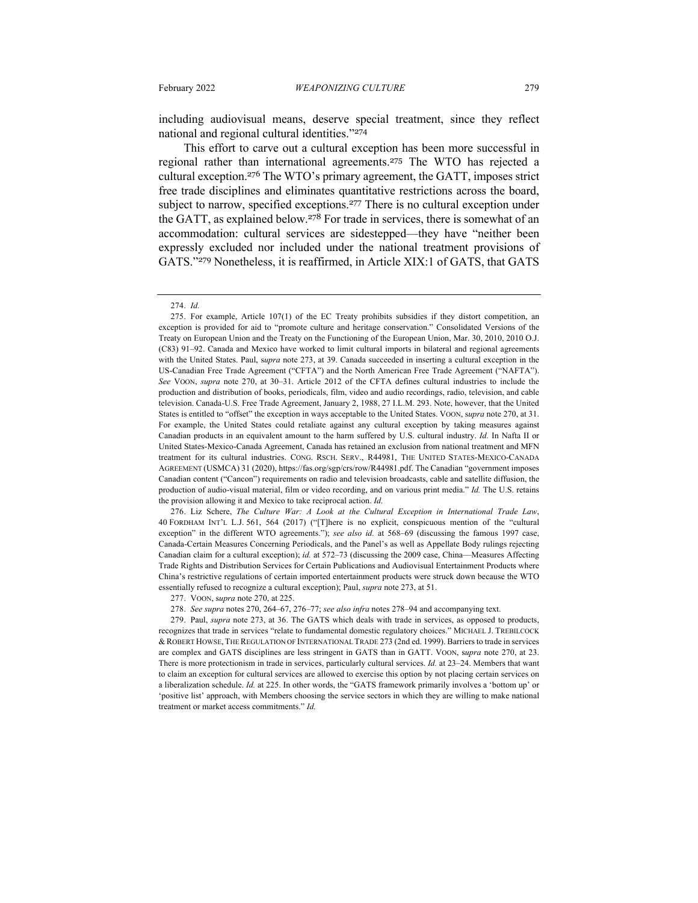including audiovisual means, deserve special treatment, since they reflect national and regional cultural identities."[274]

This effort to carve out a cultural exception has been more successful in regional rather than international agreements.[275] The WTO has rejected a cultural exception.[276] The WTO's primary agreement, the GATT, imposes strict free trade disciplines and eliminates quantitative restrictions across the board, subject to narrow, specified exceptions.[277] There is no cultural exception under the GATT, as explained below.[278] For trade in services, there is somewhat of an accommodation: cultural services are sidestepped—they have "neither been expressly excluded nor included under the national treatment provisions of GATS."[279] Nonetheless, it is reaffirmed, in Article XIX:1 of GATS, that GATS

---

274. *Id.*

275. For example, Article 107(1) of the EC Treaty prohibits subsidies if they distort competition, an exception is provided for aid to "promote culture and heritage conservation." Consolidated Versions of the Treaty on European Union and the Treaty on the Functioning of the European Union, Mar. 30, 2010, 2010 O.J. (C83) 91–92. Canada and Mexico have worked to limit cultural imports in bilateral and regional agreements with the United States. Paul, s*upra* note 273, at 39. Canada succeeded in inserting a cultural exception in the US-Canadian Free Trade Agreement ("CFTA") and the North American Free Trade Agreement ("NAFTA"). *See* VOON, *supra* note 270, at 30–31. Article 2012 of the CFTA defines cultural industries to include the production and distribution of books, periodicals, film, video and audio recordings, radio, television, and cable television. Canada-U.S. Free Trade Agreement, January 2, 1988, 27 I.L.M. 293. Note, however, that the United States is entitled to "offset" the exception in ways acceptable to the United States. VOON, s*upra* note 270, at 31. For example, the United States could retaliate against any cultural exception by taking measures against Canadian products in an equivalent amount to the harm suffered by U.S. cultural industry. *Id.* In Nafta II or United States-Mexico-Canada Agreement, Canada has retained an exclusion from national treatment and MFN treatment for its cultural industries. CONG. RSCH. SERV., R44981, THE UNITED STATES-MEXICO-CANADA AGREEMENT (USMCA) 31 (2020), https://fas.org/sgp/crs/row/R44981.pdf. The Canadian "government imposes Canadian content ("Cancon") requirements on radio and television broadcasts, cable and satellite diffusion, the production of audio-visual material, film or video recording, and on various print media." *Id.* The U.S. retains the provision allowing it and Mexico to take reciprocal action. *Id.*

276. Liz Schere, *The Culture War: A Look at the Cultural Exception in International Trade Law*, 40 FORDHAM INT'L L.J. 561, 564 (2017) ("[T]here is no explicit, conspicuous mention of the "cultural exception" in the different WTO agreements."); *see also id.* at 568–69 (discussing the famous 1997 case, Canada-Certain Measures Concerning Periodicals, and the Panel's as well as Appellate Body rulings rejecting Canadian claim for a cultural exception); *id.* at 572–73 (discussing the 2009 case, China—Measures Affecting Trade Rights and Distribution Services for Certain Publications and Audiovisual Entertainment Products where China's restrictive regulations of certain imported entertainment products were struck down because the WTO essentially refused to recognize a cultural exception); Paul, *supra* note 273, at 51.

277. VOON, s*upra* note 270, at 225.

278. *See supra* notes 270, 264–67, 276–77; *see also infra* notes 278–94 and accompanying text.

279. Paul, *supra* note 273, at 36. The GATS which deals with trade in services, as opposed to products, recognizes that trade in services "relate to fundamental domestic regulatory choices." MICHAEL J. TREBILCOCK & ROBERT HOWSE, THE REGULATION OF INTERNATIONAL TRADE 273 (2nd ed. 1999). Barriers to trade in services are complex and GATS disciplines are less stringent in GATS than in GATT. VOON, s*upra* note 270, at 23. There is more protectionism in trade in services, particularly cultural services. *Id.* at 23–24. Members that want to claim an exception for cultural services are allowed to exercise this option by not placing certain services on a liberalization schedule. *Id.* at 225. In other words, the "GATS framework primarily involves a 'bottom up' or 'positive list' approach, with Members choosing the service sectors in which they are willing to make national treatment or market access commitments." *Id.*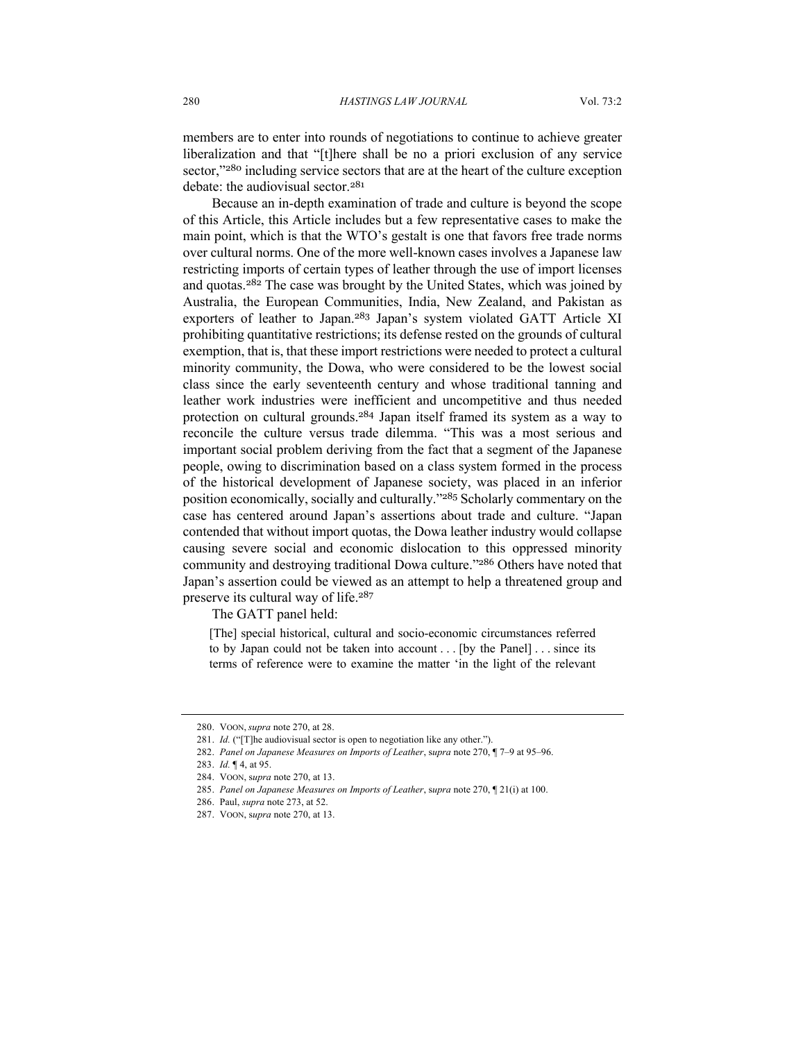members are to enter into rounds of negotiations to continue to achieve greater liberalization and that "[t]here shall be no a priori exclusion of any service sector,"[280] including service sectors that are at the heart of the culture exception debate: the audiovisual sector.[281]

Because an in-depth examination of trade and culture is beyond the scope of this Article, this Article includes but a few representative cases to make the main point, which is that the WTO's gestalt is one that favors free trade norms over cultural norms. One of the more well-known cases involves a Japanese law restricting imports of certain types of leather through the use of import licenses and quotas.[282] The case was brought by the United States, which was joined by Australia, the European Communities, India, New Zealand, and Pakistan as exporters of leather to Japan.[283] Japan's system violated GATT Article XI prohibiting quantitative restrictions; its defense rested on the grounds of cultural exemption, that is, that these import restrictions were needed to protect a cultural minority community, the Dowa, who were considered to be the lowest social class since the early seventeenth century and whose traditional tanning and leather work industries were inefficient and uncompetitive and thus needed protection on cultural grounds.[284] Japan itself framed its system as a way to reconcile the culture versus trade dilemma. "This was a most serious and important social problem deriving from the fact that a segment of the Japanese people, owing to discrimination based on a class system formed in the process of the historical development of Japanese society, was placed in an inferior position economically, socially and culturally."[285] Scholarly commentary on the case has centered around Japan's assertions about trade and culture. "Japan contended that without import quotas, the Dowa leather industry would collapse causing severe social and economic dislocation to this oppressed minority community and destroying traditional Dowa culture."[286] Others have noted that Japan's assertion could be viewed as an attempt to help a threatened group and preserve its cultural way of life.[287]

The GATT panel held:

> [The] special historical, cultural and socio-economic circumstances referred to by Japan could not be taken into account . . . [by the Panel] . . . since its terms of reference were to examine the matter 'in the light of the relevant

---

280. VOON, *supra* note 270, at 28.

281. *Id.* ("[T]he audiovisual sector is open to negotiation like any other.").

282. *Panel on Japanese Measures on Imports of Leather*, s*upra* note 270, ¶ 7–9 at 95–96.

283. *Id.* ¶ 4, at 95.

284. VOON, s*upra* note 270, at 13.

285. *Panel on Japanese Measures on Imports of Leather*, s*upra* note 270, ¶ 21(i) at 100.

286. Paul, *supra* note 273, at 52.

287. VOON, s*upra* note 270, at 13.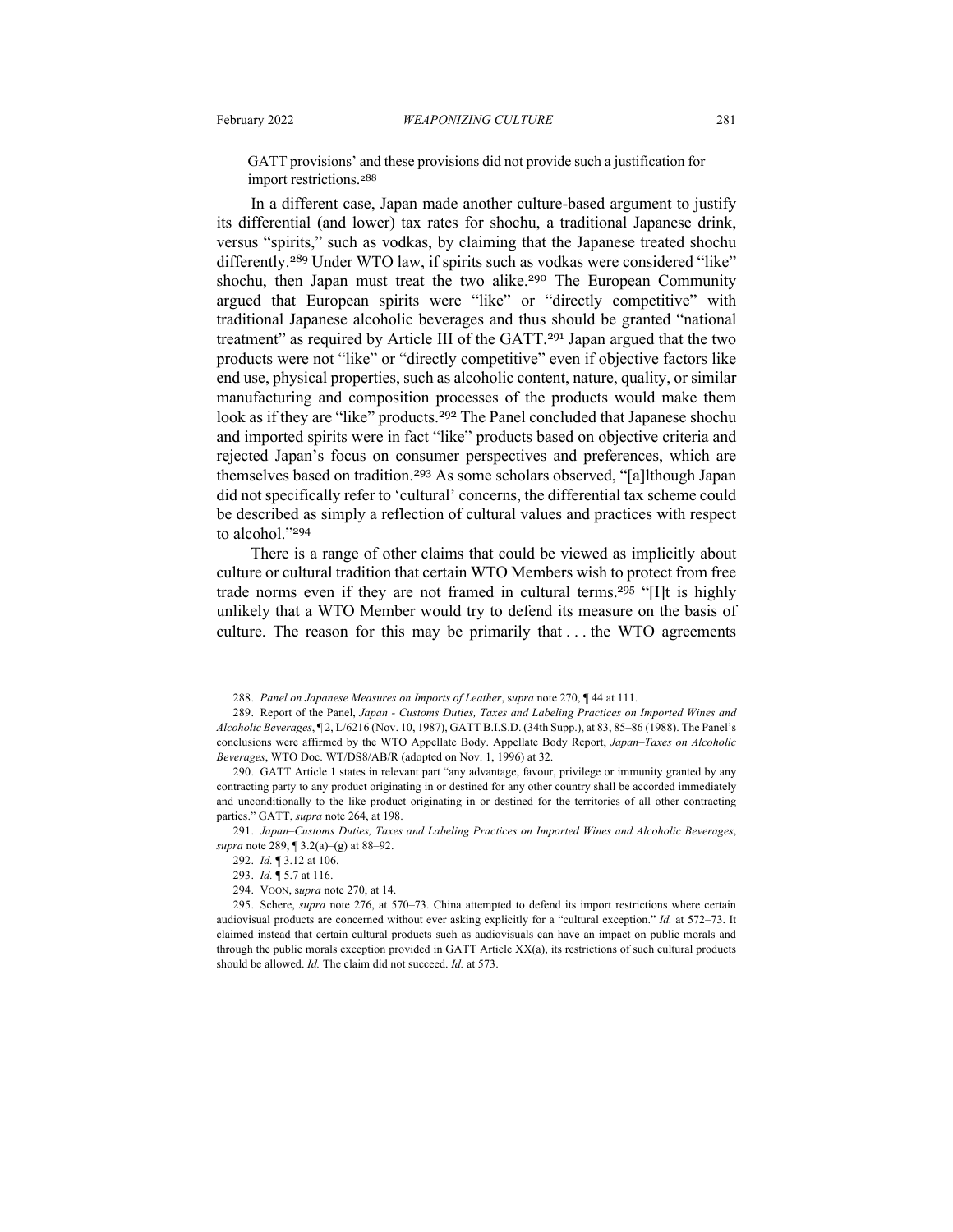GATT provisions' and these provisions did not provide such a justification for import restrictions.[288]

In a different case, Japan made another culture-based argument to justify its differential (and lower) tax rates for shochu, a traditional Japanese drink, versus "spirits," such as vodkas, by claiming that the Japanese treated shochu differently.[289] Under WTO law, if spirits such as vodkas were considered "like" shochu, then Japan must treat the two alike.[290] The European Community argued that European spirits were "like" or "directly competitive" with traditional Japanese alcoholic beverages and thus should be granted "national treatment" as required by Article III of the GATT.[291] Japan argued that the two products were not "like" or "directly competitive" even if objective factors like end use, physical properties, such as alcoholic content, nature, quality, or similar manufacturing and composition processes of the products would make them look as if they are "like" products.[292] The Panel concluded that Japanese shochu and imported spirits were in fact "like" products based on objective criteria and rejected Japan's focus on consumer perspectives and preferences, which are themselves based on tradition.[293] As some scholars observed, "[a]lthough Japan did not specifically refer to 'cultural' concerns, the differential tax scheme could be described as simply a reflection of cultural values and practices with respect to alcohol."[294]

There is a range of other claims that could be viewed as implicitly about culture or cultural tradition that certain WTO Members wish to protect from free trade norms even if they are not framed in cultural terms.[295] "[I]t is highly unlikely that a WTO Member would try to defend its measure on the basis of culture. The reason for this may be primarily that . . . the WTO agreements

---

288. *Panel on Japanese Measures on Imports of Leather*, s*upra* note 270, ¶ 44 at 111.

289. Report of the Panel, *Japan - Customs Duties, Taxes and Labeling Practices on Imported Wines and Alcoholic Beverages*, ¶ 2, L/6216 (Nov. 10, 1987), GATT B.I.S.D. (34th Supp.), at 83, 85–86 (1988). The Panel's conclusions were affirmed by the WTO Appellate Body. Appellate Body Report, *Japan–Taxes on Alcoholic Beverages*, WTO Doc. WT/DS8/AB/R (adopted on Nov. 1, 1996) at 32.

290. GATT Article 1 states in relevant part "any advantage, favour, privilege or immunity granted by any contracting party to any product originating in or destined for any other country shall be accorded immediately and unconditionally to the like product originating in or destined for the territories of all other contracting parties." GATT, *supra* note 264, at 198.

291. *Japan–Customs Duties, Taxes and Labeling Practices on Imported Wines and Alcoholic Beverages*, *supra* note 289, ¶ 3.2(a)–(g) at 88–92.

292. *Id.* ¶ 3.12 at 106.

293. *Id.* ¶ 5.7 at 116.

294. VOON, s*upra* note 270, at 14.

295. Schere, *supra* note 276, at 570–73. China attempted to defend its import restrictions where certain audiovisual products are concerned without ever asking explicitly for a "cultural exception." *Id.* at 572–73. It claimed instead that certain cultural products such as audiovisuals can have an impact on public morals and through the public morals exception provided in GATT Article XX(a), its restrictions of such cultural products should be allowed. *Id.* The claim did not succeed. *Id.* at 573.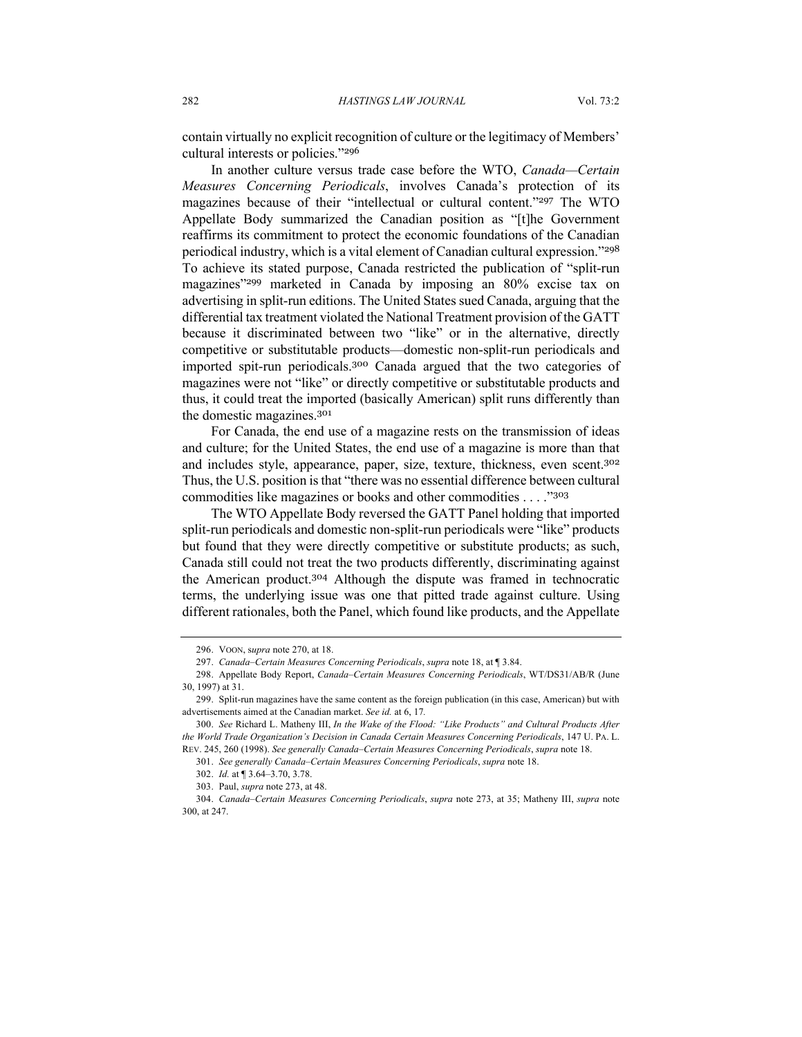contain virtually no explicit recognition of culture or the legitimacy of Members' cultural interests or policies."[296]

In another culture versus trade case before the WTO, *Canada—Certain Measures Concerning Periodicals*, involves Canada's protection of its magazines because of their "intellectual or cultural content."[297] The WTO Appellate Body summarized the Canadian position as "[t]he Government reaffirms its commitment to protect the economic foundations of the Canadian periodical industry, which is a vital element of Canadian cultural expression."[298] To achieve its stated purpose, Canada restricted the publication of "split-run magazines"[299] marketed in Canada by imposing an 80% excise tax on advertising in split-run editions. The United States sued Canada, arguing that the differential tax treatment violated the National Treatment provision of the GATT because it discriminated between two "like" or in the alternative, directly competitive or substitutable products—domestic non-split-run periodicals and imported spit-run periodicals.[300] Canada argued that the two categories of magazines were not "like" or directly competitive or substitutable products and thus, it could treat the imported (basically American) split runs differently than the domestic magazines.[301]

For Canada, the end use of a magazine rests on the transmission of ideas and culture; for the United States, the end use of a magazine is more than that and includes style, appearance, paper, size, texture, thickness, even scent.[302] Thus, the U.S. position is that "there was no essential difference between cultural commodities like magazines or books and other commodities . . . ."[303]

The WTO Appellate Body reversed the GATT Panel holding that imported split-run periodicals and domestic non-split-run periodicals were "like" products but found that they were directly competitive or substitute products; as such, Canada still could not treat the two products differently, discriminating against the American product.[304] Although the dispute was framed in technocratic terms, the underlying issue was one that pitted trade against culture. Using different rationales, both the Panel, which found like products, and the Appellate

---

296. VOON, *supra* note 270, at 18.

297. *Canada–Certain Measures Concerning Periodicals*, *supra* note 18, at ¶ 3.84.

298. Appellate Body Report, *Canada–Certain Measures Concerning Periodicals*, WT/DS31/AB/R (June 30, 1997) at 31.

299. Split-run magazines have the same content as the foreign publication (in this case, American) but with advertisements aimed at the Canadian market. *See id.* at 6, 17.

300. *See* Richard L. Matheny III, *In the Wake of the Flood: "Like Products" and Cultural Products After the World Trade Organization's Decision in Canada Certain Measures Concerning Periodicals*, 147 U. PA. L. REV. 245, 260 (1998). *See generally Canada–Certain Measures Concerning Periodicals*, *supra* note 18.

301. *See generally Canada–Certain Measures Concerning Periodicals*, *supra* note 18.

302. *Id.* at ¶ 3.64–3.70, 3.78.

303. Paul, *supra* note 273, at 48.

304. *Canada–Certain Measures Concerning Periodicals*, *supra* note 273, at 35; Matheny III, *supra* note 300, at 247.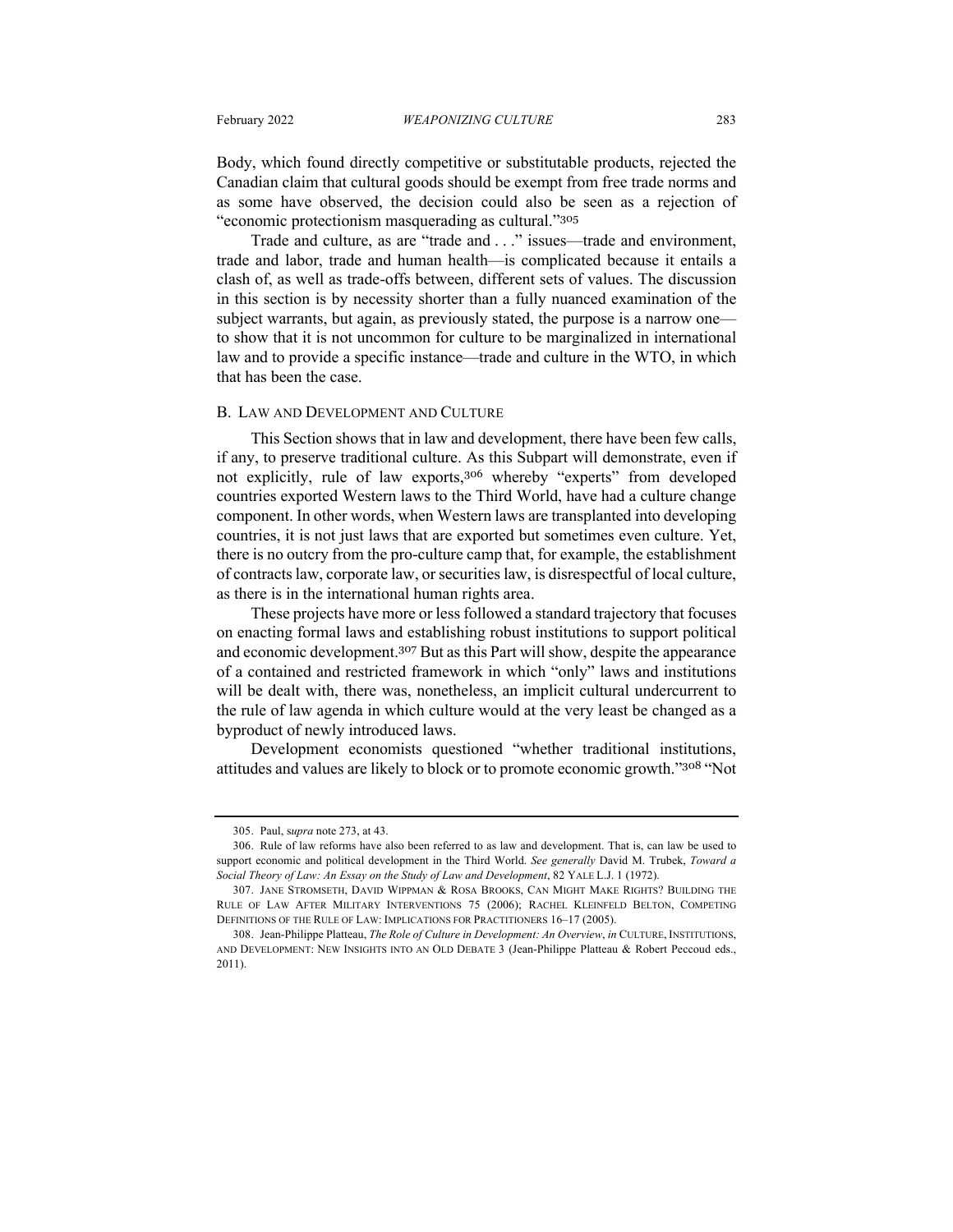Body, which found directly competitive or substitutable products, rejected the Canadian claim that cultural goods should be exempt from free trade norms and as some have observed, the decision could also be seen as a rejection of "economic protectionism masquerading as cultural."[305]

Trade and culture, as are "trade and . . ." issues—trade and environment, trade and labor, trade and human health—is complicated because it entails a clash of, as well as trade-offs between, different sets of values. The discussion in this section is by necessity shorter than a fully nuanced examination of the subject warrants, but again, as previously stated, the purpose is a narrow one—to show that it is not uncommon for culture to be marginalized in international law and to provide a specific instance—trade and culture in the WTO, in which that has been the case.

### B. Law and Development and Culture

This Section shows that in law and development, there have been few calls, if any, to preserve traditional culture. As this Subpart will demonstrate, even if not explicitly, rule of law exports,[306] whereby "experts" from developed countries exported Western laws to the Third World, have had a culture change component. In other words, when Western laws are transplanted into developing countries, it is not just laws that are exported but sometimes even culture. Yet, there is no outcry from the pro-culture camp that, for example, the establishment of contracts law, corporate law, or securities law, is disrespectful of local culture, as there is in the international human rights area.

These projects have more or less followed a standard trajectory that focuses on enacting formal laws and establishing robust institutions to support political and economic development.[307] But as this Part will show, despite the appearance of a contained and restricted framework in which "only" laws and institutions will be dealt with, there was, nonetheless, an implicit cultural undercurrent to the rule of law agenda in which culture would at the very least be changed as a byproduct of newly introduced laws.

Development economists questioned "whether traditional institutions, attitudes and values are likely to block or to promote economic growth."[308] "Not

---

305. Paul, *supra* note 273, at 43.

306. Rule of law reforms have also been referred to as law and development. That is, can law be used to support economic and political development in the Third World. *See generally* David M. Trubek, *Toward a Social Theory of Law: An Essay on the Study of Law and Development*, 82 YALE L.J. 1 (1972).

307. JANE STROMSETH, DAVID WIPPMAN & ROSA BROOKS, CAN MIGHT MAKE RIGHTS? BUILDING THE RULE OF LAW AFTER MILITARY INTERVENTIONS 75 (2006); RACHEL KLEINFELD BELTON, COMPETING DEFINITIONS OF THE RULE OF LAW: IMPLICATIONS FOR PRACTITIONERS 16–17 (2005).

308. Jean-Philippe Platteau, *The Role of Culture in Development: An Overview*, *in* CULTURE, INSTITUTIONS, AND DEVELOPMENT: NEW INSIGHTS INTO AN OLD DEBATE 3 (Jean-Philippe Platteau & Robert Peccoud eds., 2011).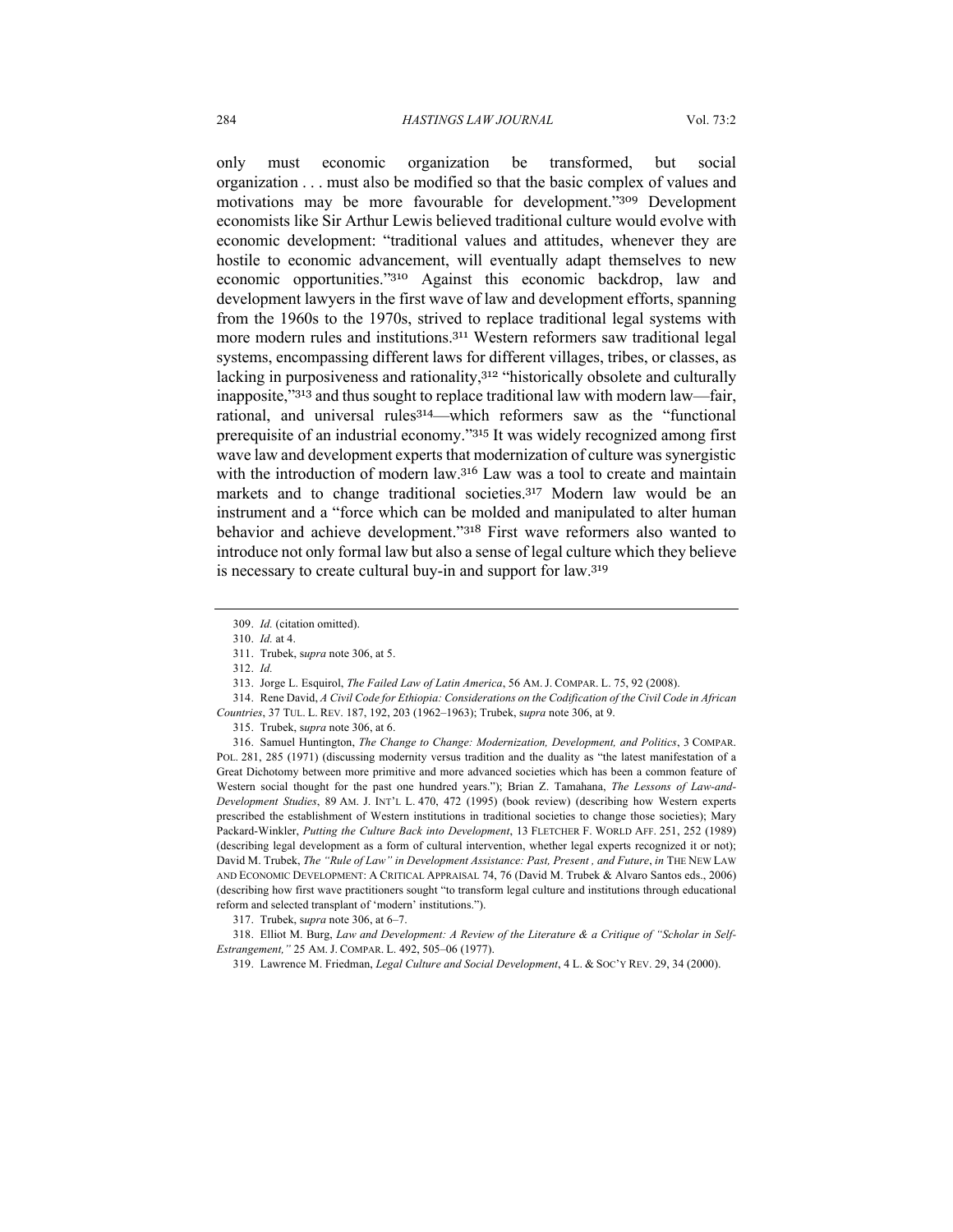only must economic organization be transformed, but social organization . . . must also be modified so that the basic complex of values and motivations may be more favourable for development."[309] Development economists like Sir Arthur Lewis believed traditional culture would evolve with economic development: "traditional values and attitudes, whenever they are hostile to economic advancement, will eventually adapt themselves to new economic opportunities."[310] Against this economic backdrop, law and development lawyers in the first wave of law and development efforts, spanning from the 1960s to the 1970s, strived to replace traditional legal systems with more modern rules and institutions.[311] Western reformers saw traditional legal systems, encompassing different laws for different villages, tribes, or classes, as lacking in purposiveness and rationality,[312] "historically obsolete and culturally inapposite,"[313] and thus sought to replace traditional law with modern law—fair, rational, and universal rules[314]—which reformers saw as the "functional prerequisite of an industrial economy."[315] It was widely recognized among first wave law and development experts that modernization of culture was synergistic with the introduction of modern law.[316] Law was a tool to create and maintain markets and to change traditional societies.[317] Modern law would be an instrument and a "force which can be molded and manipulated to alter human behavior and achieve development."[318] First wave reformers also wanted to introduce not only formal law but also a sense of legal culture which they believe is necessary to create cultural buy-in and support for law.[319]

---

309. *Id.* (citation omitted).

310. *Id.* at 4.

311. Trubek, s*upra* note 306, at 5.

312. *Id.*

313. Jorge L. Esquirol, *The Failed Law of Latin America*, 56 AM. J. COMPAR. L. 75, 92 (2008).

314. Rene David, *A Civil Code for Ethiopia: Considerations on the Codification of the Civil Code in African Countries*, 37 TUL. L. REV. 187, 192, 203 (1962–1963); Trubek, s*upra* note 306, at 9.

315. Trubek, s*upra* note 306, at 6.

316. Samuel Huntington, *The Change to Change: Modernization, Development, and Politics*, 3 COMPAR. POL. 281, 285 (1971) (discussing modernity versus tradition and the duality as "the latest manifestation of a Great Dichotomy between more primitive and more advanced societies which has been a common feature of Western social thought for the past one hundred years."); Brian Z. Tamahana, *The Lessons of Law-and-Development Studies*, 89 AM. J. INT'L L. 470, 472 (1995) (book review) (describing how Western experts prescribed the establishment of Western institutions in traditional societies to change those societies); Mary Packard-Winkler, *Putting the Culture Back into Development*, 13 FLETCHER F. WORLD AFF. 251, 252 (1989) (describing legal development as a form of cultural intervention, whether legal experts recognized it or not); David M. Trubek, *The "Rule of Law" in Development Assistance: Past, Present , and Future*, *in* THE NEW LAW AND ECONOMIC DEVELOPMENT: A CRITICAL APPRAISAL 74, 76 (David M. Trubek & Alvaro Santos eds., 2006) (describing how first wave practitioners sought "to transform legal culture and institutions through educational reform and selected transplant of 'modern' institutions.").

317. Trubek, s*upra* note 306, at 6–7.

318. Elliot M. Burg, *Law and Development: A Review of the Literature & a Critique of "Scholar in Self-Estrangement,"* 25 AM. J. COMPAR. L. 492, 505–06 (1977).

319. Lawrence M. Friedman, *Legal Culture and Social Development*, 4 L. & SOC'Y REV. 29, 34 (2000).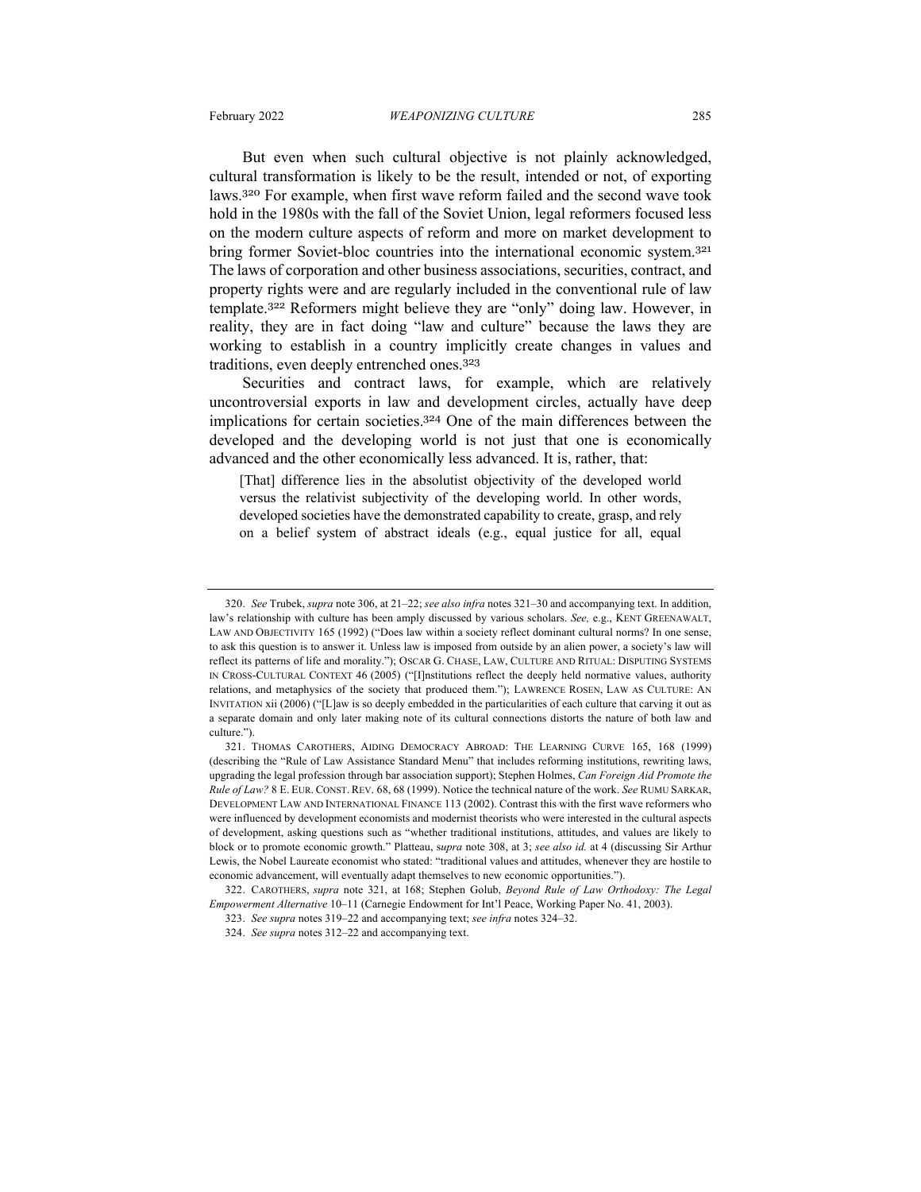But even when such cultural objective is not plainly acknowledged, cultural transformation is likely to be the result, intended or not, of exporting laws.[320] For example, when first wave reform failed and the second wave took hold in the 1980s with the fall of the Soviet Union, legal reformers focused less on the modern culture aspects of reform and more on market development to bring former Soviet-bloc countries into the international economic system.[321] The laws of corporation and other business associations, securities, contract, and property rights were and are regularly included in the conventional rule of law template.[322] Reformers might believe they are "only" doing law. However, in reality, they are in fact doing "law and culture" because the laws they are working to establish in a country implicitly create changes in values and traditions, even deeply entrenched ones.[323]

Securities and contract laws, for example, which are relatively uncontroversial exports in law and development circles, actually have deep implications for certain societies.[324] One of the main differences between the developed and the developing world is not just that one is economically advanced and the other economically less advanced. It is, rather, that:

> [That] difference lies in the absolutist objectivity of the developed world versus the relativist subjectivity of the developing world. In other words, developed societies have the demonstrated capability to create, grasp, and rely on a belief system of abstract ideals (e.g., equal justice for all, equal

---

320. *See* Trubek, *supra* note 306, at 21–22; *see also infra* notes 321–30 and accompanying text. In addition, law's relationship with culture has been amply discussed by various scholars. *See,* e.g., KENT GREENAWALT, LAW AND OBJECTIVITY 165 (1992) ("Does law within a society reflect dominant cultural norms? In one sense, to ask this question is to answer it. Unless law is imposed from outside by an alien power, a society's law will reflect its patterns of life and morality."); OSCAR G. CHASE, LAW, CULTURE AND RITUAL: DISPUTING SYSTEMS IN CROSS-CULTURAL CONTEXT 46 (2005) ("[I]nstitutions reflect the deeply held normative values, authority relations, and metaphysics of the society that produced them."); LAWRENCE ROSEN, LAW AS CULTURE: AN INVITATION xii (2006) ("[L]aw is so deeply embedded in the particularities of each culture that carving it out as a separate domain and only later making note of its cultural connections distorts the nature of both law and culture.").

321. THOMAS CAROTHERS, AIDING DEMOCRACY ABROAD: THE LEARNING CURVE 165, 168 (1999) (describing the "Rule of Law Assistance Standard Menu" that includes reforming institutions, rewriting laws, upgrading the legal profession through bar association support); Stephen Holmes, *Can Foreign Aid Promote the Rule of Law?* 8 E. EUR. CONST. REV. 68, 68 (1999). Notice the technical nature of the work. *See* RUMU SARKAR, DEVELOPMENT LAW AND INTERNATIONAL FINANCE 113 (2002). Contrast this with the first wave reformers who were influenced by development economists and modernist theorists who were interested in the cultural aspects of development, asking questions such as "whether traditional institutions, attitudes, and values are likely to block or to promote economic growth." Platteau, s*upra* note 308, at 3; *see also id.* at 4 (discussing Sir Arthur Lewis, the Nobel Laureate economist who stated: "traditional values and attitudes, whenever they are hostile to economic advancement, will eventually adapt themselves to new economic opportunities.").

322. CAROTHERS, *supra* note 321, at 168; Stephen Golub, *Beyond Rule of Law Orthodoxy: The Legal Empowerment Alternative* 10–11 (Carnegie Endowment for Int'l Peace, Working Paper No. 41, 2003).

323. *See supra* notes 319–22 and accompanying text; *see infra* notes 324–32.

324. *See supra* notes 312–22 and accompanying text.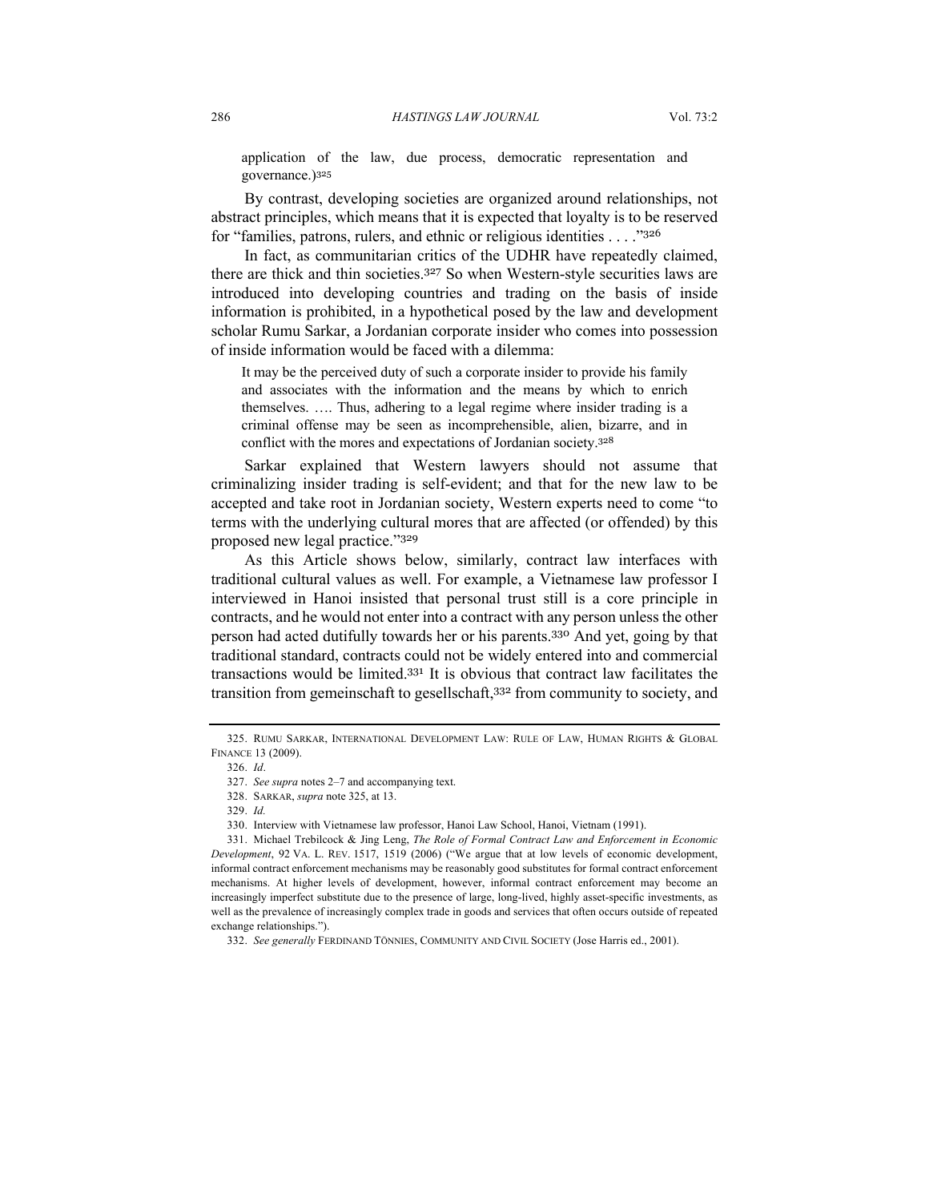application of the law, due process, democratic representation and governance.)[325]

By contrast, developing societies are organized around relationships, not abstract principles, which means that it is expected that loyalty is to be reserved for "families, patrons, rulers, and ethnic or religious identities . . . ."[326]

In fact, as communitarian critics of the UDHR have repeatedly claimed, there are thick and thin societies.[327] So when Western-style securities laws are introduced into developing countries and trading on the basis of inside information is prohibited, in a hypothetical posed by the law and development scholar Rumu Sarkar, a Jordanian corporate insider who comes into possession of inside information would be faced with a dilemma:

> It may be the perceived duty of such a corporate insider to provide his family and associates with the information and the means by which to enrich themselves. …. Thus, adhering to a legal regime where insider trading is a criminal offense may be seen as incomprehensible, alien, bizarre, and in conflict with the mores and expectations of Jordanian society.[328]

Sarkar explained that Western lawyers should not assume that criminalizing insider trading is self-evident; and that for the new law to be accepted and take root in Jordanian society, Western experts need to come "to terms with the underlying cultural mores that are affected (or offended) by this proposed new legal practice."[329]

As this Article shows below, similarly, contract law interfaces with traditional cultural values as well. For example, a Vietnamese law professor I interviewed in Hanoi insisted that personal trust still is a core principle in contracts, and he would not enter into a contract with any person unless the other person had acted dutifully towards her or his parents.[330] And yet, going by that traditional standard, contracts could not be widely entered into and commercial transactions would be limited.[331] It is obvious that contract law facilitates the transition from gemeinschaft to gesellschaft,[332] from community to society, and

---

325. RUMU SARKAR, INTERNATIONAL DEVELOPMENT LAW: RULE OF LAW, HUMAN RIGHTS & GLOBAL FINANCE 13 (2009).

326. *Id*.

327. *See supra* notes 2–7 and accompanying text.

328. SARKAR, *supra* note 325, at 13.

329. *Id.*

330. Interview with Vietnamese law professor, Hanoi Law School, Hanoi, Vietnam (1991).

331. Michael Trebilcock & Jing Leng, *The Role of Formal Contract Law and Enforcement in Economic Development*, 92 VA. L. REV. 1517, 1519 (2006) ("We argue that at low levels of economic development, informal contract enforcement mechanisms may be reasonably good substitutes for formal contract enforcement mechanisms. At higher levels of development, however, informal contract enforcement may become an increasingly imperfect substitute due to the presence of large, long-lived, highly asset-specific investments, as well as the prevalence of increasingly complex trade in goods and services that often occurs outside of repeated exchange relationships.").

332. *See generally* FERDINAND TÖNNIES, COMMUNITY AND CIVIL SOCIETY (Jose Harris ed., 2001).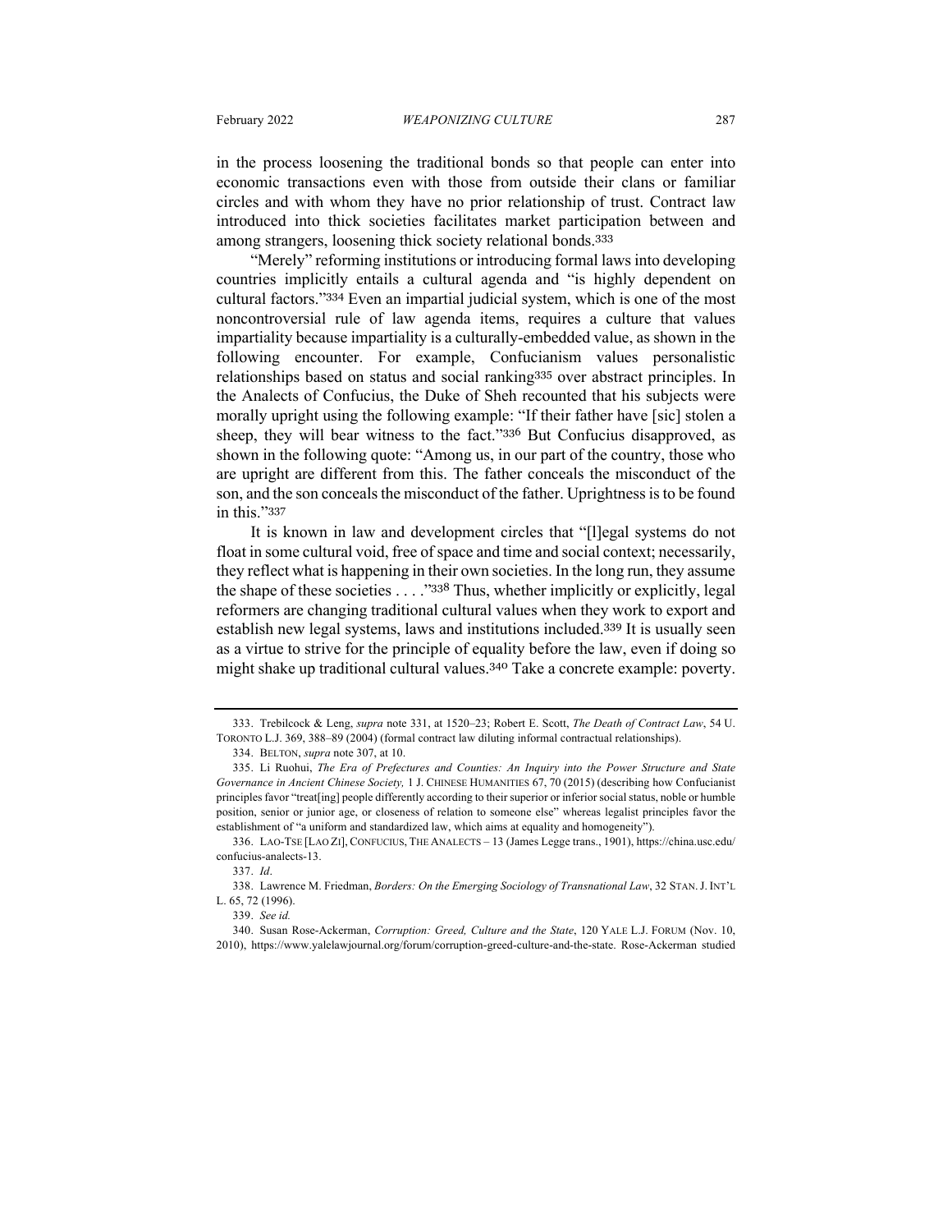in the process loosening the traditional bonds so that people can enter into economic transactions even with those from outside their clans or familiar circles and with whom they have no prior relationship of trust. Contract law introduced into thick societies facilitates market participation between and among strangers, loosening thick society relational bonds.[333]

"Merely" reforming institutions or introducing formal laws into developing countries implicitly entails a cultural agenda and "is highly dependent on cultural factors."[334] Even an impartial judicial system, which is one of the most noncontroversial rule of law agenda items, requires a culture that values impartiality because impartiality is a culturally-embedded value, as shown in the following encounter. For example, Confucianism values personalistic relationships based on status and social ranking[335] over abstract principles. In the Analects of Confucius, the Duke of Sheh recounted that his subjects were morally upright using the following example: "If their father have [sic] stolen a sheep, they will bear witness to the fact."[336] But Confucius disapproved, as shown in the following quote: "Among us, in our part of the country, those who are upright are different from this. The father conceals the misconduct of the son, and the son conceals the misconduct of the father. Uprightness is to be found in this."[337]

It is known in law and development circles that "[l]egal systems do not float in some cultural void, free of space and time and social context; necessarily, they reflect what is happening in their own societies. In the long run, they assume the shape of these societies . . . ."[338] Thus, whether implicitly or explicitly, legal reformers are changing traditional cultural values when they work to export and establish new legal systems, laws and institutions included.[339] It is usually seen as a virtue to strive for the principle of equality before the law, even if doing so might shake up traditional cultural values.[340] Take a concrete example: poverty.

---

333. Trebilcock & Leng, *supra* note 331, at 1520–23; Robert E. Scott, *The Death of Contract Law*, 54 U. TORONTO L.J. 369, 388–89 (2004) (formal contract law diluting informal contractual relationships).

334. BELTON, *supra* note 307, at 10.

335. Li Ruohui, *The Era of Prefectures and Counties: An Inquiry into the Power Structure and State Governance in Ancient Chinese Society,* 1 J. CHINESE HUMANITIES 67, 70 (2015) (describing how Confucianist principles favor "treat[ing] people differently according to their superior or inferior social status, noble or humble position, senior or junior age, or closeness of relation to someone else" whereas legalist principles favor the establishment of "a uniform and standardized law, which aims at equality and homogeneity").

336. LAO-TSE [LAO ZI], CONFUCIUS, THE ANALECTS – 13 (James Legge trans., 1901), https://china.usc.edu/confucius-analects-13.

337. *Id*.

338. Lawrence M. Friedman, *Borders: On the Emerging Sociology of Transnational Law*, 32 STAN. J. INT'L L. 65, 72 (1996).

339. *See id.*

340. Susan Rose-Ackerman, *Corruption: Greed, Culture and the State*, 120 YALE L.J. FORUM (Nov. 10, 2010), https://www.yalelawjournal.org/forum/corruption-greed-culture-and-the-state. Rose-Ackerman studied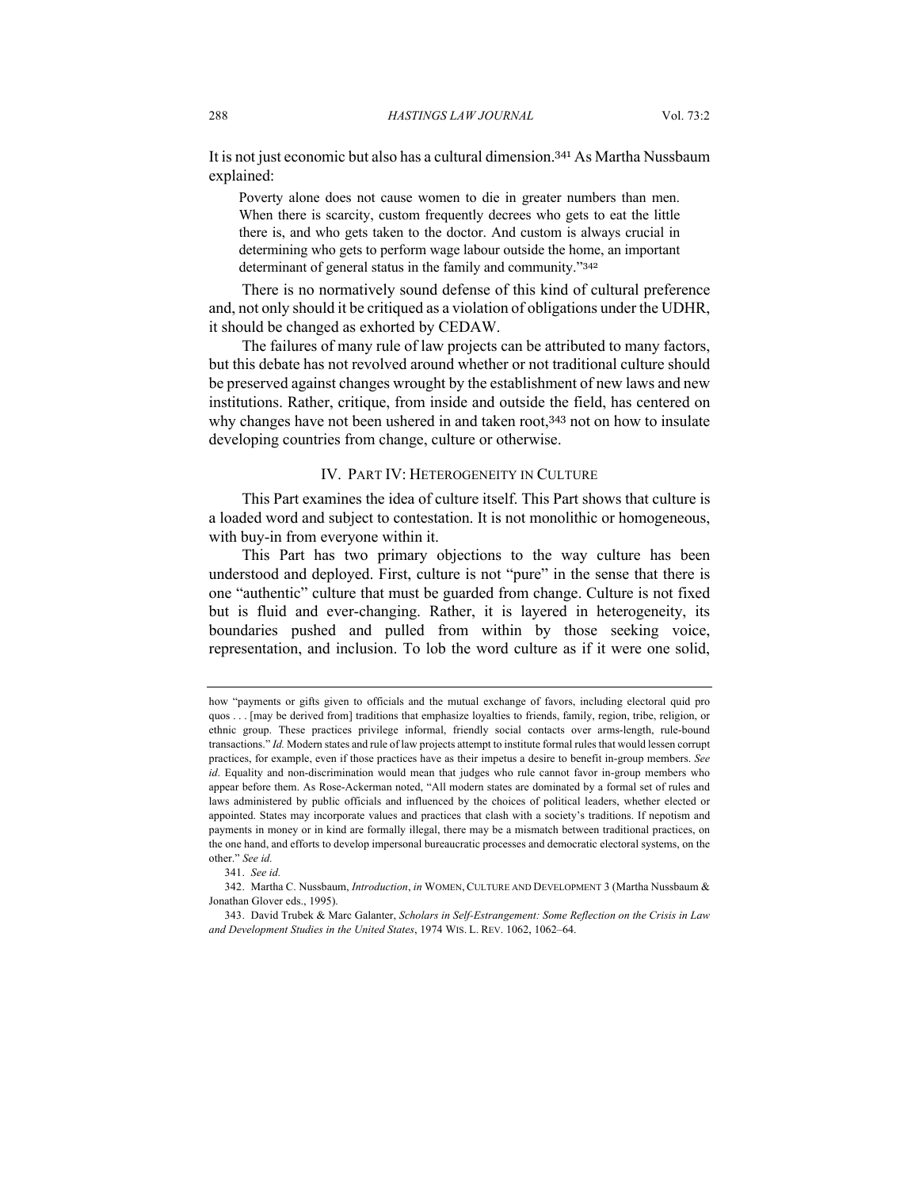It is not just economic but also has a cultural dimension.[341] As Martha Nussbaum explained:

> Poverty alone does not cause women to die in greater numbers than men. When there is scarcity, custom frequently decrees who gets to eat the little there is, and who gets taken to the doctor. And custom is always crucial in determining who gets to perform wage labour outside the home, an important determinant of general status in the family and community."[342]

There is no normatively sound defense of this kind of cultural preference and, not only should it be critiqued as a violation of obligations under the UDHR, it should be changed as exhorted by CEDAW.

The failures of many rule of law projects can be attributed to many factors, but this debate has not revolved around whether or not traditional culture should be preserved against changes wrought by the establishment of new laws and new institutions. Rather, critique, from inside and outside the field, has centered on why changes have not been ushered in and taken root,[343] not on how to insulate developing countries from change, culture or otherwise.

## IV. Part IV: Heterogeneity in Culture

This Part examines the idea of culture itself. This Part shows that culture is a loaded word and subject to contestation. It is not monolithic or homogeneous, with buy-in from everyone within it.

This Part has two primary objections to the way culture has been understood and deployed. First, culture is not "pure" in the sense that there is one "authentic" culture that must be guarded from change. Culture is not fixed but is fluid and ever-changing. Rather, it is layered in heterogeneity, its boundaries pushed and pulled from within by those seeking voice, representation, and inclusion. To lob the word culture as if it were one solid,

---

how "payments or gifts given to officials and the mutual exchange of favors, including electoral quid pro quos . . . [may be derived from] traditions that emphasize loyalties to friends, family, region, tribe, religion, or ethnic group. These practices privilege informal, friendly social contacts over arms-length, rule-bound transactions." *Id.* Modern states and rule of law projects attempt to institute formal rules that would lessen corrupt practices, for example, even if those practices have as their impetus a desire to benefit in-group members. *See id*. Equality and non-discrimination would mean that judges who rule cannot favor in-group members who appear before them. As Rose-Ackerman noted, "All modern states are dominated by a formal set of rules and laws administered by public officials and influenced by the choices of political leaders, whether elected or appointed. States may incorporate values and practices that clash with a society's traditions. If nepotism and payments in money or in kind are formally illegal, there may be a mismatch between traditional practices, on the one hand, and efforts to develop impersonal bureaucratic processes and democratic electoral systems, on the other." *See id.*

341. *See id.*

342. Martha C. Nussbaum, *Introduction*, *in* WOMEN, CULTURE AND DEVELOPMENT 3 (Martha Nussbaum & Jonathan Glover eds., 1995).

343. David Trubek & Marc Galanter, *Scholars in Self-Estrangement: Some Reflection on the Crisis in Law and Development Studies in the United States*, 1974 WIS. L. REV. 1062, 1062–64.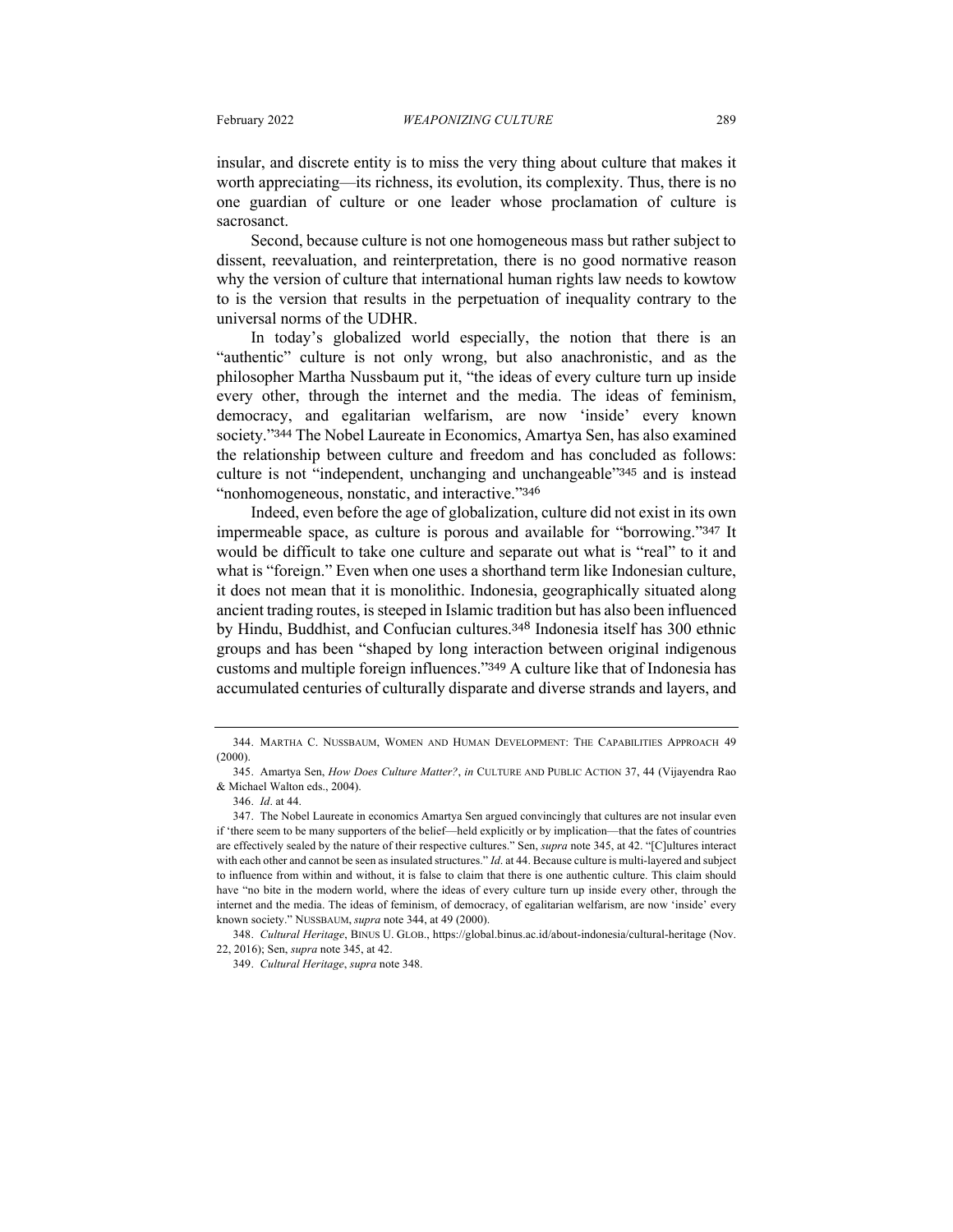insular, and discrete entity is to miss the very thing about culture that makes it worth appreciating—its richness, its evolution, its complexity. Thus, there is no one guardian of culture or one leader whose proclamation of culture is sacrosanct.

Second, because culture is not one homogeneous mass but rather subject to dissent, reevaluation, and reinterpretation, there is no good normative reason why the version of culture that international human rights law needs to kowtow to is the version that results in the perpetuation of inequality contrary to the universal norms of the UDHR.

In today's globalized world especially, the notion that there is an "authentic" culture is not only wrong, but also anachronistic, and as the philosopher Martha Nussbaum put it, "the ideas of every culture turn up inside every other, through the internet and the media. The ideas of feminism, democracy, and egalitarian welfarism, are now 'inside' every known society."[344] The Nobel Laureate in Economics, Amartya Sen, has also examined the relationship between culture and freedom and has concluded as follows: culture is not "independent, unchanging and unchangeable"[345] and is instead "nonhomogeneous, nonstatic, and interactive."[346]

Indeed, even before the age of globalization, culture did not exist in its own impermeable space, as culture is porous and available for "borrowing."[347] It would be difficult to take one culture and separate out what is "real" to it and what is "foreign." Even when one uses a shorthand term like Indonesian culture, it does not mean that it is monolithic. Indonesia, geographically situated along ancient trading routes, is steeped in Islamic tradition but has also been influenced by Hindu, Buddhist, and Confucian cultures.[348] Indonesia itself has 300 ethnic groups and has been "shaped by long interaction between original indigenous customs and multiple foreign influences."[349] A culture like that of Indonesia has accumulated centuries of culturally disparate and diverse strands and layers, and

---

344. MARTHA C. NUSSBAUM, WOMEN AND HUMAN DEVELOPMENT: THE CAPABILITIES APPROACH 49 (2000).

345. Amartya Sen, *How Does Culture Matter?*, *in* CULTURE AND PUBLIC ACTION 37, 44 (Vijayendra Rao & Michael Walton eds., 2004).

346. *Id*. at 44.

347. The Nobel Laureate in economics Amartya Sen argued convincingly that cultures are not insular even if 'there seem to be many supporters of the belief—held explicitly or by implication—that the fates of countries are effectively sealed by the nature of their respective cultures." Sen, *supra* note 345, at 42. "[C]ultures interact with each other and cannot be seen as insulated structures." *Id*. at 44. Because culture is multi-layered and subject to influence from within and without, it is false to claim that there is one authentic culture. This claim should have "no bite in the modern world, where the ideas of every culture turn up inside every other, through the internet and the media. The ideas of feminism, of democracy, of egalitarian welfarism, are now 'inside' every known society." NUSSBAUM, *supra* note 344, at 49 (2000).

348. *Cultural Heritage*, BINUS U. GLOB., https://global.binus.ac.id/about-indonesia/cultural-heritage (Nov. 22, 2016); Sen, *supra* note 345, at 42.

349. *Cultural Heritage*, *supra* note 348.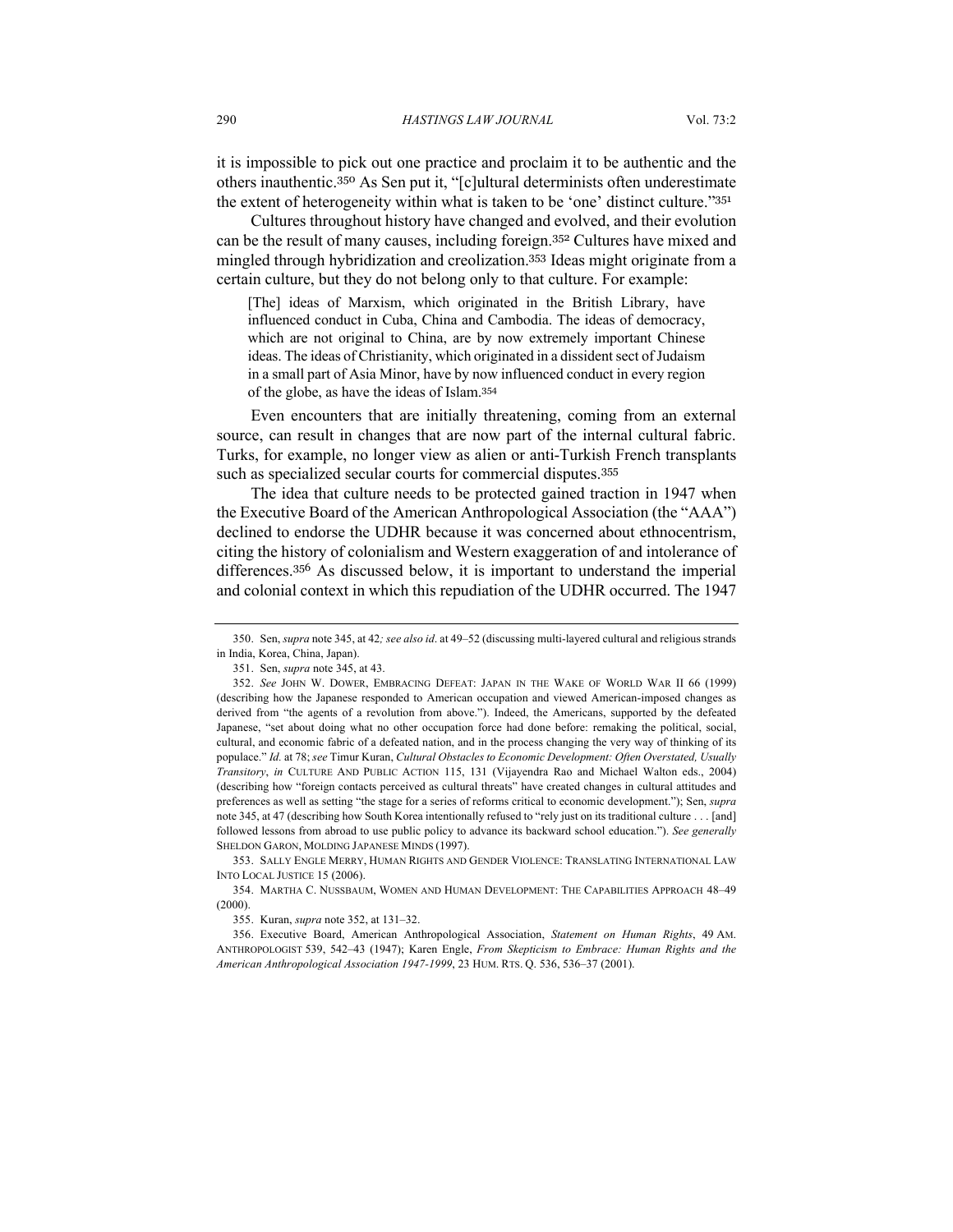it is impossible to pick out one practice and proclaim it to be authentic and the others inauthentic.[350] As Sen put it, "[c]ultural determinists often underestimate the extent of heterogeneity within what is taken to be 'one' distinct culture."[351]

Cultures throughout history have changed and evolved, and their evolution can be the result of many causes, including foreign.[352] Cultures have mixed and mingled through hybridization and creolization.[353] Ideas might originate from a certain culture, but they do not belong only to that culture. For example:

> [The] ideas of Marxism, which originated in the British Library, have influenced conduct in Cuba, China and Cambodia. The ideas of democracy, which are not original to China, are by now extremely important Chinese ideas. The ideas of Christianity, which originated in a dissident sect of Judaism in a small part of Asia Minor, have by now influenced conduct in every region of the globe, as have the ideas of Islam.[354]

Even encounters that are initially threatening, coming from an external source, can result in changes that are now part of the internal cultural fabric. Turks, for example, no longer view as alien or anti-Turkish French transplants such as specialized secular courts for commercial disputes.[355]

The idea that culture needs to be protected gained traction in 1947 when the Executive Board of the American Anthropological Association (the "AAA") declined to endorse the UDHR because it was concerned about ethnocentrism, citing the history of colonialism and Western exaggeration of and intolerance of differences.[356] As discussed below, it is important to understand the imperial and colonial context in which this repudiation of the UDHR occurred. The 1947

---

350. Sen, *supra* note 345, at 42*; see also id*. at 49–52 (discussing multi-layered cultural and religious strands in India, Korea, China, Japan).

351. Sen, *supra* note 345, at 43.

352. *See* JOHN W. DOWER, EMBRACING DEFEAT: JAPAN IN THE WAKE OF WORLD WAR II 66 (1999) (describing how the Japanese responded to American occupation and viewed American-imposed changes as derived from "the agents of a revolution from above."). Indeed, the Americans, supported by the defeated Japanese, "set about doing what no other occupation force had done before: remaking the political, social, cultural, and economic fabric of a defeated nation, and in the process changing the very way of thinking of its populace." *Id.* at 78; *see* Timur Kuran, *Cultural Obstacles to Economic Development: Often Overstated, Usually Transitory*, *in* CULTURE AND PUBLIC ACTION 115, 131 (Vijayendra Rao and Michael Walton eds., 2004) (describing how "foreign contacts perceived as cultural threats" have created changes in cultural attitudes and preferences as well as setting "the stage for a series of reforms critical to economic development."); Sen, *supra* note 345, at 47 (describing how South Korea intentionally refused to "rely just on its traditional culture . . . [and] followed lessons from abroad to use public policy to advance its backward school education."). *See generally* SHELDON GARON, MOLDING JAPANESE MINDS (1997).

353. SALLY ENGLE MERRY, HUMAN RIGHTS AND GENDER VIOLENCE: TRANSLATING INTERNATIONAL LAW INTO LOCAL JUSTICE 15 (2006).

354. MARTHA C. NUSSBAUM, WOMEN AND HUMAN DEVELOPMENT: THE CAPABILITIES APPROACH 48–49 (2000).

355. Kuran, *supra* note 352, at 131–32.

356. Executive Board, American Anthropological Association, *Statement on Human Rights*, 49 AM. ANTHROPOLOGIST 539, 542–43 (1947); Karen Engle, *From Skepticism to Embrace: Human Rights and the American Anthropological Association 1947-1999*, 23 HUM. RTS. Q. 536, 536–37 (2001).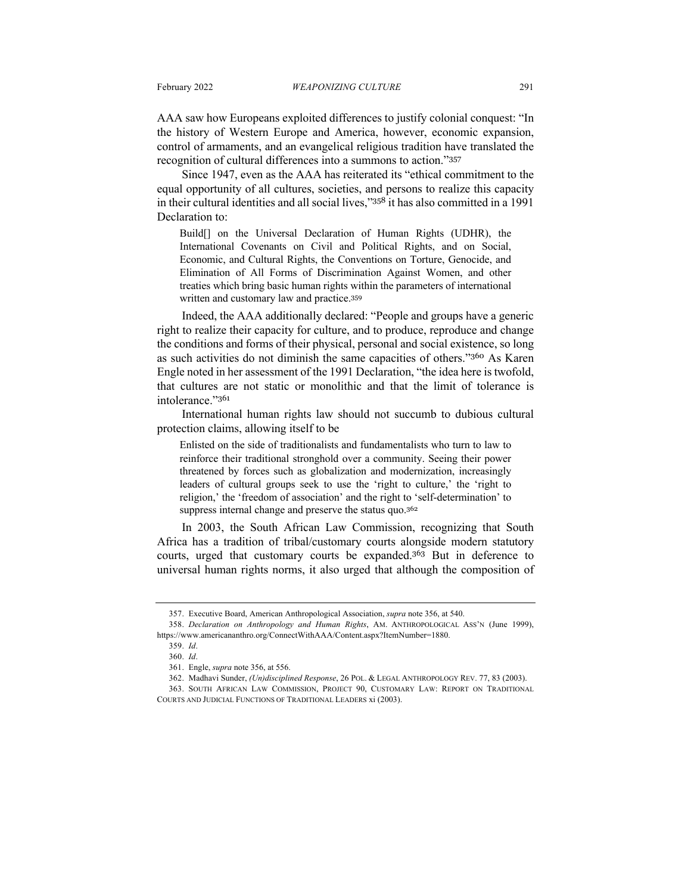AAA saw how Europeans exploited differences to justify colonial conquest: "In the history of Western Europe and America, however, economic expansion, control of armaments, and an evangelical religious tradition have translated the recognition of cultural differences into a summons to action."[357]

Since 1947, even as the AAA has reiterated its "ethical commitment to the equal opportunity of all cultures, societies, and persons to realize this capacity in their cultural identities and all social lives,"[358] it has also committed in a 1991 Declaration to:

> Build[] on the Universal Declaration of Human Rights (UDHR), the International Covenants on Civil and Political Rights, and on Social, Economic, and Cultural Rights, the Conventions on Torture, Genocide, and Elimination of All Forms of Discrimination Against Women, and other treaties which bring basic human rights within the parameters of international written and customary law and practice.[359]

Indeed, the AAA additionally declared: "People and groups have a generic right to realize their capacity for culture, and to produce, reproduce and change the conditions and forms of their physical, personal and social existence, so long as such activities do not diminish the same capacities of others."[360] As Karen Engle noted in her assessment of the 1991 Declaration, "the idea here is twofold, that cultures are not static or monolithic and that the limit of tolerance is intolerance."[361]

International human rights law should not succumb to dubious cultural protection claims, allowing itself to be

> Enlisted on the side of traditionalists and fundamentalists who turn to law to reinforce their traditional stronghold over a community. Seeing their power threatened by forces such as globalization and modernization, increasingly leaders of cultural groups seek to use the 'right to culture,' the 'right to religion,' the 'freedom of association' and the right to 'self-determination' to suppress internal change and preserve the status quo.[362]

In 2003, the South African Law Commission, recognizing that South Africa has a tradition of tribal/customary courts alongside modern statutory courts, urged that customary courts be expanded.[363] But in deference to universal human rights norms, it also urged that although the composition of

---

357. Executive Board, American Anthropological Association, *supra* note 356, at 540.

358. *Declaration on Anthropology and Human Rights*, AM. ANTHROPOLOGICAL ASS'N (June 1999), https://www.americananthro.org/ConnectWithAAA/Content.aspx?ItemNumber=1880.

359. *Id*.

360. *Id*.

361. Engle, *supra* note 356, at 556.

362. Madhavi Sunder, *(Un)disciplined Response*, 26 POL. & LEGAL ANTHROPOLOGY REV. 77, 83 (2003).

363. SOUTH AFRICAN LAW COMMISSION, PROJECT 90, CUSTOMARY LAW: REPORT ON TRADITIONAL COURTS AND JUDICIAL FUNCTIONS OF TRADITIONAL LEADERS xi (2003).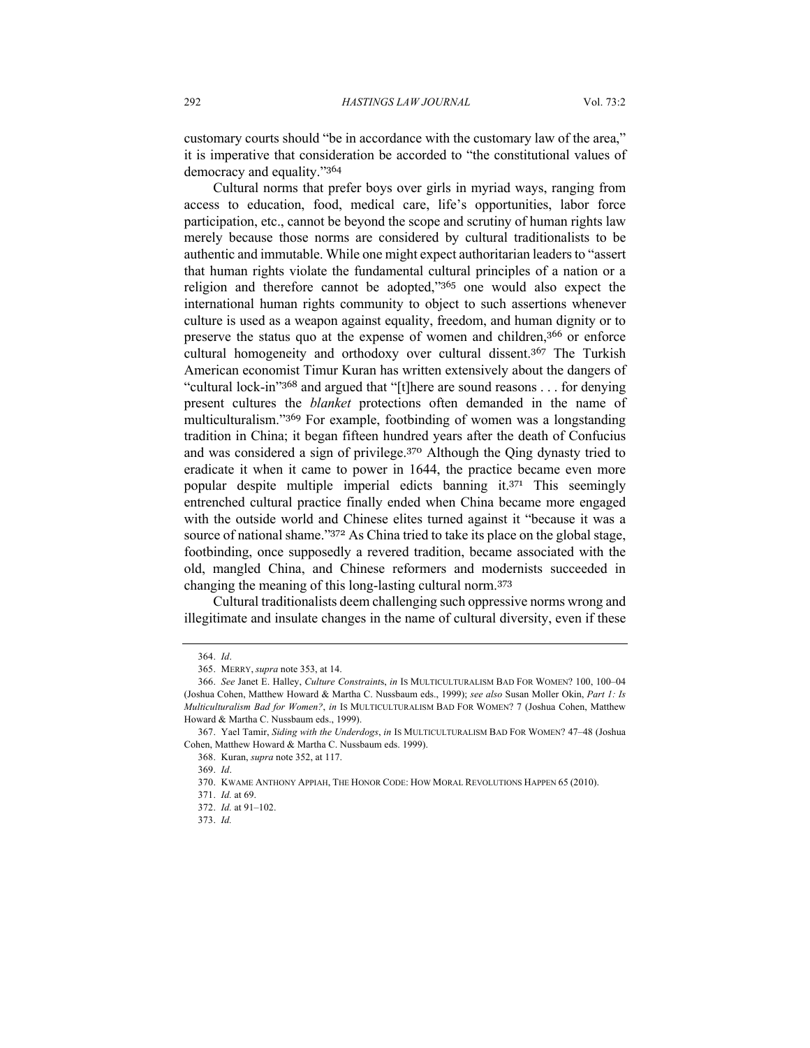customary courts should "be in accordance with the customary law of the area," it is imperative that consideration be accorded to "the constitutional values of democracy and equality."[364]

Cultural norms that prefer boys over girls in myriad ways, ranging from access to education, food, medical care, life's opportunities, labor force participation, etc., cannot be beyond the scope and scrutiny of human rights law merely because those norms are considered by cultural traditionalists to be authentic and immutable. While one might expect authoritarian leaders to "assert that human rights violate the fundamental cultural principles of a nation or a religion and therefore cannot be adopted,"[365] one would also expect the international human rights community to object to such assertions whenever culture is used as a weapon against equality, freedom, and human dignity or to preserve the status quo at the expense of women and children,[366] or enforce cultural homogeneity and orthodoxy over cultural dissent.[367] The Turkish American economist Timur Kuran has written extensively about the dangers of "cultural lock-in"[368] and argued that "[t]here are sound reasons . . . for denying present cultures the *blanket* protections often demanded in the name of multiculturalism."[369] For example, footbinding of women was a longstanding tradition in China; it began fifteen hundred years after the death of Confucius and was considered a sign of privilege.[370] Although the Qing dynasty tried to eradicate it when it came to power in 1644, the practice became even more popular despite multiple imperial edicts banning it.[371] This seemingly entrenched cultural practice finally ended when China became more engaged with the outside world and Chinese elites turned against it "because it was a source of national shame."[372] As China tried to take its place on the global stage, footbinding, once supposedly a revered tradition, became associated with the old, mangled China, and Chinese reformers and modernists succeeded in changing the meaning of this long-lasting cultural norm.[373]

Cultural traditionalists deem challenging such oppressive norms wrong and illegitimate and insulate changes in the name of cultural diversity, even if these

---

364. *Id*.

365. MERRY, *supra* note 353, at 14.

366. *See* Janet E. Halley, *Culture Constraints*, *in* IS MULTICULTURALISM BAD FOR WOMEN? 100, 100–04 (Joshua Cohen, Matthew Howard & Martha C. Nussbaum eds., 1999); *see also* Susan Moller Okin, *Part 1: Is Multiculturalism Bad for Women?*, *in* IS MULTICULTURALISM BAD FOR WOMEN? 7 (Joshua Cohen, Matthew Howard & Martha C. Nussbaum eds., 1999).

367. Yael Tamir, *Siding with the Underdogs*, *in* IS MULTICULTURALISM BAD FOR WOMEN? 47–48 (Joshua Cohen, Matthew Howard & Martha C. Nussbaum eds. 1999).

368. Kuran, *supra* note 352, at 117.

369. *Id*.

370. KWAME ANTHONY APPIAH, THE HONOR CODE: HOW MORAL REVOLUTIONS HAPPEN 65 (2010).

371. *Id.* at 69.

372. *Id.* at 91–102.

373. *Id.*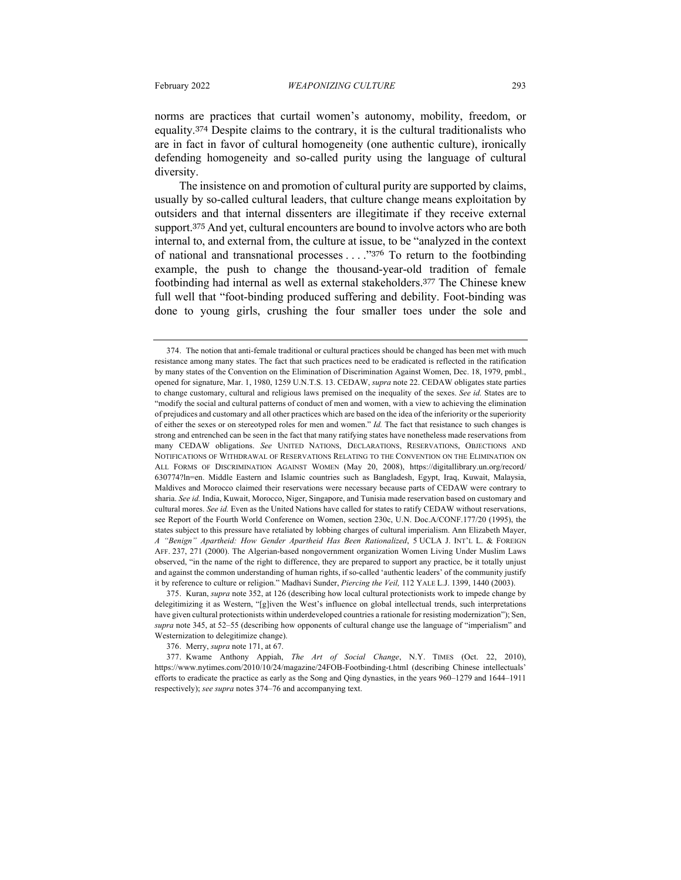norms are practices that curtail women's autonomy, mobility, freedom, or equality.[374] Despite claims to the contrary, it is the cultural traditionalists who are in fact in favor of cultural homogeneity (one authentic culture), ironically defending homogeneity and so-called purity using the language of cultural diversity.

The insistence on and promotion of cultural purity are supported by claims, usually by so-called cultural leaders, that culture change means exploitation by outsiders and that internal dissenters are illegitimate if they receive external support.[375] And yet, cultural encounters are bound to involve actors who are both internal to, and external from, the culture at issue, to be "analyzed in the context of national and transnational processes . . . ."[376] To return to the footbinding example, the push to change the thousand-year-old tradition of female footbinding had internal as well as external stakeholders.[377] The Chinese knew full well that "foot-binding produced suffering and debility. Foot-binding was done to young girls, crushing the four smaller toes under the sole and

---

374. The notion that anti-female traditional or cultural practices should be changed has been met with much resistance among many states. The fact that such practices need to be eradicated is reflected in the ratification by many states of the Convention on the Elimination of Discrimination Against Women, Dec. 18, 1979, pmbl., opened for signature, Mar. 1, 1980, 1259 U.N.T.S. 13. CEDAW, *supra* note 22. CEDAW obligates state parties to change customary, cultural and religious laws premised on the inequality of the sexes. *See id.* States are to "modify the social and cultural patterns of conduct of men and women, with a view to achieving the elimination of prejudices and customary and all other practices which are based on the idea of the inferiority or the superiority of either the sexes or on stereotyped roles for men and women." *Id.* The fact that resistance to such changes is strong and entrenched can be seen in the fact that many ratifying states have nonetheless made reservations from many CEDAW obligations. *See* UNITED NATIONS, DECLARATIONS, RESERVATIONS, OBJECTIONS AND NOTIFICATIONS OF WITHDRAWAL OF RESERVATIONS RELATING TO THE CONVENTION ON THE ELIMINATION ON ALL FORMS OF DISCRIMINATION AGAINST WOMEN (May 20, 2008), https://digitallibrary.un.org/record/630774?ln=en. Middle Eastern and Islamic countries such as Bangladesh, Egypt, Iraq, Kuwait, Malaysia, Maldives and Morocco claimed their reservations were necessary because parts of CEDAW were contrary to sharia. *See id.* India, Kuwait, Morocco, Niger, Singapore, and Tunisia made reservation based on customary and cultural mores. *See id.* Even as the United Nations have called for states to ratify CEDAW without reservations, see Report of the Fourth World Conference on Women, section 230c, U.N. Doc.A/CONF.177/20 (1995), the states subject to this pressure have retaliated by lobbing charges of cultural imperialism. Ann Elizabeth Mayer, *A "Benign" Apartheid: How Gender Apartheid Has Been Rationalized*, 5 UCLA J. INT'L L. & FOREIGN AFF. 237, 271 (2000). The Algerian-based nongovernment organization Women Living Under Muslim Laws observed, "in the name of the right to difference, they are prepared to support any practice, be it totally unjust and against the common understanding of human rights, if so-called 'authentic leaders' of the community justify it by reference to culture or religion." Madhavi Sunder, *Piercing the Veil,* 112 YALE L.J. 1399, 1440 (2003).

375. Kuran, *supra* note 352, at 126 (describing how local cultural protectionists work to impede change by delegitimizing it as Western, "[g]iven the West's influence on global intellectual trends, such interpretations have given cultural protectionists within underdeveloped countries a rationale for resisting modernization"); Sen, *supra* note 345, at 52–55 (describing how opponents of cultural change use the language of "imperialism" and Westernization to delegitimize change).

376. Merry, *supra* note 171, at 67.

377. Kwame Anthony Appiah, *The Art of Social Change*, N.Y. TIMES (Oct. 22, 2010), https://www.nytimes.com/2010/10/24/magazine/24FOB-Footbinding-t.html (describing Chinese intellectuals' efforts to eradicate the practice as early as the Song and Qing dynasties, in the years 960–1279 and 1644–1911 respectively); *see supra* notes 374–76 and accompanying text.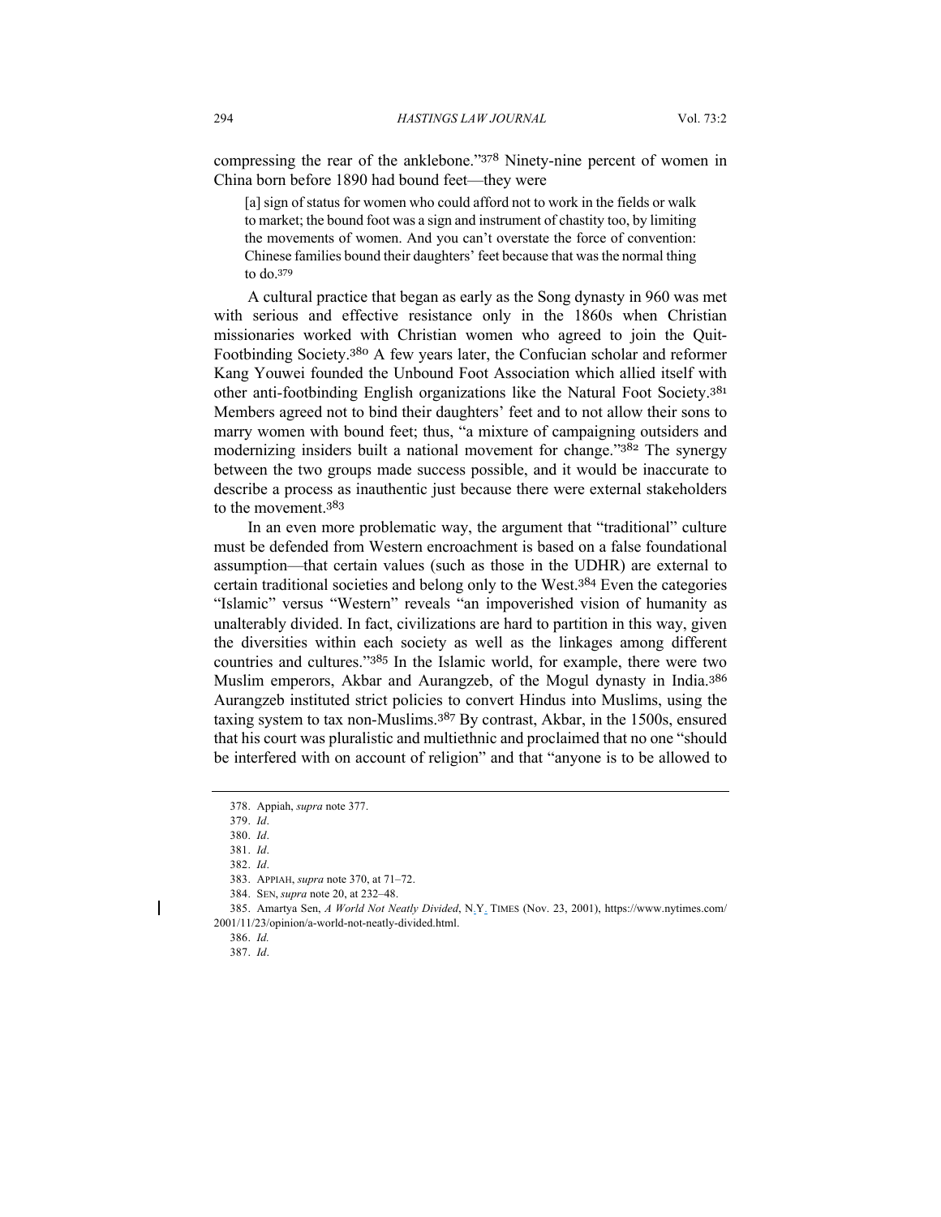compressing the rear of the anklebone."[378] Ninety-nine percent of women in China born before 1890 had bound feet—they were

> [a] sign of status for women who could afford not to work in the fields or walk to market; the bound foot was a sign and instrument of chastity too, by limiting the movements of women. And you can't overstate the force of convention: Chinese families bound their daughters' feet because that was the normal thing to do.[379]

A cultural practice that began as early as the Song dynasty in 960 was met with serious and effective resistance only in the 1860s when Christian missionaries worked with Christian women who agreed to join the Quit-Footbinding Society.[380] A few years later, the Confucian scholar and reformer Kang Youwei founded the Unbound Foot Association which allied itself with other anti-footbinding English organizations like the Natural Foot Society.[381] Members agreed not to bind their daughters' feet and to not allow their sons to marry women with bound feet; thus, "a mixture of campaigning outsiders and modernizing insiders built a national movement for change."[382] The synergy between the two groups made success possible, and it would be inaccurate to describe a process as inauthentic just because there were external stakeholders to the movement.[383]

In an even more problematic way, the argument that "traditional" culture must be defended from Western encroachment is based on a false foundational assumption—that certain values (such as those in the UDHR) are external to certain traditional societies and belong only to the West.[384] Even the categories "Islamic" versus "Western" reveals "an impoverished vision of humanity as unalterably divided. In fact, civilizations are hard to partition in this way, given the diversities within each society as well as the linkages among different countries and cultures."[385] In the Islamic world, for example, there were two Muslim emperors, Akbar and Aurangzeb, of the Mogul dynasty in India.[386] Aurangzeb instituted strict policies to convert Hindus into Muslims, using the taxing system to tax non-Muslims.[387] By contrast, Akbar, in the 1500s, ensured that his court was pluralistic and multiethnic and proclaimed that no one "should be interfered with on account of religion" and that "anyone is to be allowed to

---

378. Appiah, *supra* note 377.

379. *Id*.

380. *Id*.

381. *Id*.

382. *Id*.

383. APPIAH, *supra* note 370, at 71–72.

384. SEN, *supra* note 20, at 232–48.

385. Amartya Sen, *A World Not Neatly Divided*, N.Y. TIMES (Nov. 23, 2001), https://www.nytimes.com/2001/11/23/opinion/a-world-not-neatly-divided.html.

386. *Id.*

387. *Id*.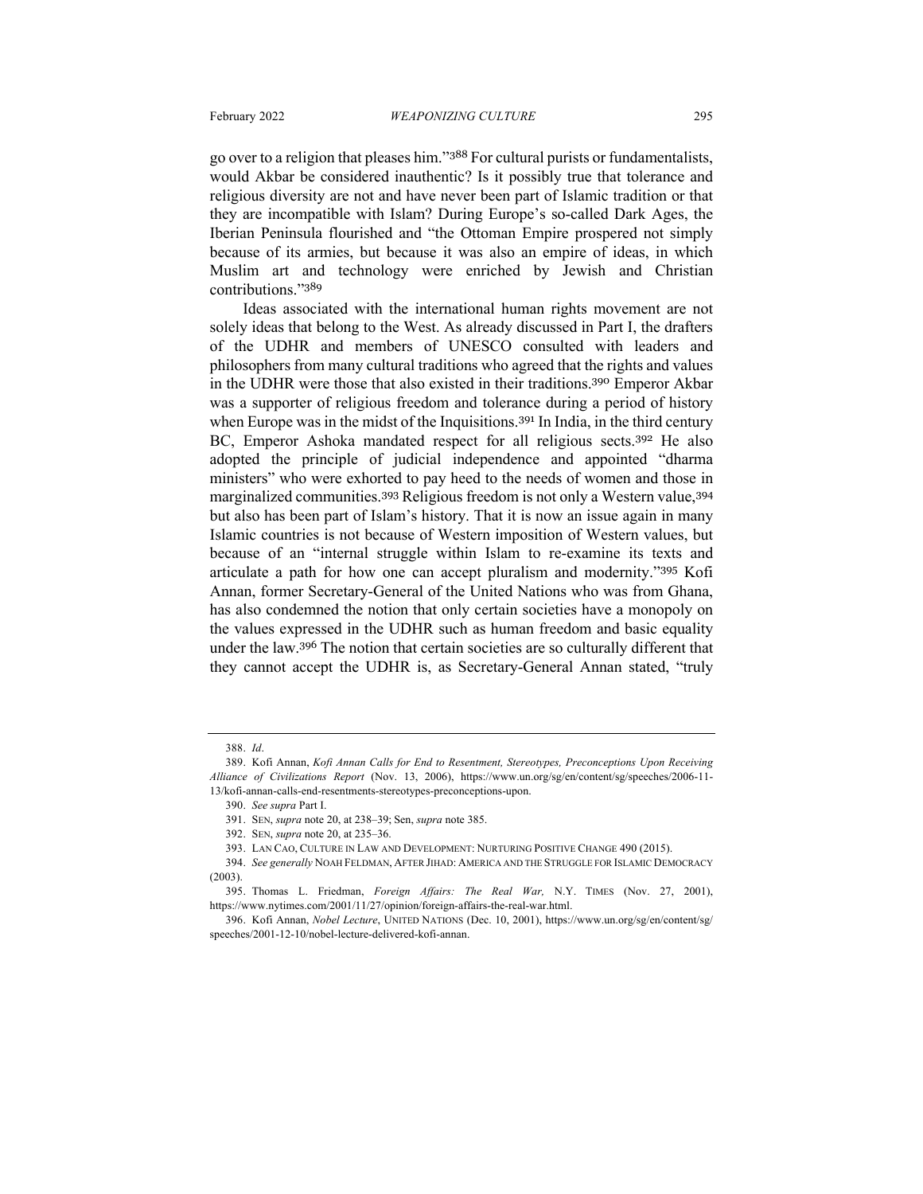go over to a religion that pleases him."[388] For cultural purists or fundamentalists, would Akbar be considered inauthentic? Is it possibly true that tolerance and religious diversity are not and have never been part of Islamic tradition or that they are incompatible with Islam? During Europe's so-called Dark Ages, the Iberian Peninsula flourished and "the Ottoman Empire prospered not simply because of its armies, but because it was also an empire of ideas, in which Muslim art and technology were enriched by Jewish and Christian contributions."[389]

Ideas associated with the international human rights movement are not solely ideas that belong to the West. As already discussed in Part I, the drafters of the UDHR and members of UNESCO consulted with leaders and philosophers from many cultural traditions who agreed that the rights and values in the UDHR were those that also existed in their traditions.[390] Emperor Akbar was a supporter of religious freedom and tolerance during a period of history when Europe was in the midst of the Inquisitions.[391] In India, in the third century BC, Emperor Ashoka mandated respect for all religious sects.[392] He also adopted the principle of judicial independence and appointed "dharma ministers" who were exhorted to pay heed to the needs of women and those in marginalized communities.[393] Religious freedom is not only a Western value,[394] but also has been part of Islam's history. That it is now an issue again in many Islamic countries is not because of Western imposition of Western values, but because of an "internal struggle within Islam to re-examine its texts and articulate a path for how one can accept pluralism and modernity."[395] Kofi Annan, former Secretary-General of the United Nations who was from Ghana, has also condemned the notion that only certain societies have a monopoly on the values expressed in the UDHR such as human freedom and basic equality under the law.[396] The notion that certain societies are so culturally different that they cannot accept the UDHR is, as Secretary-General Annan stated, "truly

---

388. *Id*.

389. Kofi Annan, *Kofi Annan Calls for End to Resentment, Stereotypes, Preconceptions Upon Receiving Alliance of Civilizations Report* (Nov. 13, 2006), https://www.un.org/sg/en/content/sg/speeches/2006-11-13/kofi-annan-calls-end-resentments-stereotypes-preconceptions-upon.

390. *See supra* Part I.

391. SEN, *supra* note 20, at 238–39; Sen, *supra* note 385.

392. SEN, *supra* note 20, at 235–36.

393. LAN CAO, CULTURE IN LAW AND DEVELOPMENT: NURTURING POSITIVE CHANGE 490 (2015).

394. *See generally* NOAH FELDMAN, AFTER JIHAD: AMERICA AND THE STRUGGLE FOR ISLAMIC DEMOCRACY (2003).

395. Thomas L. Friedman, *Foreign Affairs: The Real War,* N.Y. TIMES (Nov. 27, 2001), https://www.nytimes.com/2001/11/27/opinion/foreign-affairs-the-real-war.html.

396. Kofi Annan, *Nobel Lecture*, UNITED NATIONS (Dec. 10, 2001), https://www.un.org/sg/en/content/sg/speeches/2001-12-10/nobel-lecture-delivered-kofi-annan.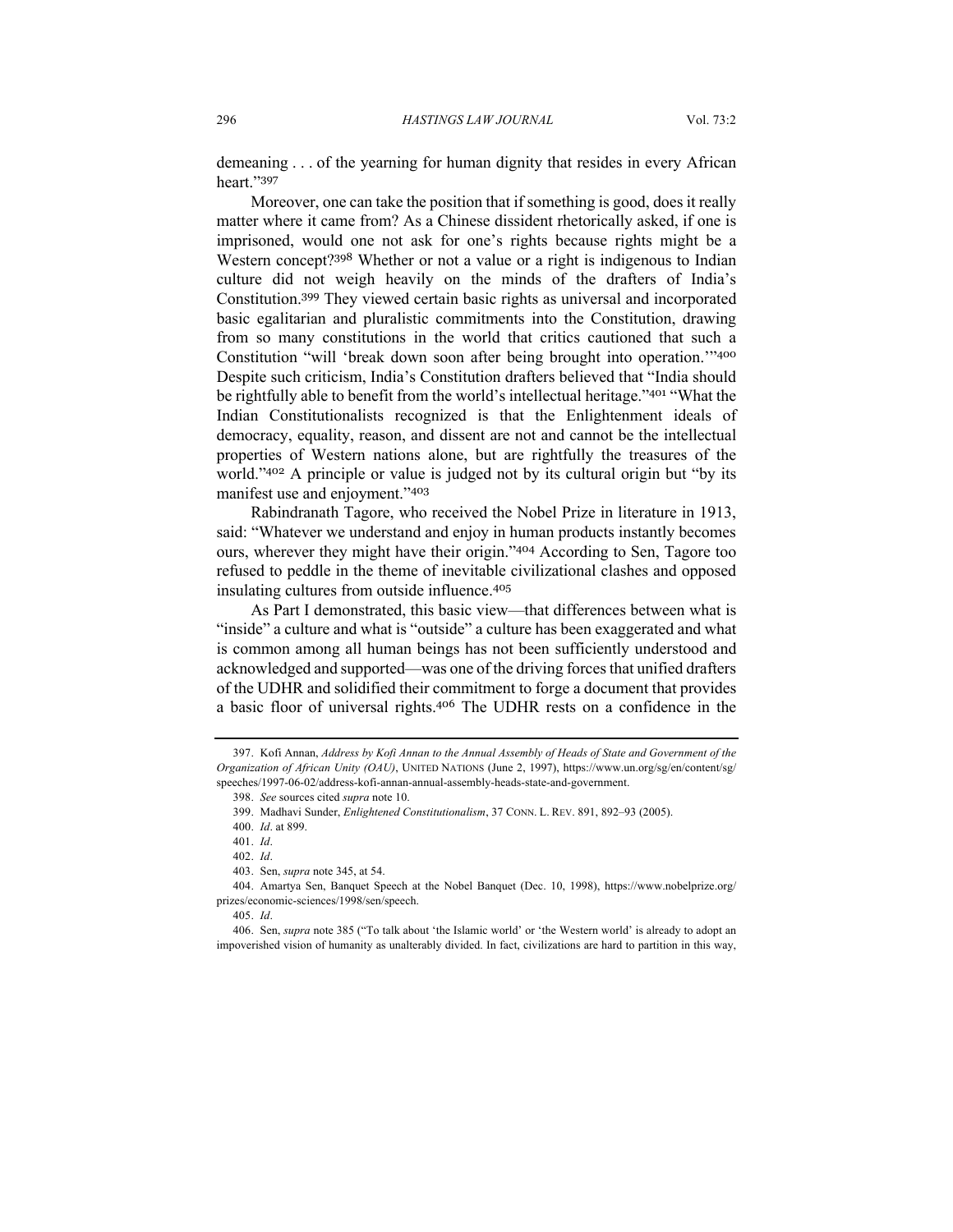demeaning . . . of the yearning for human dignity that resides in every African heart."[397]

Moreover, one can take the position that if something is good, does it really matter where it came from? As a Chinese dissident rhetorically asked, if one is imprisoned, would one not ask for one's rights because rights might be a Western concept?[398] Whether or not a value or a right is indigenous to Indian culture did not weigh heavily on the minds of the drafters of India's Constitution.[399] They viewed certain basic rights as universal and incorporated basic egalitarian and pluralistic commitments into the Constitution, drawing from so many constitutions in the world that critics cautioned that such a Constitution "will 'break down soon after being brought into operation.'"[400] Despite such criticism, India's Constitution drafters believed that "India should be rightfully able to benefit from the world's intellectual heritage."[401] "What the Indian Constitutionalists recognized is that the Enlightenment ideals of democracy, equality, reason, and dissent are not and cannot be the intellectual properties of Western nations alone, but are rightfully the treasures of the world."[402] A principle or value is judged not by its cultural origin but "by its manifest use and enjoyment."[403]

Rabindranath Tagore, who received the Nobel Prize in literature in 1913, said: "Whatever we understand and enjoy in human products instantly becomes ours, wherever they might have their origin."[404] According to Sen, Tagore too refused to peddle in the theme of inevitable civilizational clashes and opposed insulating cultures from outside influence.[405]

As Part I demonstrated, this basic view—that differences between what is "inside" a culture and what is "outside" a culture has been exaggerated and what is common among all human beings has not been sufficiently understood and acknowledged and supported—was one of the driving forces that unified drafters of the UDHR and solidified their commitment to forge a document that provides a basic floor of universal rights.[406] The UDHR rests on a confidence in the

---

397. Kofi Annan, *Address by Kofi Annan to the Annual Assembly of Heads of State and Government of the Organization of African Unity (OAU)*, UNITED NATIONS (June 2, 1997), https://www.un.org/sg/en/content/sg/speeches/1997-06-02/address-kofi-annan-annual-assembly-heads-state-and-government.

398. *See* sources cited *supra* note 10.

399. Madhavi Sunder, *Enlightened Constitutionalism*, 37 CONN. L. REV. 891, 892–93 (2005).

400. *Id*. at 899.

401. *Id*.

402. *Id*.

403. Sen, *supra* note 345, at 54.

404. Amartya Sen, Banquet Speech at the Nobel Banquet (Dec. 10, 1998), https://www.nobelprize.org/prizes/economic-sciences/1998/sen/speech.

405. *Id*.

406. Sen, *supra* note 385 ("To talk about 'the Islamic world' or 'the Western world' is already to adopt an impoverished vision of humanity as unalterably divided. In fact, civilizations are hard to partition in this way,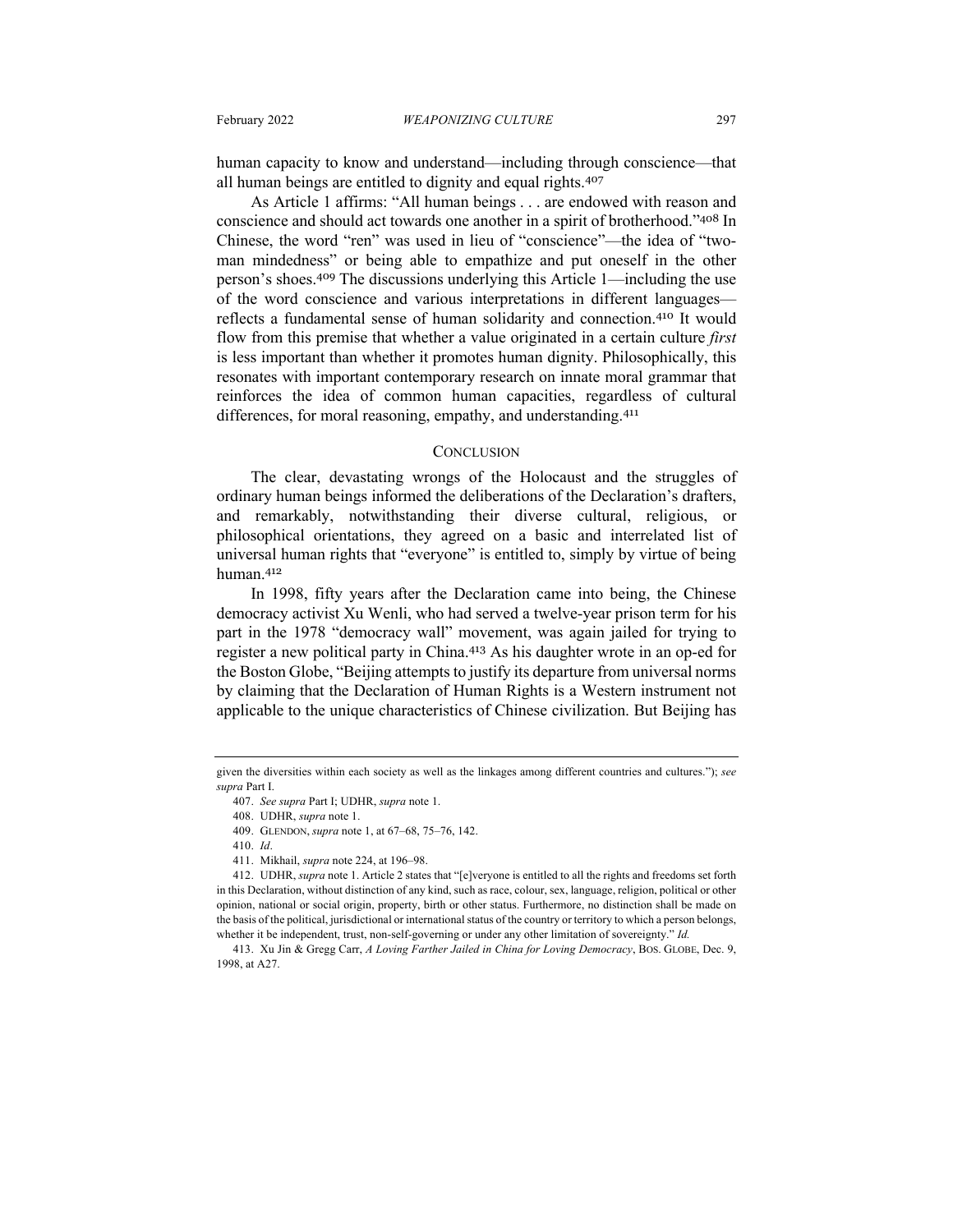human capacity to know and understand—including through conscience—that all human beings are entitled to dignity and equal rights.[407]

As Article 1 affirms: "All human beings . . . are endowed with reason and conscience and should act towards one another in a spirit of brotherhood."[408] In Chinese, the word "ren" was used in lieu of "conscience"—the idea of "two-man mindedness" or being able to empathize and put oneself in the other person's shoes.[409] The discussions underlying this Article 1—including the use of the word conscience and various interpretations in different languages—reflects a fundamental sense of human solidarity and connection.[410] It would flow from this premise that whether a value originated in a certain culture *first* is less important than whether it promotes human dignity. Philosophically, this resonates with important contemporary research on innate moral grammar that reinforces the idea of common human capacities, regardless of cultural differences, for moral reasoning, empathy, and understanding.[411]

## CONCLUSION

The clear, devastating wrongs of the Holocaust and the struggles of ordinary human beings informed the deliberations of the Declaration's drafters, and remarkably, notwithstanding their diverse cultural, religious, or philosophical orientations, they agreed on a basic and interrelated list of universal human rights that "everyone" is entitled to, simply by virtue of being human.[412]

In 1998, fifty years after the Declaration came into being, the Chinese democracy activist Xu Wenli, who had served a twelve-year prison term for his part in the 1978 "democracy wall" movement, was again jailed for trying to register a new political party in China.[413] As his daughter wrote in an op-ed for the Boston Globe, "Beijing attempts to justify its departure from universal norms by claiming that the Declaration of Human Rights is a Western instrument not applicable to the unique characteristics of Chinese civilization. But Beijing has

---

given the diversities within each society as well as the linkages among different countries and cultures."); *see supra* Part I.

407. *See supra* Part I; UDHR, *supra* note 1.

408. UDHR, *supra* note 1.

409. GLENDON, *supra* note 1, at 67–68, 75–76, 142.

410. *Id*.

411. Mikhail, *supra* note 224, at 196–98.

412. UDHR, *supra* note 1. Article 2 states that "[e]veryone is entitled to all the rights and freedoms set forth in this Declaration, without distinction of any kind, such as race, colour, sex, language, religion, political or other opinion, national or social origin, property, birth or other status. Furthermore, no distinction shall be made on the basis of the political, jurisdictional or international status of the country or territory to which a person belongs, whether it be independent, trust, non-self-governing or under any other limitation of sovereignty." *Id.*

413. Xu Jin & Gregg Carr, *A Loving Farther Jailed in China for Loving Democracy*, BOS. GLOBE, Dec. 9, 1998, at A27.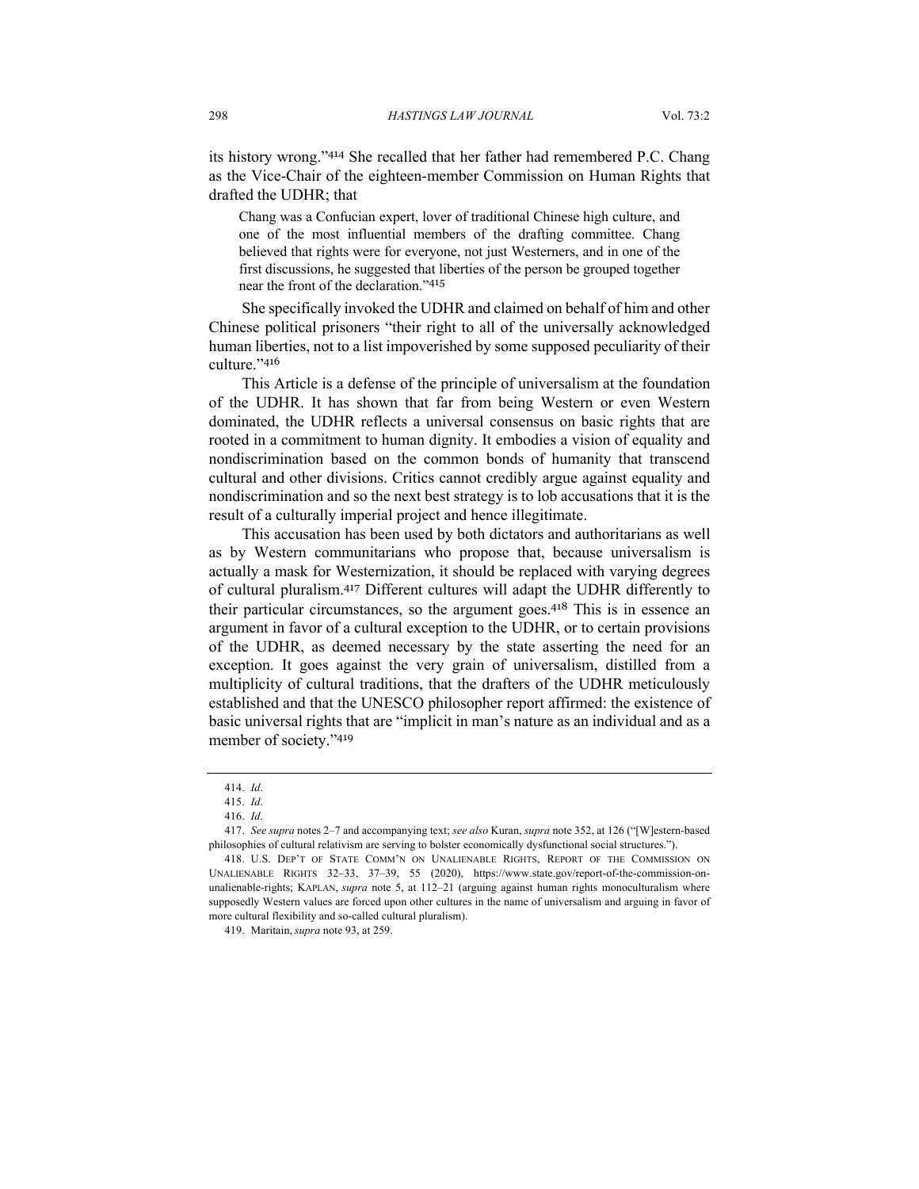its history wrong."[414] She recalled that her father had remembered P.C. Chang as the Vice-Chair of the eighteen-member Commission on Human Rights that drafted the UDHR; that

> Chang was a Confucian expert, lover of traditional Chinese high culture, and one of the most influential members of the drafting committee. Chang believed that rights were for everyone, not just Westerners, and in one of the first discussions, he suggested that liberties of the person be grouped together near the front of the declaration."[415]

She specifically invoked the UDHR and claimed on behalf of him and other Chinese political prisoners "their right to all of the universally acknowledged human liberties, not to a list impoverished by some supposed peculiarity of their culture."[416]

This Article is a defense of the principle of universalism at the foundation of the UDHR. It has shown that far from being Western or even Western dominated, the UDHR reflects a universal consensus on basic rights that are rooted in a commitment to human dignity. It embodies a vision of equality and nondiscrimination based on the common bonds of humanity that transcend cultural and other divisions. Critics cannot credibly argue against equality and nondiscrimination and so the next best strategy is to lob accusations that it is the result of a culturally imperial project and hence illegitimate.

This accusation has been used by both dictators and authoritarians as well as by Western communitarians who propose that, because universalism is actually a mask for Westernization, it should be replaced with varying degrees of cultural pluralism.[417] Different cultures will adapt the UDHR differently to their particular circumstances, so the argument goes.[418] This is in essence an argument in favor of a cultural exception to the UDHR, or to certain provisions of the UDHR, as deemed necessary by the state asserting the need for an exception. It goes against the very grain of universalism, distilled from a multiplicity of cultural traditions, that the drafters of the UDHR meticulously established and that the UNESCO philosopher report affirmed: the existence of basic universal rights that are "implicit in man's nature as an individual and as a member of society."[419]

---

414. *Id*.

415. *Id*.

416. *Id*.

417. *See supra* notes 2–7 and accompanying text; *see also* Kuran, *supra* note 352, at 126 ("[W]estern-based philosophies of cultural relativism are serving to bolster economically dysfunctional social structures.").

418. U.S. DEP'T OF STATE COMM'N ON UNALIENABLE RIGHTS, REPORT OF THE COMMISSION ON UNALIENABLE RIGHTS 32–33, 37–39, 55 (2020), https://www.state.gov/report-of-the-commission-on-unalienable-rights; KAPLAN, *supra* note 5, at 112–21 (arguing against human rights monoculturalism where supposedly Western values are forced upon other cultures in the name of universalism and arguing in favor of more cultural flexibility and so-called cultural pluralism).

419. Maritain, *supra* note 93, at 259.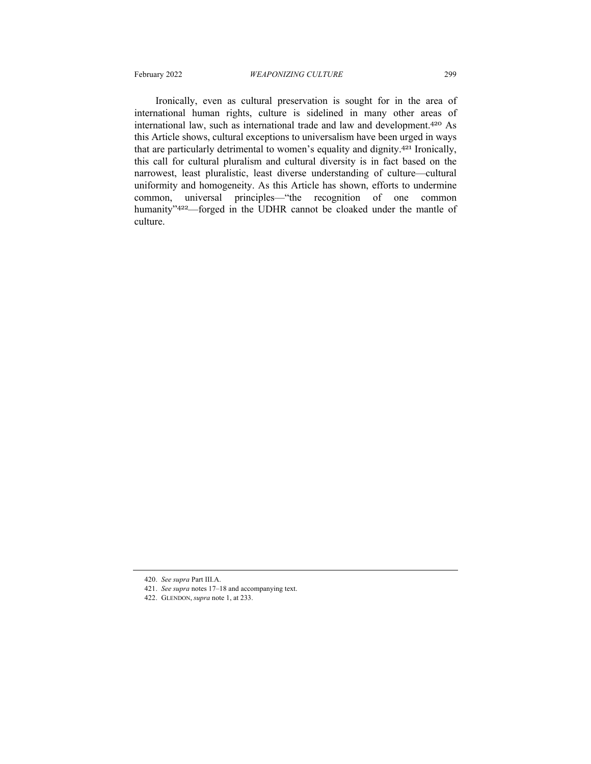Ironically, even as cultural preservation is sought for in the area of international human rights, culture is sidelined in many other areas of international law, such as international trade and law and development.[420] As this Article shows, cultural exceptions to universalism have been urged in ways that are particularly detrimental to women's equality and dignity.[421] Ironically, this call for cultural pluralism and cultural diversity is in fact based on the narrowest, least pluralistic, least diverse understanding of culture—cultural uniformity and homogeneity. As this Article has shown, efforts to undermine common, universal principles—"the recognition of one common humanity"[422]—forged in the UDHR cannot be cloaked under the mantle of culture.

---

420. *See supra* Part III.A.

421. *See supra* notes 17–18 and accompanying text.

422. GLENDON, *supra* note 1, at 233.